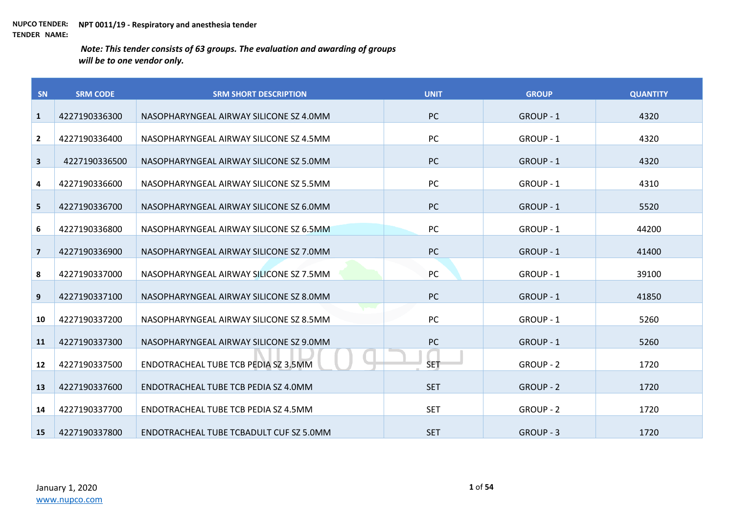**NUPCO TENDER:** **NPT 0011/19 - Respiratory and anesthesia tender**
**TENDER NAME:**

***Note: This tender consists of 63 groups. The evaluation and awarding of groups will be to one vendor only.***

| SN | SRM CODE | SRM SHORT DESCRIPTION | UNIT | GROUP | QUANTITY |
|---|---|---|---|---|---|
| 1 | 4227190336300 | NASOPHARYNGEAL AIRWAY SILICONE SZ 4.0MM | PC | GROUP - 1 | 4320 |
| 2 | 4227190336400 | NASOPHARYNGEAL AIRWAY SILICONE SZ 4.5MM | PC | GROUP - 1 | 4320 |
| 3 | 4227190336500 | NASOPHARYNGEAL AIRWAY SILICONE SZ 5.0MM | PC | GROUP - 1 | 4320 |
| 4 | 4227190336600 | NASOPHARYNGEAL AIRWAY SILICONE SZ 5.5MM | PC | GROUP - 1 | 4310 |
| 5 | 4227190336700 | NASOPHARYNGEAL AIRWAY SILICONE SZ 6.0MM | PC | GROUP - 1 | 5520 |
| 6 | 4227190336800 | NASOPHARYNGEAL AIRWAY SILICONE SZ 6.5MM | PC | GROUP - 1 | 44200 |
| 7 | 4227190336900 | NASOPHARYNGEAL AIRWAY SILICONE SZ 7.0MM | PC | GROUP - 1 | 41400 |
| 8 | 4227190337000 | NASOPHARYNGEAL AIRWAY SILICONE SZ 7.5MM | PC | GROUP - 1 | 39100 |
| 9 | 4227190337100 | NASOPHARYNGEAL AIRWAY SILICONE SZ 8.0MM | PC | GROUP - 1 | 41850 |
| 10 | 4227190337200 | NASOPHARYNGEAL AIRWAY SILICONE SZ 8.5MM | PC | GROUP - 1 | 5260 |
| 11 | 4227190337300 | NASOPHARYNGEAL AIRWAY SILICONE SZ 9.0MM | PC | GROUP - 1 | 5260 |
| 12 | 4227190337500 | ENDOTRACHEAL TUBE TCB PEDIA SZ 3.5MM | SET | GROUP - 2 | 1720 |
| 13 | 4227190337600 | ENDOTRACHEAL TUBE TCB PEDIA SZ 4.0MM | SET | GROUP - 2 | 1720 |
| 14 | 4227190337700 | ENDOTRACHEAL TUBE TCB PEDIA SZ 4.5MM | SET | GROUP - 2 | 1720 |
| 15 | 4227190337800 | ENDOTRACHEAL TUBE TCBADULT CUF SZ 5.0MM | SET | GROUP - 3 | 1720 |

January 1, 2020
www.nupco.com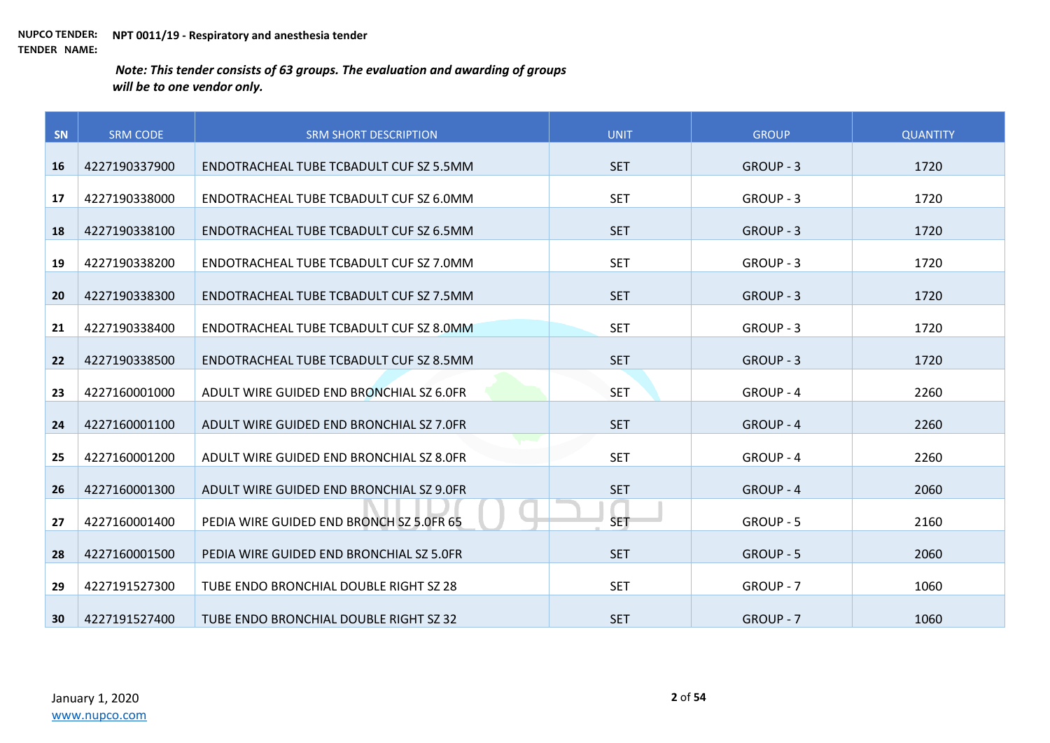**NUPCO TENDER:** **NPT 0011/19 - Respiratory and anesthesia tender**
**TENDER NAME:**

***Note: This tender consists of 63 groups. The evaluation and awarding of groups will be to one vendor only.***

| SN | SRM CODE | SRM SHORT DESCRIPTION | UNIT | GROUP | QUANTITY |
|---|---|---|---|---|---|
| 16 | 4227190337900 | ENDOTRACHEAL TUBE TCBADULT CUF SZ 5.5MM | SET | GROUP - 3 | 1720 |
| 17 | 4227190338000 | ENDOTRACHEAL TUBE TCBADULT CUF SZ 6.0MM | SET | GROUP - 3 | 1720 |
| 18 | 4227190338100 | ENDOTRACHEAL TUBE TCBADULT CUF SZ 6.5MM | SET | GROUP - 3 | 1720 |
| 19 | 4227190338200 | ENDOTRACHEAL TUBE TCBADULT CUF SZ 7.0MM | SET | GROUP - 3 | 1720 |
| 20 | 4227190338300 | ENDOTRACHEAL TUBE TCBADULT CUF SZ 7.5MM | SET | GROUP - 3 | 1720 |
| 21 | 4227190338400 | ENDOTRACHEAL TUBE TCBADULT CUF SZ 8.0MM | SET | GROUP - 3 | 1720 |
| 22 | 4227190338500 | ENDOTRACHEAL TUBE TCBADULT CUF SZ 8.5MM | SET | GROUP - 3 | 1720 |
| 23 | 4227160001000 | ADULT WIRE GUIDED END BRONCHIAL SZ 6.0FR | SET | GROUP - 4 | 2260 |
| 24 | 4227160001100 | ADULT WIRE GUIDED END BRONCHIAL SZ 7.0FR | SET | GROUP - 4 | 2260 |
| 25 | 4227160001200 | ADULT WIRE GUIDED END BRONCHIAL SZ 8.0FR | SET | GROUP - 4 | 2260 |
| 26 | 4227160001300 | ADULT WIRE GUIDED END BRONCHIAL SZ 9.0FR | SET | GROUP - 4 | 2060 |
| 27 | 4227160001400 | PEDIA WIRE GUIDED END BRONCH SZ 5.0FR 65 | SET | GROUP - 5 | 2160 |
| 28 | 4227160001500 | PEDIA WIRE GUIDED END BRONCHIAL SZ 5.0FR | SET | GROUP - 5 | 2060 |
| 29 | 4227191527300 | TUBE ENDO BRONCHIAL DOUBLE RIGHT SZ 28 | SET | GROUP - 7 | 1060 |
| 30 | 4227191527400 | TUBE ENDO BRONCHIAL DOUBLE RIGHT SZ 32 | SET | GROUP - 7 | 1060 |

January 1, 2020
www.nupco.com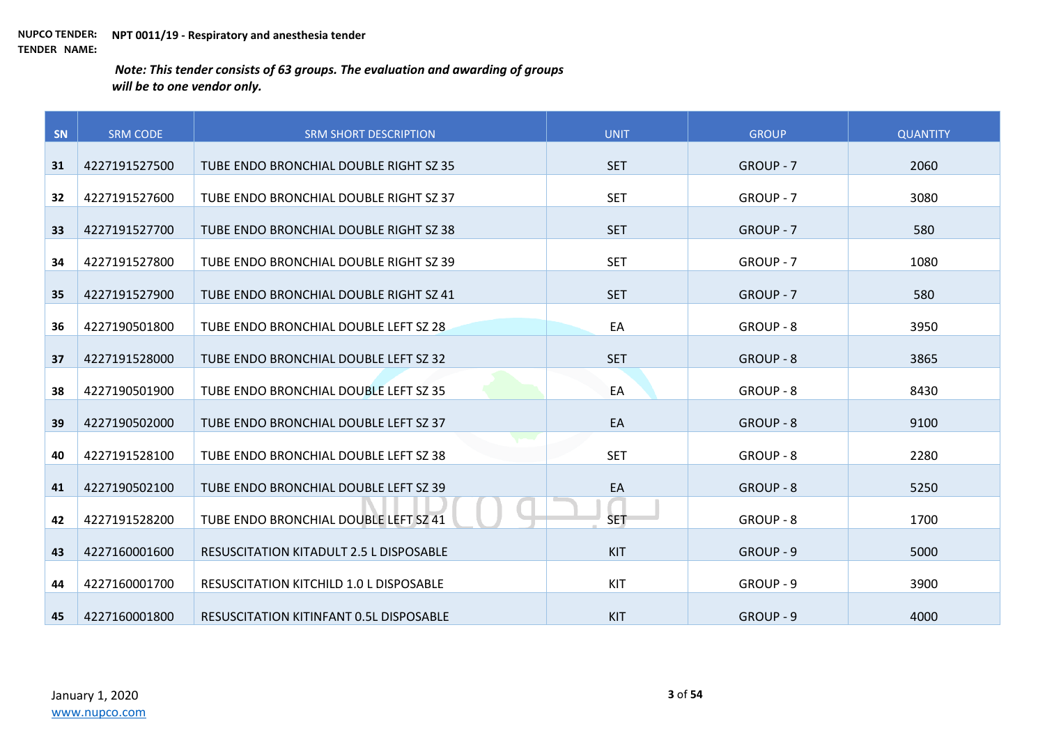**NUPCO TENDER: TENDER NAME:** **NPT 0011/19 - Respiratory and anesthesia tender**

***Note: This tender consists of 63 groups. The evaluation and awarding of groups will be to one vendor only.***

| SN | SRM CODE | SRM SHORT DESCRIPTION | UNIT | GROUP | QUANTITY |
|---|---|---|---|---|---|
| 31 | 4227191527500 | TUBE ENDO BRONCHIAL DOUBLE RIGHT SZ 35 | SET | GROUP - 7 | 2060 |
| 32 | 4227191527600 | TUBE ENDO BRONCHIAL DOUBLE RIGHT SZ 37 | SET | GROUP - 7 | 3080 |
| 33 | 4227191527700 | TUBE ENDO BRONCHIAL DOUBLE RIGHT SZ 38 | SET | GROUP - 7 | 580 |
| 34 | 4227191527800 | TUBE ENDO BRONCHIAL DOUBLE RIGHT SZ 39 | SET | GROUP - 7 | 1080 |
| 35 | 4227191527900 | TUBE ENDO BRONCHIAL DOUBLE RIGHT SZ 41 | SET | GROUP - 7 | 580 |
| 36 | 4227190501800 | TUBE ENDO BRONCHIAL DOUBLE LEFT SZ 28 | EA | GROUP - 8 | 3950 |
| 37 | 4227191528000 | TUBE ENDO BRONCHIAL DOUBLE LEFT SZ 32 | SET | GROUP - 8 | 3865 |
| 38 | 4227190501900 | TUBE ENDO BRONCHIAL DOUBLE LEFT SZ 35 | EA | GROUP - 8 | 8430 |
| 39 | 4227190502000 | TUBE ENDO BRONCHIAL DOUBLE LEFT SZ 37 | EA | GROUP - 8 | 9100 |
| 40 | 4227191528100 | TUBE ENDO BRONCHIAL DOUBLE LEFT SZ 38 | SET | GROUP - 8 | 2280 |
| 41 | 4227190502100 | TUBE ENDO BRONCHIAL DOUBLE LEFT SZ 39 | EA | GROUP - 8 | 5250 |
| 42 | 4227191528200 | TUBE ENDO BRONCHIAL DOUBLE LEFT SZ 41 | SET | GROUP - 8 | 1700 |
| 43 | 4227160001600 | RESUSCITATION KITADULT 2.5 L DISPOSABLE | KIT | GROUP - 9 | 5000 |
| 44 | 4227160001700 | RESUSCITATION KITCHILD 1.0 L DISPOSABLE | KIT | GROUP - 9 | 3900 |
| 45 | 4227160001800 | RESUSCITATION KITINFANT 0.5L DISPOSABLE | KIT | GROUP - 9 | 4000 |

January 1, 2020
www.nupco.com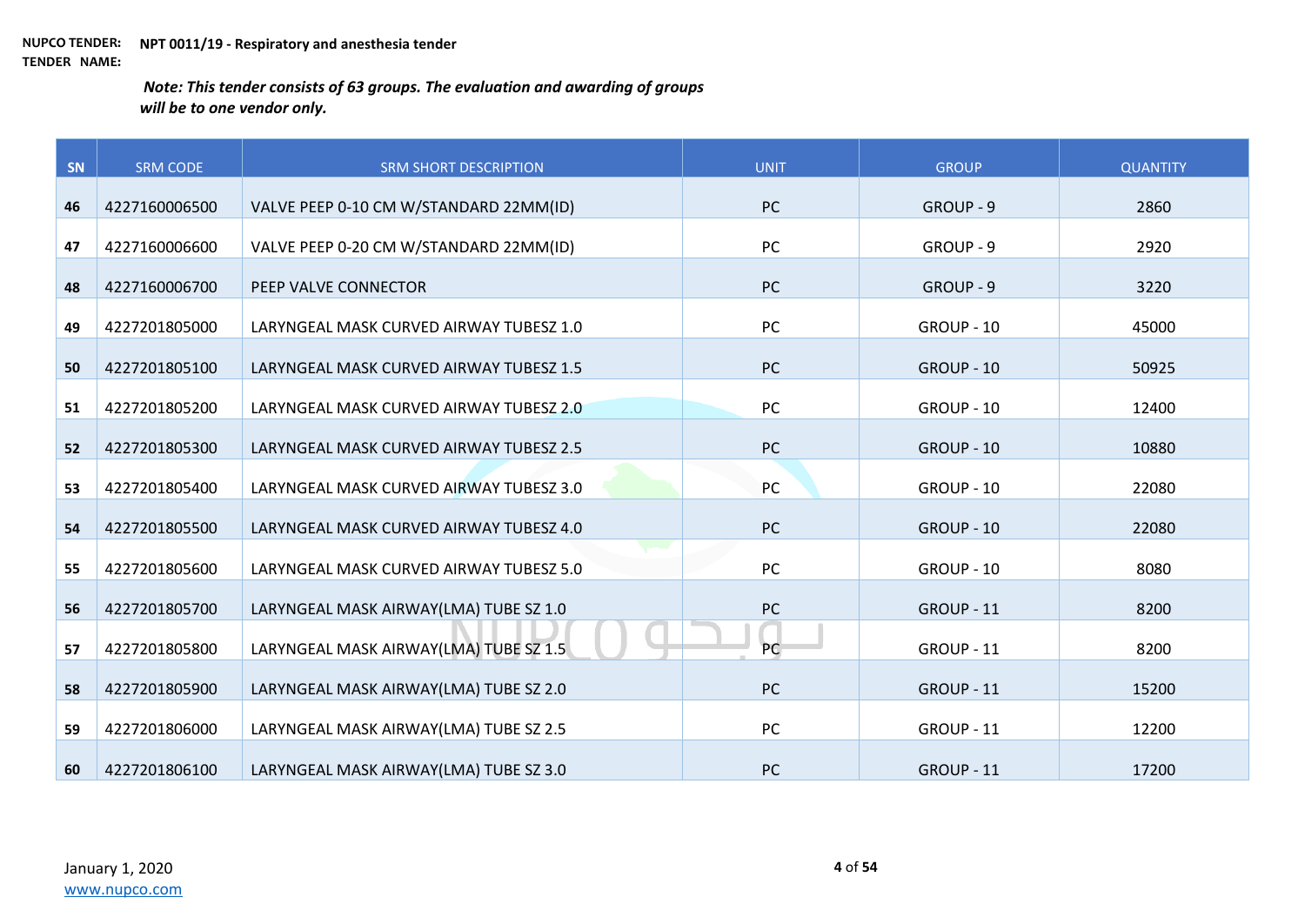**NUPCO TENDER:** **NPT 0011/19 - Respiratory and anesthesia tender**
**TENDER NAME:**

***Note: This tender consists of 63 groups. The evaluation and awarding of groups will be to one vendor only.***

| SN | SRM CODE | SRM SHORT DESCRIPTION | UNIT | GROUP | QUANTITY |
|---|---|---|---|---|---|
| 46 | 4227160006500 | VALVE PEEP 0-10 CM W/STANDARD 22MM(ID) | PC | GROUP - 9 | 2860 |
| 47 | 4227160006600 | VALVE PEEP 0-20 CM W/STANDARD 22MM(ID) | PC | GROUP - 9 | 2920 |
| 48 | 4227160006700 | PEEP VALVE CONNECTOR | PC | GROUP - 9 | 3220 |
| 49 | 4227201805000 | LARYNGEAL MASK CURVED AIRWAY TUBESZ 1.0 | PC | GROUP - 10 | 45000 |
| 50 | 4227201805100 | LARYNGEAL MASK CURVED AIRWAY TUBESZ 1.5 | PC | GROUP - 10 | 50925 |
| 51 | 4227201805200 | LARYNGEAL MASK CURVED AIRWAY TUBESZ 2.0 | PC | GROUP - 10 | 12400 |
| 52 | 4227201805300 | LARYNGEAL MASK CURVED AIRWAY TUBESZ 2.5 | PC | GROUP - 10 | 10880 |
| 53 | 4227201805400 | LARYNGEAL MASK CURVED AIRWAY TUBESZ 3.0 | PC | GROUP - 10 | 22080 |
| 54 | 4227201805500 | LARYNGEAL MASK CURVED AIRWAY TUBESZ 4.0 | PC | GROUP - 10 | 22080 |
| 55 | 4227201805600 | LARYNGEAL MASK CURVED AIRWAY TUBESZ 5.0 | PC | GROUP - 10 | 8080 |
| 56 | 4227201805700 | LARYNGEAL MASK AIRWAY(LMA) TUBE SZ 1.0 | PC | GROUP - 11 | 8200 |
| 57 | 4227201805800 | LARYNGEAL MASK AIRWAY(LMA) TUBE SZ 1.5 | PC | GROUP - 11 | 8200 |
| 58 | 4227201805900 | LARYNGEAL MASK AIRWAY(LMA) TUBE SZ 2.0 | PC | GROUP - 11 | 15200 |
| 59 | 4227201806000 | LARYNGEAL MASK AIRWAY(LMA) TUBE SZ 2.5 | PC | GROUP - 11 | 12200 |
| 60 | 4227201806100 | LARYNGEAL MASK AIRWAY(LMA) TUBE SZ 3.0 | PC | GROUP - 11 | 17200 |

January 1, 2020
www.nupco.com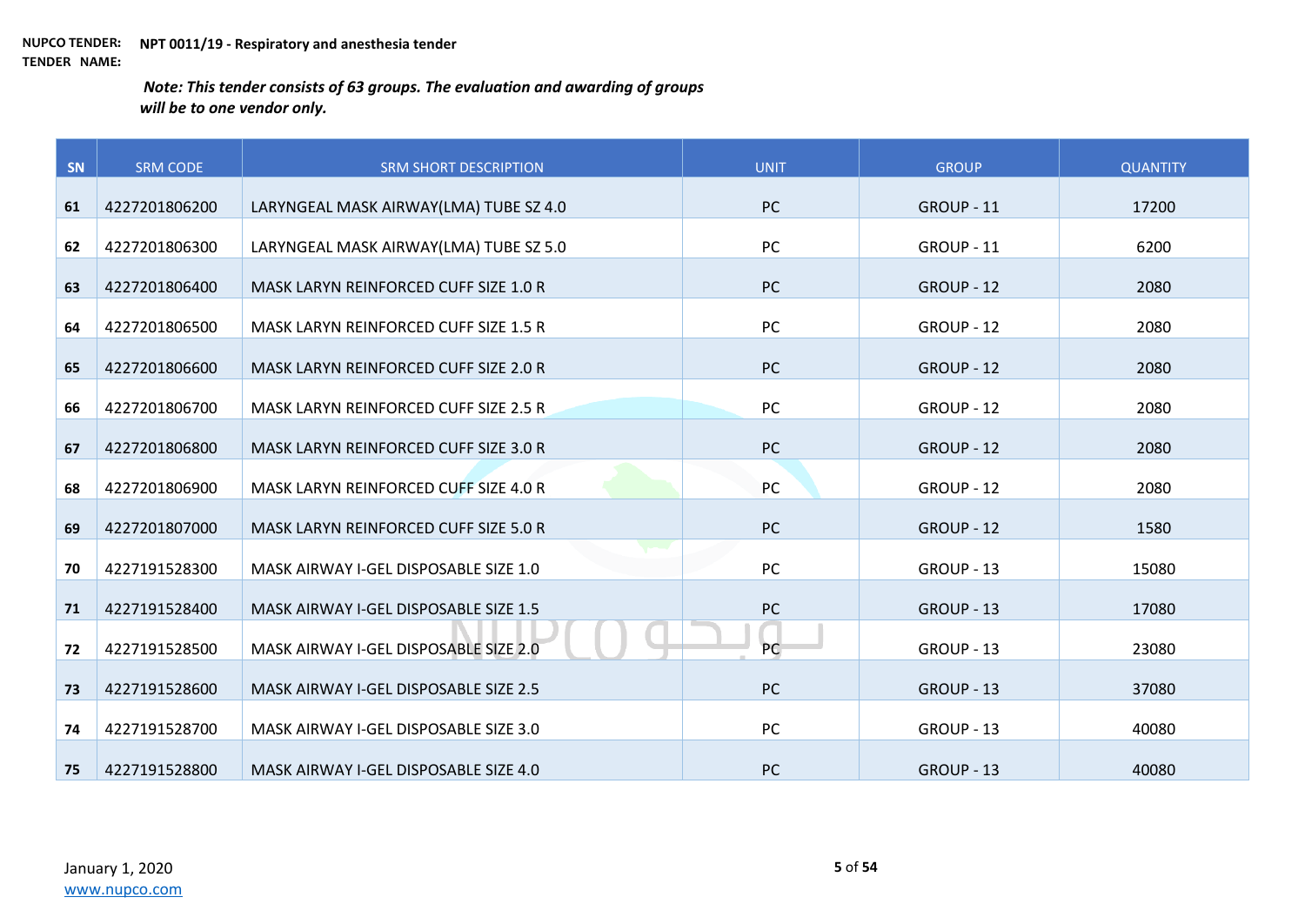**NUPCO TENDER: TENDER NAME:** **NPT 0011/19 - Respiratory and anesthesia tender**

***Note: This tender consists of 63 groups. The evaluation and awarding of groups will be to one vendor only.***

| SN | SRM CODE | SRM SHORT DESCRIPTION | UNIT | GROUP | QUANTITY |
|---|---|---|---|---|---|
| 61 | 4227201806200 | LARYNGEAL MASK AIRWAY(LMA) TUBE SZ 4.0 | PC | GROUP - 11 | 17200 |
| 62 | 4227201806300 | LARYNGEAL MASK AIRWAY(LMA) TUBE SZ 5.0 | PC | GROUP - 11 | 6200 |
| 63 | 4227201806400 | MASK LARYN REINFORCED CUFF SIZE 1.0 R | PC | GROUP - 12 | 2080 |
| 64 | 4227201806500 | MASK LARYN REINFORCED CUFF SIZE 1.5 R | PC | GROUP - 12 | 2080 |
| 65 | 4227201806600 | MASK LARYN REINFORCED CUFF SIZE 2.0 R | PC | GROUP - 12 | 2080 |
| 66 | 4227201806700 | MASK LARYN REINFORCED CUFF SIZE 2.5 R | PC | GROUP - 12 | 2080 |
| 67 | 4227201806800 | MASK LARYN REINFORCED CUFF SIZE 3.0 R | PC | GROUP - 12 | 2080 |
| 68 | 4227201806900 | MASK LARYN REINFORCED CUFF SIZE 4.0 R | PC | GROUP - 12 | 2080 |
| 69 | 4227201807000 | MASK LARYN REINFORCED CUFF SIZE 5.0 R | PC | GROUP - 12 | 1580 |
| 70 | 4227191528300 | MASK AIRWAY I-GEL DISPOSABLE SIZE 1.0 | PC | GROUP - 13 | 15080 |
| 71 | 4227191528400 | MASK AIRWAY I-GEL DISPOSABLE SIZE 1.5 | PC | GROUP - 13 | 17080 |
| 72 | 4227191528500 | MASK AIRWAY I-GEL DISPOSABLE SIZE 2.0 | PC | GROUP - 13 | 23080 |
| 73 | 4227191528600 | MASK AIRWAY I-GEL DISPOSABLE SIZE 2.5 | PC | GROUP - 13 | 37080 |
| 74 | 4227191528700 | MASK AIRWAY I-GEL DISPOSABLE SIZE 3.0 | PC | GROUP - 13 | 40080 |
| 75 | 4227191528800 | MASK AIRWAY I-GEL DISPOSABLE SIZE 4.0 | PC | GROUP - 13 | 40080 |

January 1, 2020
www.nupco.com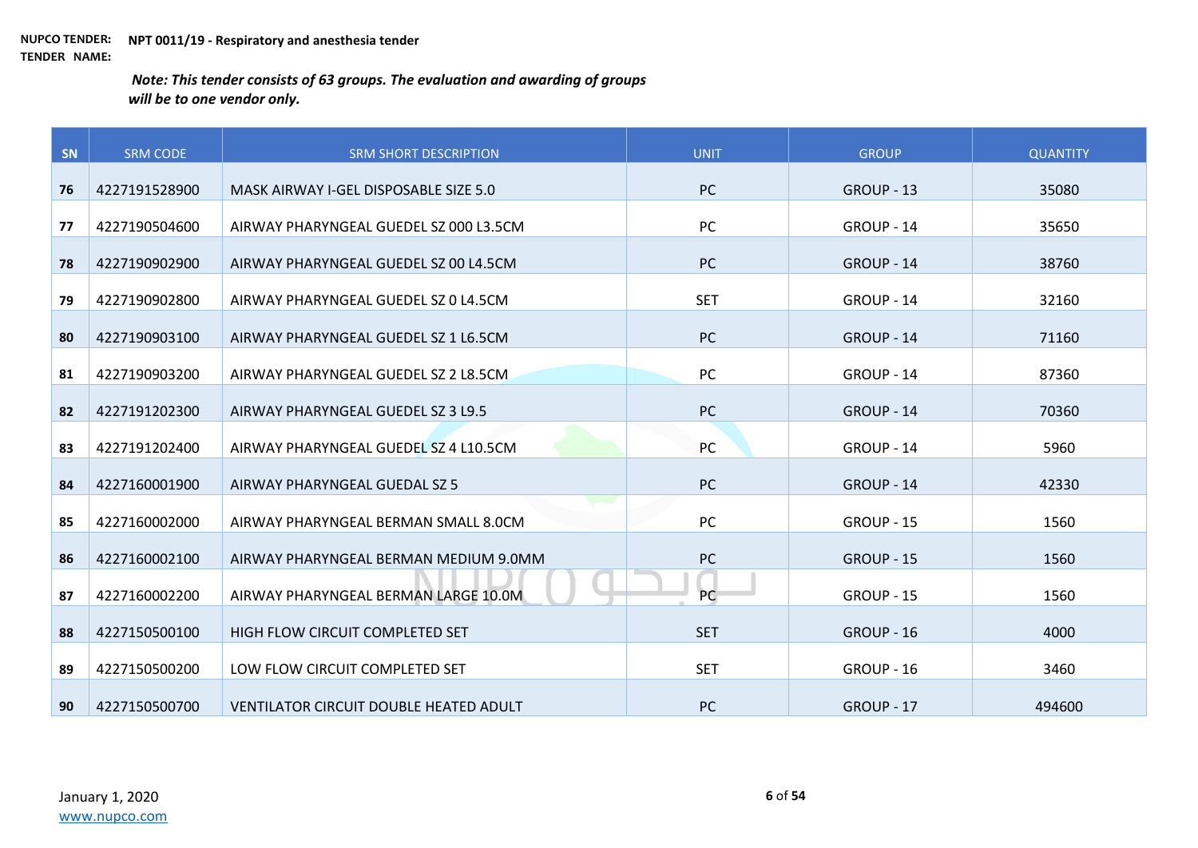**NUPCO TENDER: NPT 0011/19 - Respiratory and anesthesia tender**
**TENDER NAME:**

***Note: This tender consists of 63 groups. The evaluation and awarding of groups will be to one vendor only.***

| SN | SRM CODE | SRM SHORT DESCRIPTION | UNIT | GROUP | QUANTITY |
|---|---|---|---|---|---|
| **76** | 4227191528900 | MASK AIRWAY I-GEL DISPOSABLE SIZE 5.0 | PC | GROUP - 13 | 35080 |
| **77** | 4227190504600 | AIRWAY PHARYNGEAL GUEDEL SZ 000 L3.5CM | PC | GROUP - 14 | 35650 |
| **78** | 4227190902900 | AIRWAY PHARYNGEAL GUEDEL SZ 00 L4.5CM | PC | GROUP - 14 | 38760 |
| **79** | 4227190902800 | AIRWAY PHARYNGEAL GUEDEL SZ 0 L4.5CM | SET | GROUP - 14 | 32160 |
| **80** | 4227190903100 | AIRWAY PHARYNGEAL GUEDEL SZ 1 L6.5CM | PC | GROUP - 14 | 71160 |
| **81** | 4227190903200 | AIRWAY PHARYNGEAL GUEDEL SZ 2 L8.5CM | PC | GROUP - 14 | 87360 |
| **82** | 4227191202300 | AIRWAY PHARYNGEAL GUEDEL SZ 3 L9.5 | PC | GROUP - 14 | 70360 |
| **83** | 4227191202400 | AIRWAY PHARYNGEAL GUEDEL SZ 4 L10.5CM | PC | GROUP - 14 | 5960 |
| **84** | 4227160001900 | AIRWAY PHARYNGEAL GUEDAL SZ 5 | PC | GROUP - 14 | 42330 |
| **85** | 4227160002000 | AIRWAY PHARYNGEAL BERMAN SMALL 8.0CM | PC | GROUP - 15 | 1560 |
| **86** | 4227160002100 | AIRWAY PHARYNGEAL BERMAN MEDIUM 9.0MM | PC | GROUP - 15 | 1560 |
| **87** | 4227160002200 | AIRWAY PHARYNGEAL BERMAN LARGE 10.0M | PC | GROUP - 15 | 1560 |
| **88** | 4227150500100 | HIGH FLOW CIRCUIT COMPLETED SET | SET | GROUP - 16 | 4000 |
| **89** | 4227150500200 | LOW FLOW CIRCUIT COMPLETED SET | SET | GROUP - 16 | 3460 |
| **90** | 4227150500700 | VENTILATOR CIRCUIT DOUBLE HEATED ADULT | PC | GROUP - 17 | 494600 |

January 1, 2020
www.nupco.com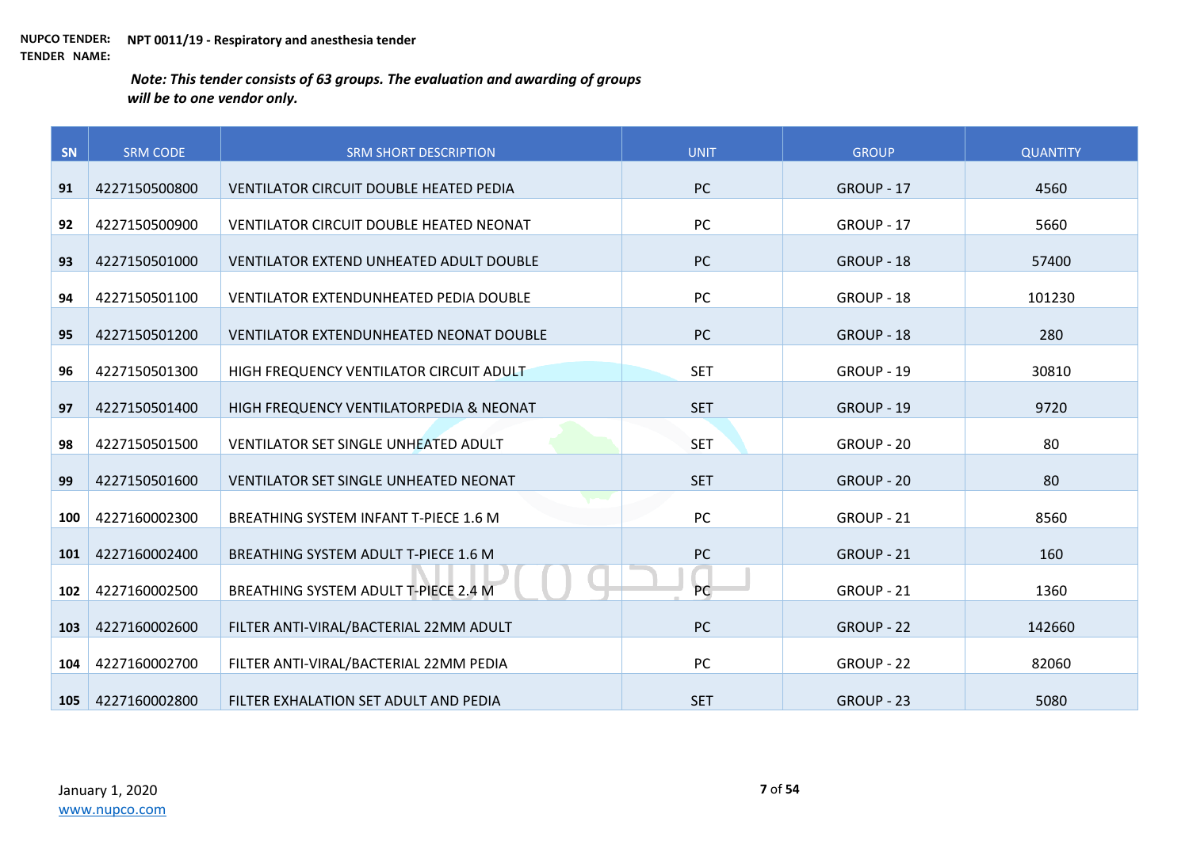**NUPCO TENDER:** **NPT 0011/19 - Respiratory and anesthesia tender**
**TENDER NAME:**

***Note: This tender consists of 63 groups. The evaluation and awarding of groups will be to one vendor only.***

| SN | SRM CODE | SRM SHORT DESCRIPTION | UNIT | GROUP | QUANTITY |
|---|---|---|---|---|---|
| 91 | 4227150500800 | VENTILATOR CIRCUIT DOUBLE HEATED PEDIA | PC | GROUP - 17 | 4560 |
| 92 | 4227150500900 | VENTILATOR CIRCUIT DOUBLE HEATED NEONAT | PC | GROUP - 17 | 5660 |
| 93 | 4227150501000 | VENTILATOR EXTEND UNHEATED ADULT DOUBLE | PC | GROUP - 18 | 57400 |
| 94 | 4227150501100 | VENTILATOR EXTENDUNHEATED PEDIA DOUBLE | PC | GROUP - 18 | 101230 |
| 95 | 4227150501200 | VENTILATOR EXTENDUNHEATED NEONAT DOUBLE | PC | GROUP - 18 | 280 |
| 96 | 4227150501300 | HIGH FREQUENCY VENTILATOR CIRCUIT ADULT | SET | GROUP - 19 | 30810 |
| 97 | 4227150501400 | HIGH FREQUENCY VENTILATORPEDIA & NEONAT | SET | GROUP - 19 | 9720 |
| 98 | 4227150501500 | VENTILATOR SET SINGLE UNHEATED ADULT | SET | GROUP - 20 | 80 |
| 99 | 4227150501600 | VENTILATOR SET SINGLE UNHEATED NEONAT | SET | GROUP - 20 | 80 |
| 100 | 4227160002300 | BREATHING SYSTEM INFANT T-PIECE 1.6 M | PC | GROUP - 21 | 8560 |
| 101 | 4227160002400 | BREATHING SYSTEM ADULT T-PIECE 1.6 M | PC | GROUP - 21 | 160 |
| 102 | 4227160002500 | BREATHING SYSTEM ADULT T-PIECE 2.4 M | PC | GROUP - 21 | 1360 |
| 103 | 4227160002600 | FILTER ANTI-VIRAL/BACTERIAL 22MM ADULT | PC | GROUP - 22 | 142660 |
| 104 | 4227160002700 | FILTER ANTI-VIRAL/BACTERIAL 22MM PEDIA | PC | GROUP - 22 | 82060 |
| 105 | 4227160002800 | FILTER EXHALATION SET ADULT AND PEDIA | SET | GROUP - 23 | 5080 |

January 1, 2020
www.nupco.com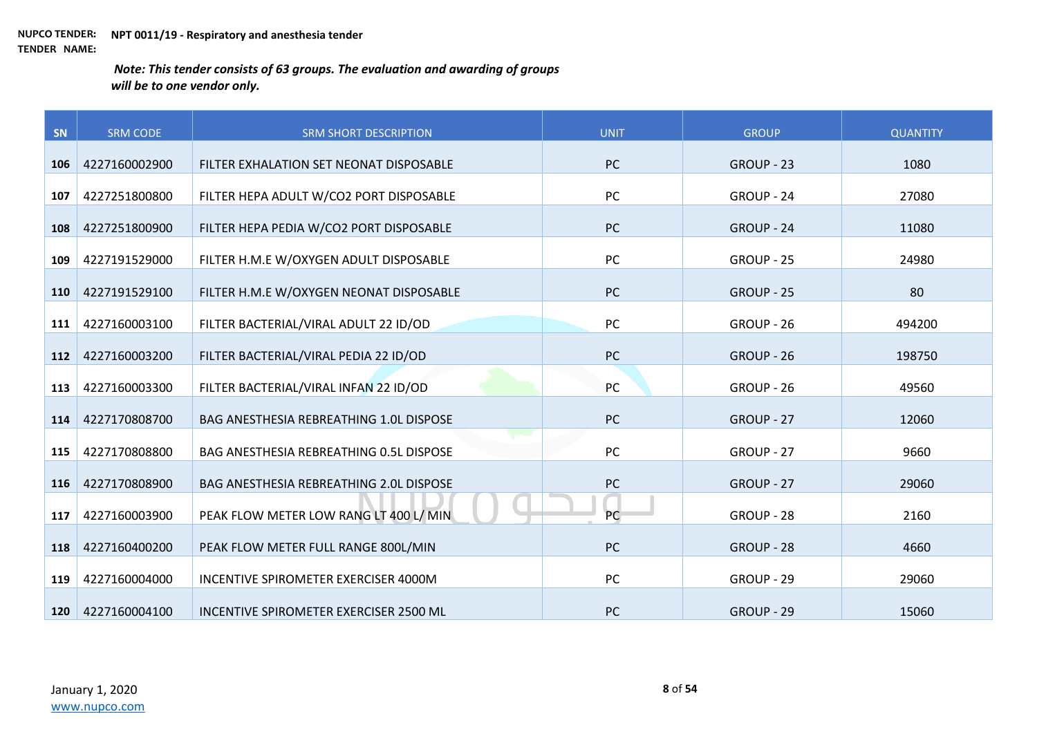**NUPCO TENDER:** **NPT 0011/19 - Respiratory and anesthesia tender**
**TENDER NAME:**

***Note: This tender consists of 63 groups. The evaluation and awarding of groups will be to one vendor only.***

| SN | SRM CODE | SRM SHORT DESCRIPTION | UNIT | GROUP | QUANTITY |
|---|---|---|---|---|---|
| **106** | 4227160002900 | FILTER EXHALATION SET NEONAT DISPOSABLE | PC | GROUP - 23 | 1080 |
| **107** | 4227251800800 | FILTER HEPA ADULT W/CO2 PORT DISPOSABLE | PC | GROUP - 24 | 27080 |
| **108** | 4227251800900 | FILTER HEPA PEDIA W/CO2 PORT DISPOSABLE | PC | GROUP - 24 | 11080 |
| **109** | 4227191529000 | FILTER H.M.E W/OXYGEN ADULT DISPOSABLE | PC | GROUP - 25 | 24980 |
| **110** | 4227191529100 | FILTER H.M.E W/OXYGEN NEONAT DISPOSABLE | PC | GROUP - 25 | 80 |
| **111** | 4227160003100 | FILTER BACTERIAL/VIRAL ADULT 22 ID/OD | PC | GROUP - 26 | 494200 |
| **112** | 4227160003200 | FILTER BACTERIAL/VIRAL PEDIA 22 ID/OD | PC | GROUP - 26 | 198750 |
| **113** | 4227160003300 | FILTER BACTERIAL/VIRAL INFAN 22 ID/OD | PC | GROUP - 26 | 49560 |
| **114** | 4227170808700 | BAG ANESTHESIA REBREATHING 1.0L DISPOSE | PC | GROUP - 27 | 12060 |
| **115** | 4227170808800 | BAG ANESTHESIA REBREATHING 0.5L DISPOSE | PC | GROUP - 27 | 9660 |
| **116** | 4227170808900 | BAG ANESTHESIA REBREATHING 2.0L DISPOSE | PC | GROUP - 27 | 29060 |
| **117** | 4227160003900 | PEAK FLOW METER LOW RANG LT 400 L/ MIN | PC | GROUP - 28 | 2160 |
| **118** | 4227160400200 | PEAK FLOW METER FULL RANGE 800L/MIN | PC | GROUP - 28 | 4660 |
| **119** | 4227160004000 | INCENTIVE SPIROMETER EXERCISER 4000M | PC | GROUP - 29 | 29060 |
| **120** | 4227160004100 | INCENTIVE SPIROMETER EXERCISER 2500 ML | PC | GROUP - 29 | 15060 |

January 1, 2020
www.nupco.com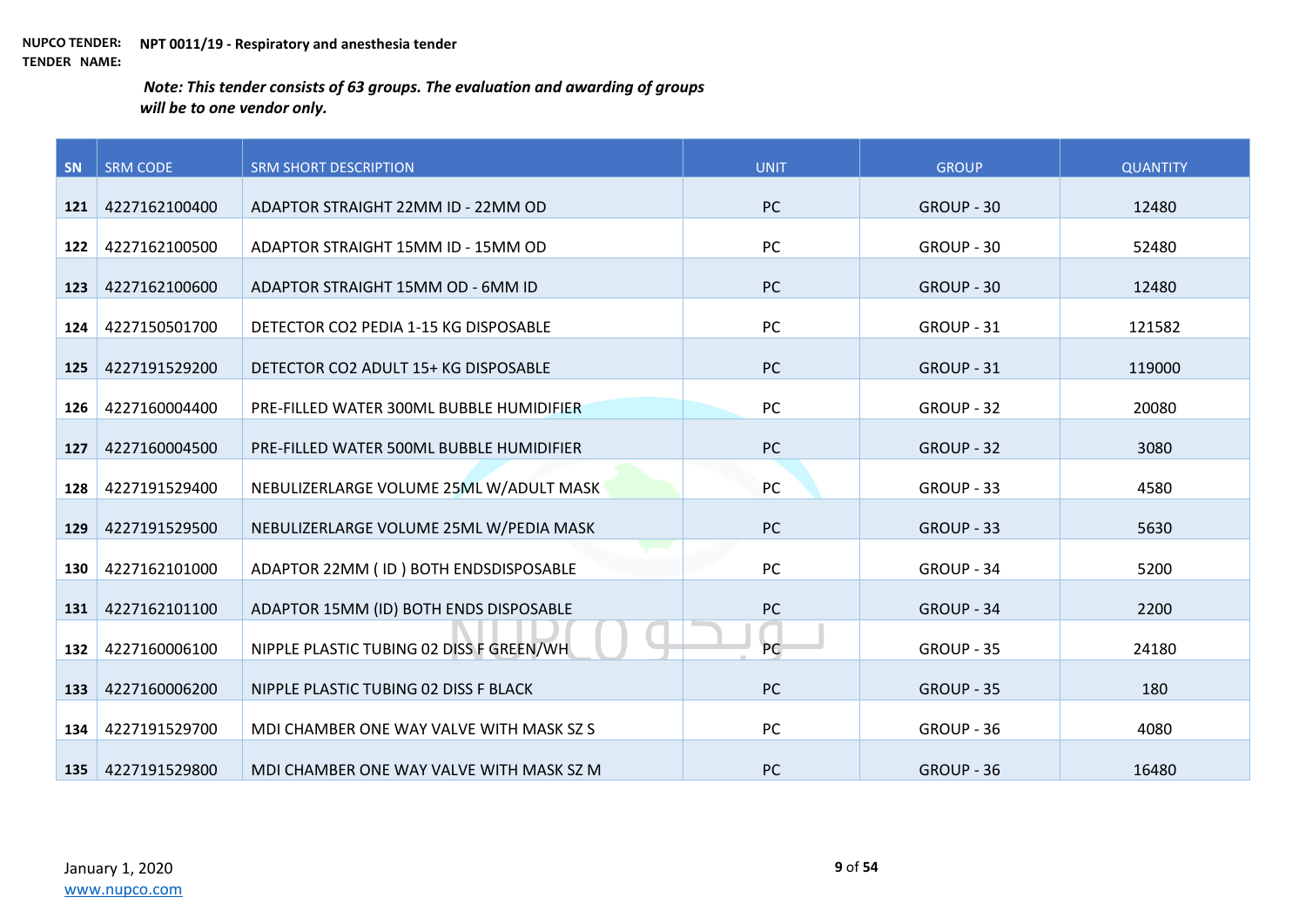**NUPCO TENDER:** **NPT 0011/19 - Respiratory and anesthesia tender**
**TENDER NAME:**

***Note: This tender consists of 63 groups. The evaluation and awarding of groups will be to one vendor only.***

| SN | SRM CODE | SRM SHORT DESCRIPTION | UNIT | GROUP | QUANTITY |
|---|---|---|---|---|---|
| 121 | 4227162100400 | ADAPTOR STRAIGHT 22MM ID - 22MM OD | PC | GROUP - 30 | 12480 |
| 122 | 4227162100500 | ADAPTOR STRAIGHT 15MM ID - 15MM OD | PC | GROUP - 30 | 52480 |
| 123 | 4227162100600 | ADAPTOR STRAIGHT 15MM OD - 6MM ID | PC | GROUP - 30 | 12480 |
| 124 | 4227150501700 | DETECTOR CO2 PEDIA 1-15 KG DISPOSABLE | PC | GROUP - 31 | 121582 |
| 125 | 4227191529200 | DETECTOR CO2 ADULT 15+ KG DISPOSABLE | PC | GROUP - 31 | 119000 |
| 126 | 4227160004400 | PRE-FILLED WATER 300ML BUBBLE HUMIDIFIER | PC | GROUP - 32 | 20080 |
| 127 | 4227160004500 | PRE-FILLED WATER 500ML BUBBLE HUMIDIFIER | PC | GROUP - 32 | 3080 |
| 128 | 4227191529400 | NEBULIZERLARGE VOLUME 25ML W/ADULT MASK | PC | GROUP - 33 | 4580 |
| 129 | 4227191529500 | NEBULIZERLARGE VOLUME 25ML W/PEDIA MASK | PC | GROUP - 33 | 5630 |
| 130 | 4227162101000 | ADAPTOR 22MM ( ID ) BOTH ENDSDISPOSABLE | PC | GROUP - 34 | 5200 |
| 131 | 4227162101100 | ADAPTOR 15MM (ID) BOTH ENDS DISPOSABLE | PC | GROUP - 34 | 2200 |
| 132 | 4227160006100 | NIPPLE PLASTIC TUBING 02 DISS F GREEN/WH | PC | GROUP - 35 | 24180 |
| 133 | 4227160006200 | NIPPLE PLASTIC TUBING 02 DISS F BLACK | PC | GROUP - 35 | 180 |
| 134 | 4227191529700 | MDI CHAMBER ONE WAY VALVE WITH MASK SZ S | PC | GROUP - 36 | 4080 |
| 135 | 4227191529800 | MDI CHAMBER ONE WAY VALVE WITH MASK SZ M | PC | GROUP - 36 | 16480 |

January 1, 2020
www.nupco.com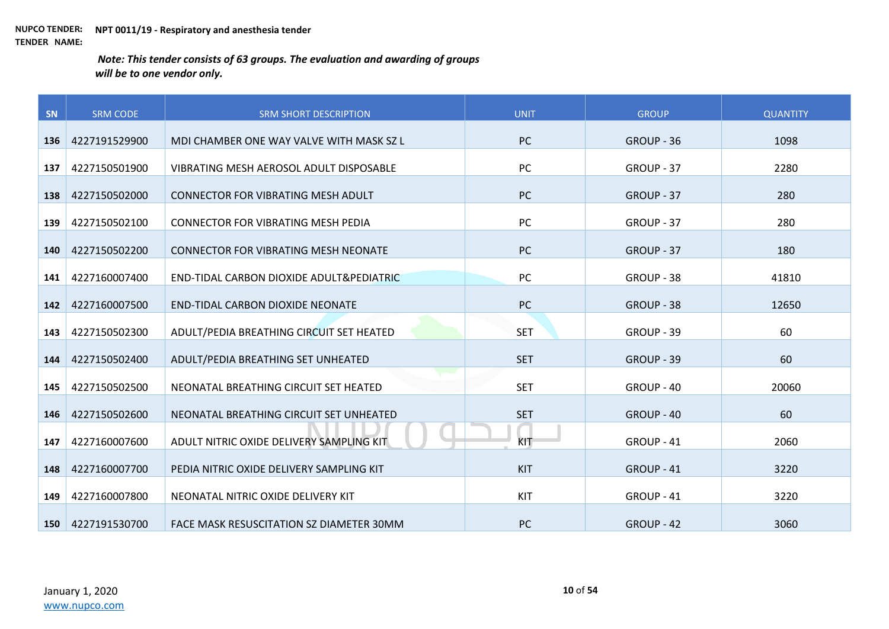**NUPCO TENDER:** **NPT 0011/19 - Respiratory and anesthesia tender**
**TENDER NAME:**

***Note: This tender consists of 63 groups. The evaluation and awarding of groups will be to one vendor only.***

| SN | SRM CODE | SRM SHORT DESCRIPTION | UNIT | GROUP | QUANTITY |
|---|---|---|---|---|---|
| **136** | 4227191529900 | MDI CHAMBER ONE WAY VALVE WITH MASK SZ L | PC | GROUP - 36 | 1098 |
| **137** | 4227150501900 | VIBRATING MESH AEROSOL ADULT DISPOSABLE | PC | GROUP - 37 | 2280 |
| **138** | 4227150502000 | CONNECTOR FOR VIBRATING MESH ADULT | PC | GROUP - 37 | 280 |
| **139** | 4227150502100 | CONNECTOR FOR VIBRATING MESH PEDIA | PC | GROUP - 37 | 280 |
| **140** | 4227150502200 | CONNECTOR FOR VIBRATING MESH NEONATE | PC | GROUP - 37 | 180 |
| **141** | 4227160007400 | END-TIDAL CARBON DIOXIDE ADULT&PEDIATRIC | PC | GROUP - 38 | 41810 |
| **142** | 4227160007500 | END-TIDAL CARBON DIOXIDE NEONATE | PC | GROUP - 38 | 12650 |
| **143** | 4227150502300 | ADULT/PEDIA BREATHING CIRCUIT SET HEATED | SET | GROUP - 39 | 60 |
| **144** | 4227150502400 | ADULT/PEDIA BREATHING SET UNHEATED | SET | GROUP - 39 | 60 |
| **145** | 4227150502500 | NEONATAL BREATHING CIRCUIT SET HEATED | SET | GROUP - 40 | 20060 |
| **146** | 4227150502600 | NEONATAL BREATHING CIRCUIT SET UNHEATED | SET | GROUP - 40 | 60 |
| **147** | 4227160007600 | ADULT NITRIC OXIDE DELIVERY SAMPLING KIT | KIT | GROUP - 41 | 2060 |
| **148** | 4227160007700 | PEDIA NITRIC OXIDE DELIVERY SAMPLING KIT | KIT | GROUP - 41 | 3220 |
| **149** | 4227160007800 | NEONATAL NITRIC OXIDE DELIVERY KIT | KIT | GROUP - 41 | 3220 |
| **150** | 4227191530700 | FACE MASK RESUSCITATION SZ DIAMETER 30MM | PC | GROUP - 42 | 3060 |

January 1, 2020
www.nupco.com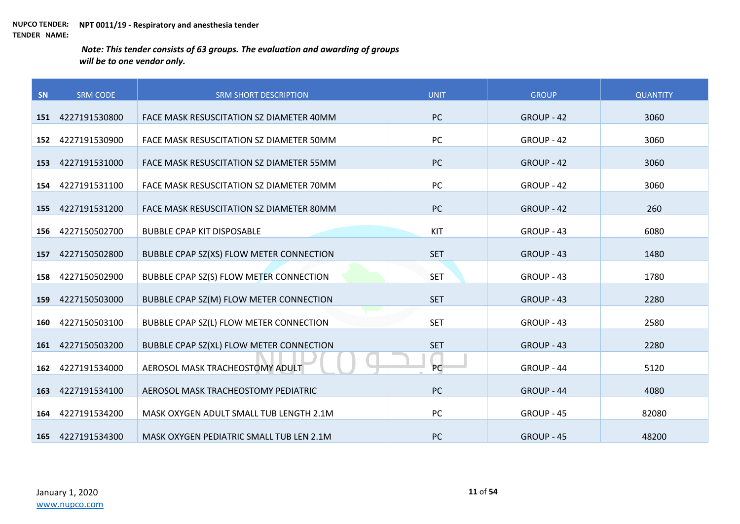**NUPCO TENDER:** **NPT 0011/19 - Respiratory and anesthesia tender**
**TENDER NAME:**

***Note: This tender consists of 63 groups. The evaluation and awarding of groups will be to one vendor only.***

| SN | SRM CODE | SRM SHORT DESCRIPTION | UNIT | GROUP | QUANTITY |
|---|---|---|---|---|---|
| 151 | 4227191530800 | FACE MASK RESUSCITATION SZ DIAMETER 40MM | PC | GROUP - 42 | 3060 |
| 152 | 4227191530900 | FACE MASK RESUSCITATION SZ DIAMETER 50MM | PC | GROUP - 42 | 3060 |
| 153 | 4227191531000 | FACE MASK RESUSCITATION SZ DIAMETER 55MM | PC | GROUP - 42 | 3060 |
| 154 | 4227191531100 | FACE MASK RESUSCITATION SZ DIAMETER 70MM | PC | GROUP - 42 | 3060 |
| 155 | 4227191531200 | FACE MASK RESUSCITATION SZ DIAMETER 80MM | PC | GROUP - 42 | 260 |
| 156 | 4227150502700 | BUBBLE CPAP KIT DISPOSABLE | KIT | GROUP - 43 | 6080 |
| 157 | 4227150502800 | BUBBLE CPAP SZ(XS) FLOW METER CONNECTION | SET | GROUP - 43 | 1480 |
| 158 | 4227150502900 | BUBBLE CPAP SZ(S) FLOW METER CONNECTION | SET | GROUP - 43 | 1780 |
| 159 | 4227150503000 | BUBBLE CPAP SZ(M) FLOW METER CONNECTION | SET | GROUP - 43 | 2280 |
| 160 | 4227150503100 | BUBBLE CPAP SZ(L) FLOW METER CONNECTION | SET | GROUP - 43 | 2580 |
| 161 | 4227150503200 | BUBBLE CPAP SZ(XL) FLOW METER CONNECTION | SET | GROUP - 43 | 2280 |
| 162 | 4227191534000 | AEROSOL MASK TRACHEOSTOMY ADULT | PC | GROUP - 44 | 5120 |
| 163 | 4227191534100 | AEROSOL MASK TRACHEOSTOMY PEDIATRIC | PC | GROUP - 44 | 4080 |
| 164 | 4227191534200 | MASK OXYGEN ADULT SMALL TUB LENGTH 2.1M | PC | GROUP - 45 | 82080 |
| 165 | 4227191534300 | MASK OXYGEN PEDIATRIC SMALL TUB LEN 2.1M | PC | GROUP - 45 | 48200 |

January 1, 2020
www.nupco.com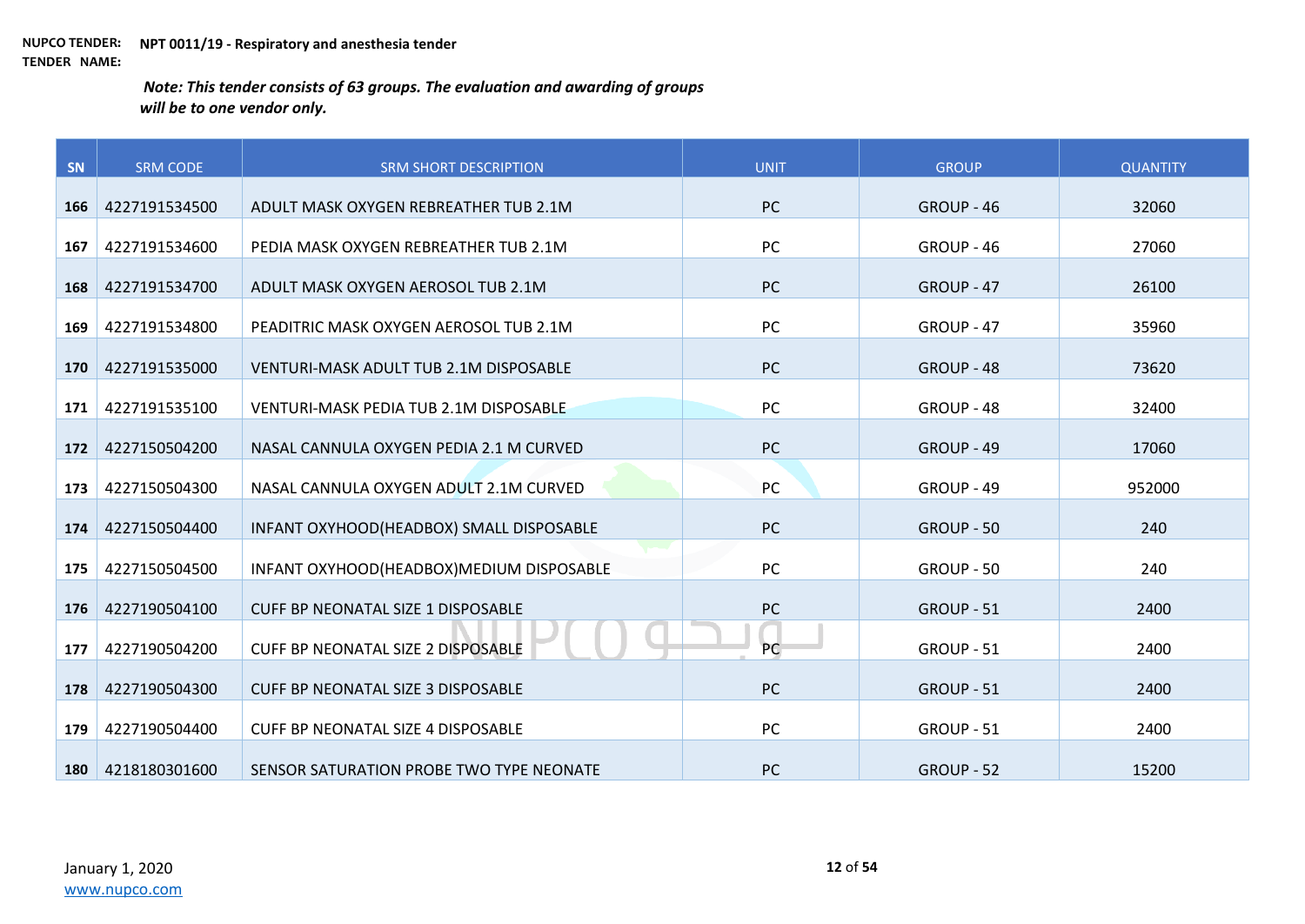**NUPCO TENDER: NPT 0011/19 - Respiratory and anesthesia tender**
**TENDER NAME:**

***Note: This tender consists of 63 groups. The evaluation and awarding of groups will be to one vendor only.***

| SN | SRM CODE | SRM SHORT DESCRIPTION | UNIT | GROUP | QUANTITY |
|---|---|---|---|---|---|
| 166 | 4227191534500 | ADULT MASK OXYGEN REBREATHER TUB 2.1M | PC | GROUP - 46 | 32060 |
| 167 | 4227191534600 | PEDIA MASK OXYGEN REBREATHER TUB 2.1M | PC | GROUP - 46 | 27060 |
| 168 | 4227191534700 | ADULT MASK OXYGEN AEROSOL TUB 2.1M | PC | GROUP - 47 | 26100 |
| 169 | 4227191534800 | PEADITRIC MASK OXYGEN AEROSOL TUB 2.1M | PC | GROUP - 47 | 35960 |
| 170 | 4227191535000 | VENTURI-MASK ADULT TUB 2.1M DISPOSABLE | PC | GROUP - 48 | 73620 |
| 171 | 4227191535100 | VENTURI-MASK PEDIA TUB 2.1M DISPOSABLE | PC | GROUP - 48 | 32400 |
| 172 | 4227150504200 | NASAL CANNULA OXYGEN PEDIA 2.1 M CURVED | PC | GROUP - 49 | 17060 |
| 173 | 4227150504300 | NASAL CANNULA OXYGEN ADULT 2.1M CURVED | PC | GROUP - 49 | 952000 |
| 174 | 4227150504400 | INFANT OXYHOOD(HEADBOX) SMALL DISPOSABLE | PC | GROUP - 50 | 240 |
| 175 | 4227150504500 | INFANT OXYHOOD(HEADBOX)MEDIUM DISPOSABLE | PC | GROUP - 50 | 240 |
| 176 | 4227190504100 | CUFF BP NEONATAL SIZE 1 DISPOSABLE | PC | GROUP - 51 | 2400 |
| 177 | 4227190504200 | CUFF BP NEONATAL SIZE 2 DISPOSABLE | PC | GROUP - 51 | 2400 |
| 178 | 4227190504300 | CUFF BP NEONATAL SIZE 3 DISPOSABLE | PC | GROUP - 51 | 2400 |
| 179 | 4227190504400 | CUFF BP NEONATAL SIZE 4 DISPOSABLE | PC | GROUP - 51 | 2400 |
| 180 | 4218180301600 | SENSOR SATURATION PROBE TWO TYPE NEONATE | PC | GROUP - 52 | 15200 |

January 1, 2020
www.nupco.com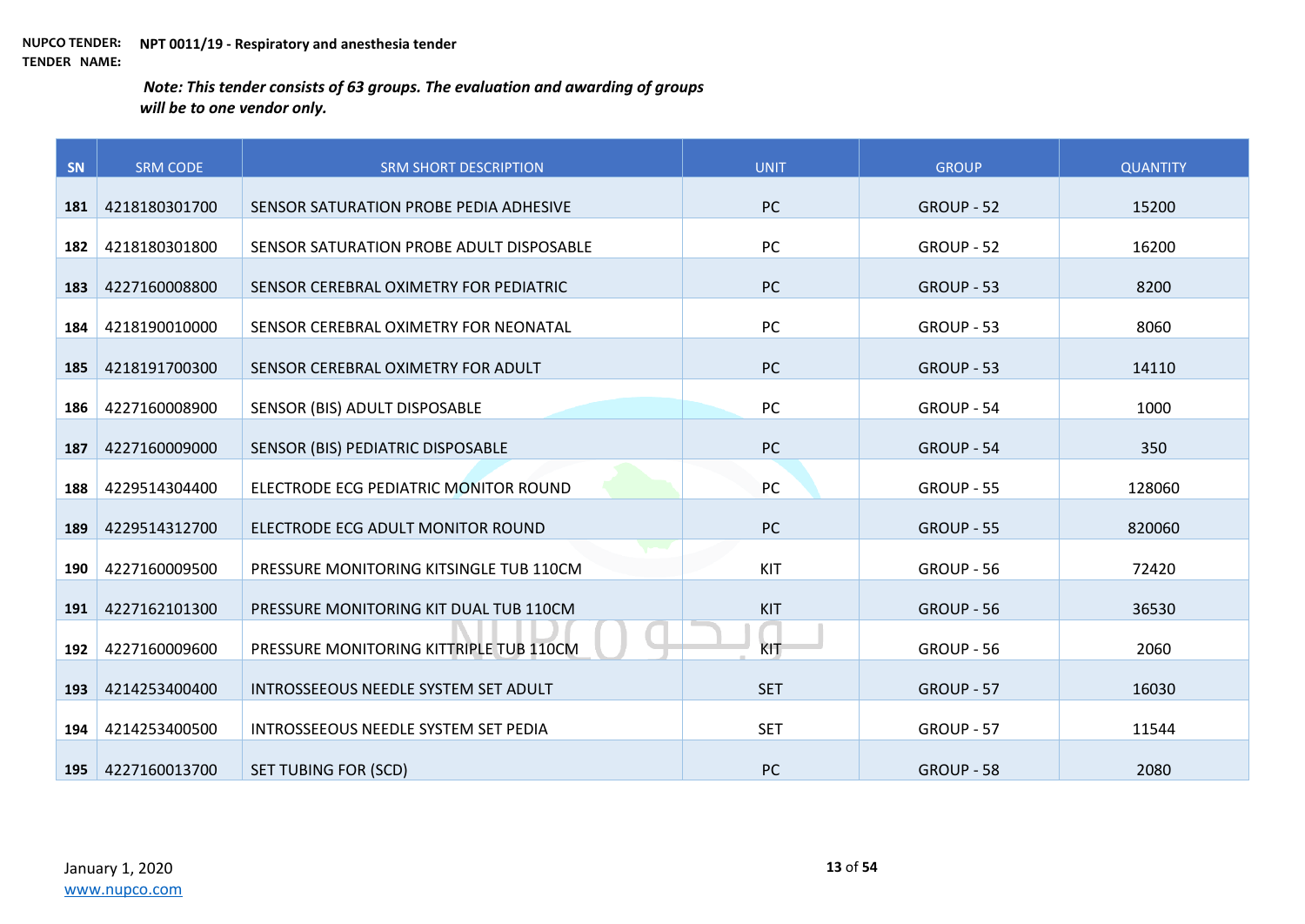**NUPCO TENDER:** **NPT 0011/19 - Respiratory and anesthesia tender**
**TENDER NAME:**

***Note: This tender consists of 63 groups. The evaluation and awarding of groups will be to one vendor only.***

| SN | SRM CODE | SRM SHORT DESCRIPTION | UNIT | GROUP | QUANTITY |
|---|---|---|---|---|---|
| 181 | 4218180301700 | SENSOR SATURATION PROBE PEDIA ADHESIVE | PC | GROUP - 52 | 15200 |
| 182 | 4218180301800 | SENSOR SATURATION PROBE ADULT DISPOSABLE | PC | GROUP - 52 | 16200 |
| 183 | 4227160008800 | SENSOR CEREBRAL OXIMETRY FOR PEDIATRIC | PC | GROUP - 53 | 8200 |
| 184 | 4218190010000 | SENSOR CEREBRAL OXIMETRY FOR NEONATAL | PC | GROUP - 53 | 8060 |
| 185 | 4218191700300 | SENSOR CEREBRAL OXIMETRY FOR ADULT | PC | GROUP - 53 | 14110 |
| 186 | 4227160008900 | SENSOR (BIS) ADULT DISPOSABLE | PC | GROUP - 54 | 1000 |
| 187 | 4227160009000 | SENSOR (BIS) PEDIATRIC DISPOSABLE | PC | GROUP - 54 | 350 |
| 188 | 4229514304400 | ELECTRODE ECG PEDIATRIC MONITOR ROUND | PC | GROUP - 55 | 128060 |
| 189 | 4229514312700 | ELECTRODE ECG ADULT MONITOR ROUND | PC | GROUP - 55 | 820060 |
| 190 | 4227160009500 | PRESSURE MONITORING KITSINGLE TUB 110CM | KIT | GROUP - 56 | 72420 |
| 191 | 4227162101300 | PRESSURE MONITORING KIT DUAL TUB 110CM | KIT | GROUP - 56 | 36530 |
| 192 | 4227160009600 | PRESSURE MONITORING KITTRIPLE TUB 110CM | KIT | GROUP - 56 | 2060 |
| 193 | 4214253400400 | INTROSSEEOUS NEEDLE SYSTEM SET ADULT | SET | GROUP - 57 | 16030 |
| 194 | 4214253400500 | INTROSSEEOUS NEEDLE SYSTEM SET PEDIA | SET | GROUP - 57 | 11544 |
| 195 | 4227160013700 | SET TUBING FOR (SCD) | PC | GROUP - 58 | 2080 |

January 1, 2020
www.nupco.com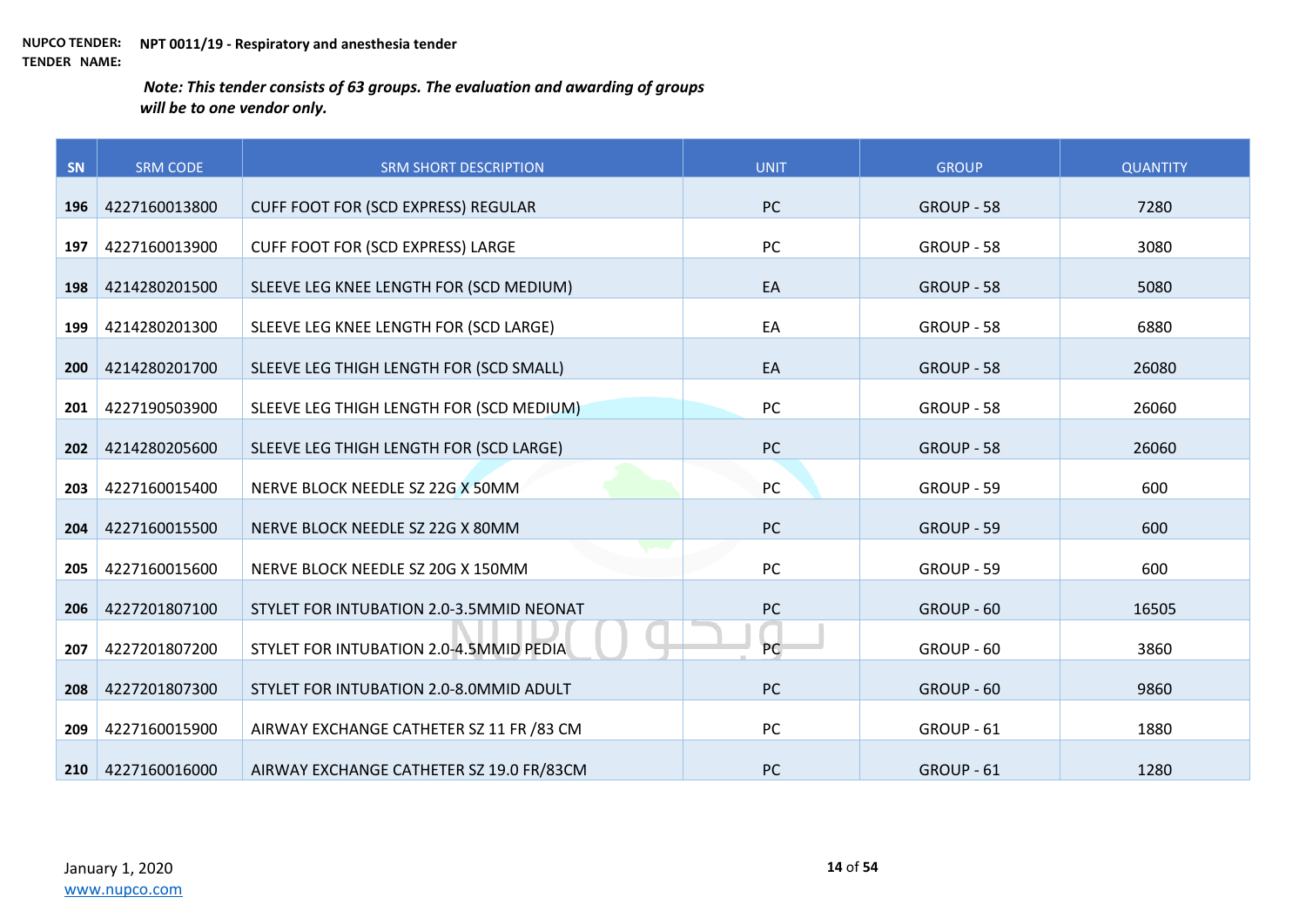**NUPCO TENDER: NPT 0011/19 - Respiratory and anesthesia tender**
**TENDER NAME:**

***Note: This tender consists of 63 groups. The evaluation and awarding of groups will be to one vendor only.***

| SN | SRM CODE | SRM SHORT DESCRIPTION | UNIT | GROUP | QUANTITY |
|---|---|---|---|---|---|
| 196 | 4227160013800 | CUFF FOOT FOR (SCD EXPRESS) REGULAR | PC | GROUP - 58 | 7280 |
| 197 | 4227160013900 | CUFF FOOT FOR (SCD EXPRESS) LARGE | PC | GROUP - 58 | 3080 |
| 198 | 4214280201500 | SLEEVE LEG KNEE LENGTH FOR (SCD MEDIUM) | EA | GROUP - 58 | 5080 |
| 199 | 4214280201300 | SLEEVE LEG KNEE LENGTH FOR (SCD LARGE) | EA | GROUP - 58 | 6880 |
| 200 | 4214280201700 | SLEEVE LEG THIGH LENGTH FOR (SCD SMALL) | EA | GROUP - 58 | 26080 |
| 201 | 4227190503900 | SLEEVE LEG THIGH LENGTH FOR (SCD MEDIUM) | PC | GROUP - 58 | 26060 |
| 202 | 4214280205600 | SLEEVE LEG THIGH LENGTH FOR (SCD LARGE) | PC | GROUP - 58 | 26060 |
| 203 | 4227160015400 | NERVE BLOCK NEEDLE SZ 22G X 50MM | PC | GROUP - 59 | 600 |
| 204 | 4227160015500 | NERVE BLOCK NEEDLE SZ 22G X 80MM | PC | GROUP - 59 | 600 |
| 205 | 4227160015600 | NERVE BLOCK NEEDLE SZ 20G X 150MM | PC | GROUP - 59 | 600 |
| 206 | 4227201807100 | STYLET FOR INTUBATION 2.0-3.5MMID NEONAT | PC | GROUP - 60 | 16505 |
| 207 | 4227201807200 | STYLET FOR INTUBATION 2.0-4.5MMID PEDIA | PC | GROUP - 60 | 3860 |
| 208 | 4227201807300 | STYLET FOR INTUBATION 2.0-8.0MMID ADULT | PC | GROUP - 60 | 9860 |
| 209 | 4227160015900 | AIRWAY EXCHANGE CATHETER SZ 11 FR /83 CM | PC | GROUP - 61 | 1880 |
| 210 | 4227160016000 | AIRWAY EXCHANGE CATHETER SZ 19.0 FR/83CM | PC | GROUP - 61 | 1280 |

January 1, 2020
www.nupco.com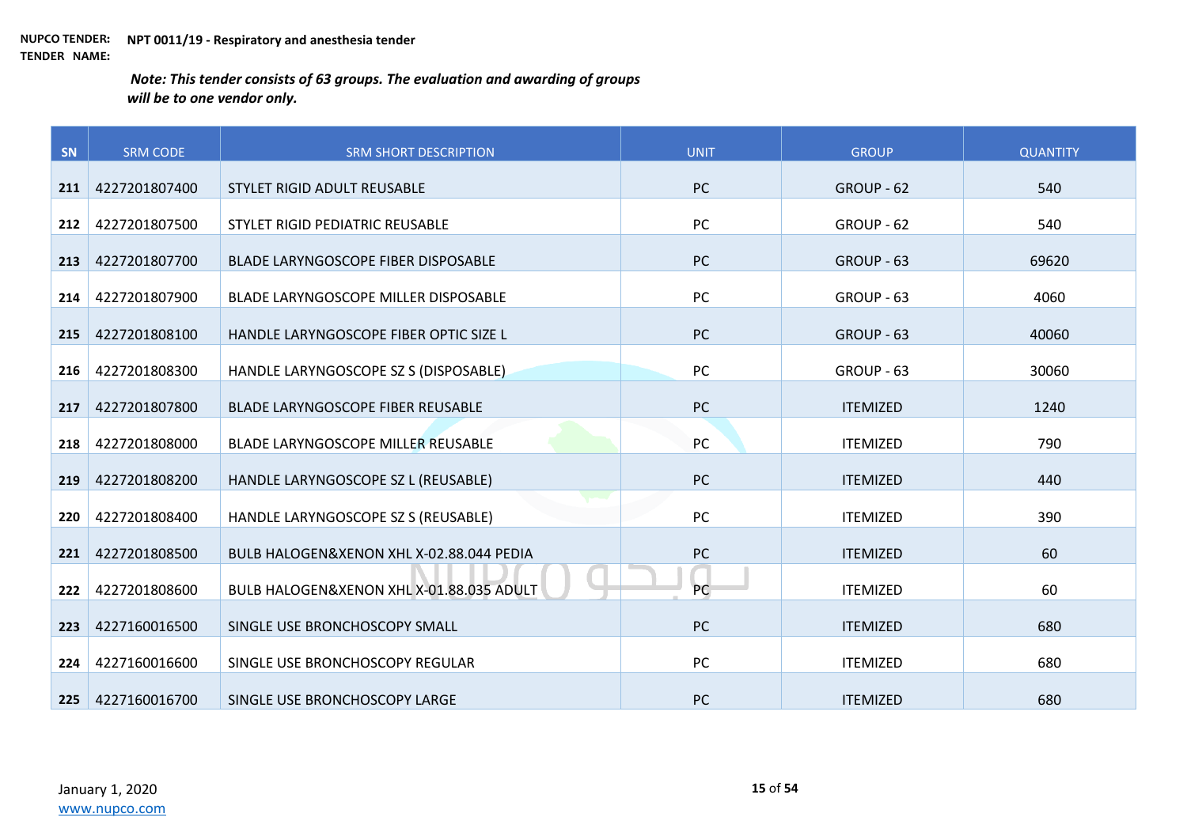**NUPCO TENDER:** **NPT 0011/19 - Respiratory and anesthesia tender**
**TENDER NAME:**

***Note: This tender consists of 63 groups. The evaluation and awarding of groups will be to one vendor only.***

| SN | SRM CODE | SRM SHORT DESCRIPTION | UNIT | GROUP | QUANTITY |
|---|---|---|---|---|---|
| 211 | 4227201807400 | STYLET RIGID ADULT REUSABLE | PC | GROUP - 62 | 540 |
| 212 | 4227201807500 | STYLET RIGID PEDIATRIC REUSABLE | PC | GROUP - 62 | 540 |
| 213 | 4227201807700 | BLADE LARYNGOSCOPE FIBER DISPOSABLE | PC | GROUP - 63 | 69620 |
| 214 | 4227201807900 | BLADE LARYNGOSCOPE MILLER DISPOSABLE | PC | GROUP - 63 | 4060 |
| 215 | 4227201808100 | HANDLE LARYNGOSCOPE FIBER OPTIC SIZE L | PC | GROUP - 63 | 40060 |
| 216 | 4227201808300 | HANDLE LARYNGOSCOPE SZ S (DISPOSABLE) | PC | GROUP - 63 | 30060 |
| 217 | 4227201807800 | BLADE LARYNGOSCOPE FIBER REUSABLE | PC | ITEMIZED | 1240 |
| 218 | 4227201808000 | BLADE LARYNGOSCOPE MILLER REUSABLE | PC | ITEMIZED | 790 |
| 219 | 4227201808200 | HANDLE LARYNGOSCOPE SZ L (REUSABLE) | PC | ITEMIZED | 440 |
| 220 | 4227201808400 | HANDLE LARYNGOSCOPE SZ S (REUSABLE) | PC | ITEMIZED | 390 |
| 221 | 4227201808500 | BULB HALOGEN&XENON XHL X-02.88.044 PEDIA | PC | ITEMIZED | 60 |
| 222 | 4227201808600 | BULB HALOGEN&XENON XHL X-01.88.035 ADULT | PC | ITEMIZED | 60 |
| 223 | 4227160016500 | SINGLE USE BRONCHOSCOPY SMALL | PC | ITEMIZED | 680 |
| 224 | 4227160016600 | SINGLE USE BRONCHOSCOPY REGULAR | PC | ITEMIZED | 680 |
| 225 | 4227160016700 | SINGLE USE BRONCHOSCOPY LARGE | PC | ITEMIZED | 680 |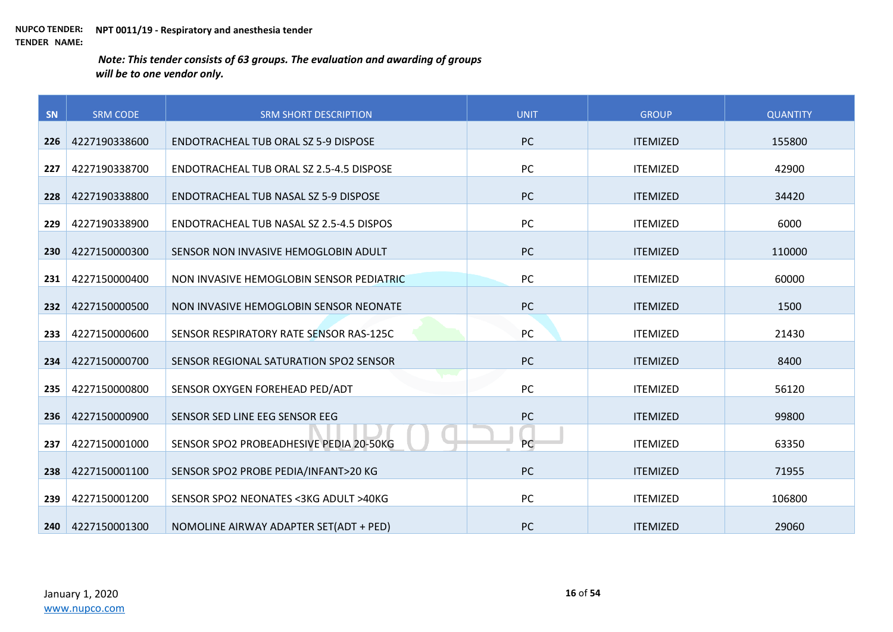**NUPCO TENDER:** **NPT 0011/19 - Respiratory and anesthesia tender**
**TENDER NAME:**

***Note: This tender consists of 63 groups. The evaluation and awarding of groups will be to one vendor only.***

| SN | SRM CODE | SRM SHORT DESCRIPTION | UNIT | GROUP | QUANTITY |
|---|---|---|---|---|---|
| 226 | 4227190338600 | ENDOTRACHEAL TUB ORAL SZ 5-9 DISPOSE | PC | ITEMIZED | 155800 |
| 227 | 4227190338700 | ENDOTRACHEAL TUB ORAL SZ 2.5-4.5 DISPOSE | PC | ITEMIZED | 42900 |
| 228 | 4227190338800 | ENDOTRACHEAL TUB NASAL SZ 5-9 DISPOSE | PC | ITEMIZED | 34420 |
| 229 | 4227190338900 | ENDOTRACHEAL TUB NASAL SZ 2.5-4.5 DISPOS | PC | ITEMIZED | 6000 |
| 230 | 4227150000300 | SENSOR NON INVASIVE HEMOGLOBIN ADULT | PC | ITEMIZED | 110000 |
| 231 | 4227150000400 | NON INVASIVE HEMOGLOBIN SENSOR PEDIATRIC | PC | ITEMIZED | 60000 |
| 232 | 4227150000500 | NON INVASIVE HEMOGLOBIN SENSOR NEONATE | PC | ITEMIZED | 1500 |
| 233 | 4227150000600 | SENSOR RESPIRATORY RATE SENSOR RAS-125C | PC | ITEMIZED | 21430 |
| 234 | 4227150000700 | SENSOR REGIONAL SATURATION SPO2 SENSOR | PC | ITEMIZED | 8400 |
| 235 | 4227150000800 | SENSOR OXYGEN FOREHEAD PED/ADT | PC | ITEMIZED | 56120 |
| 236 | 4227150000900 | SENSOR SED LINE EEG SENSOR EEG | PC | ITEMIZED | 99800 |
| 237 | 4227150001000 | SENSOR SPO2 PROBEADHESIVE PEDIA 20-50KG | PC | ITEMIZED | 63350 |
| 238 | 4227150001100 | SENSOR SPO2 PROBE PEDIA/INFANT>20 KG | PC | ITEMIZED | 71955 |
| 239 | 4227150001200 | SENSOR SPO2 NEONATES <3KG ADULT >40KG | PC | ITEMIZED | 106800 |
| 240 | 4227150001300 | NOMOLINE AIRWAY ADAPTER SET(ADT + PED) | PC | ITEMIZED | 29060 |

January 1, 2020
www.nupco.com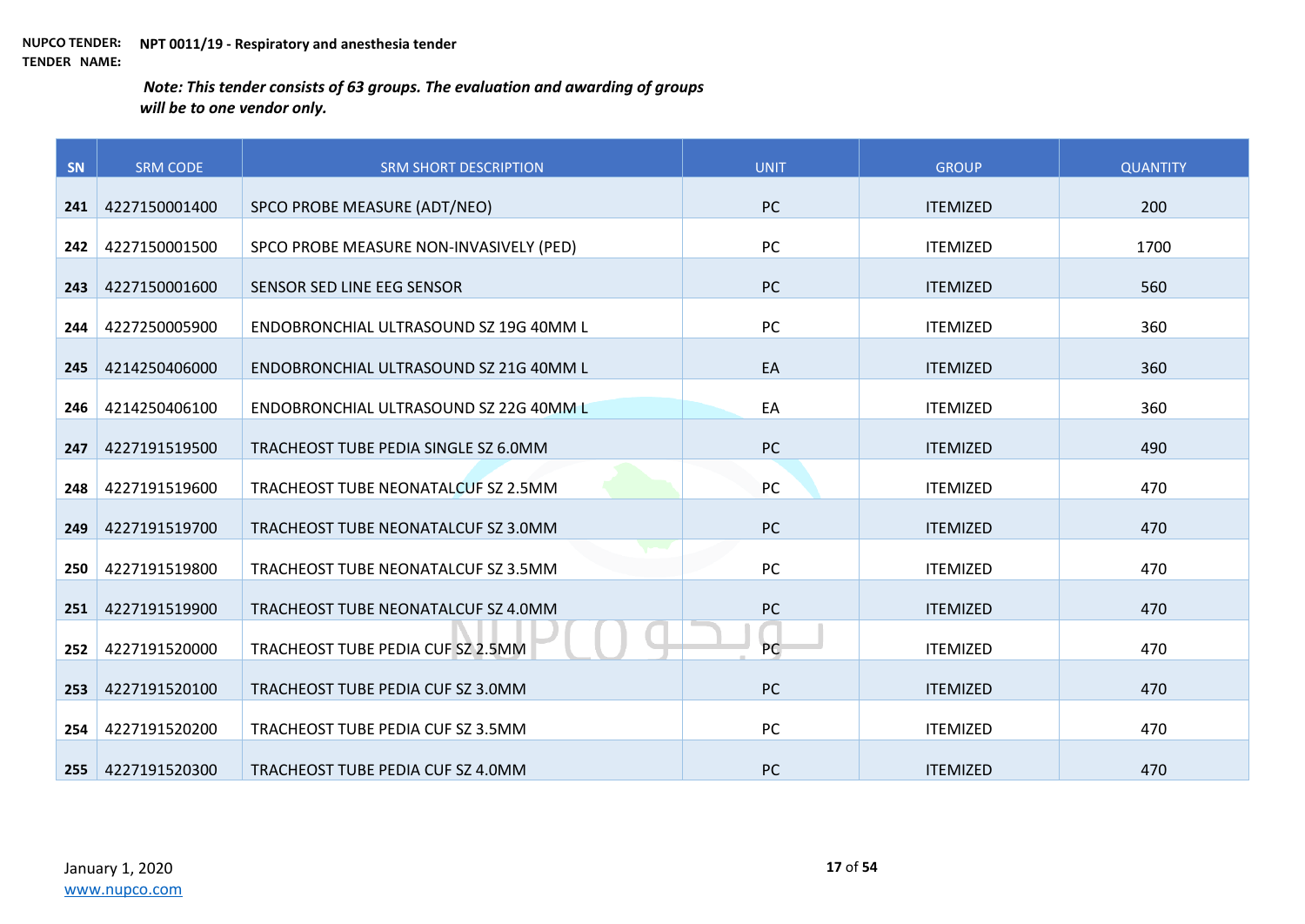**NUPCO TENDER:** **NPT 0011/19 - Respiratory and anesthesia tender**
**TENDER NAME:**

***Note: This tender consists of 63 groups. The evaluation and awarding of groups will be to one vendor only.***

| SN | SRM CODE | SRM SHORT DESCRIPTION | UNIT | GROUP | QUANTITY |
|---|---|---|---|---|---|
| 241 | 4227150001400 | SPCO PROBE MEASURE (ADT/NEO) | PC | ITEMIZED | 200 |
| 242 | 4227150001500 | SPCO PROBE MEASURE NON-INVASIVELY (PED) | PC | ITEMIZED | 1700 |
| 243 | 4227150001600 | SENSOR SED LINE EEG SENSOR | PC | ITEMIZED | 560 |
| 244 | 4227250005900 | ENDOBRONCHIAL ULTRASOUND SZ 19G 40MM L | PC | ITEMIZED | 360 |
| 245 | 4214250406000 | ENDOBRONCHIAL ULTRASOUND SZ 21G 40MM L | EA | ITEMIZED | 360 |
| 246 | 4214250406100 | ENDOBRONCHIAL ULTRASOUND SZ 22G 40MM L | EA | ITEMIZED | 360 |
| 247 | 4227191519500 | TRACHEOST TUBE PEDIA SINGLE SZ 6.0MM | PC | ITEMIZED | 490 |
| 248 | 4227191519600 | TRACHEOST TUBE NEONATALCUF SZ 2.5MM | PC | ITEMIZED | 470 |
| 249 | 4227191519700 | TRACHEOST TUBE NEONATALCUF SZ 3.0MM | PC | ITEMIZED | 470 |
| 250 | 4227191519800 | TRACHEOST TUBE NEONATALCUF SZ 3.5MM | PC | ITEMIZED | 470 |
| 251 | 4227191519900 | TRACHEOST TUBE NEONATALCUF SZ 4.0MM | PC | ITEMIZED | 470 |
| 252 | 4227191520000 | TRACHEOST TUBE PEDIA CUF SZ 2.5MM | PC | ITEMIZED | 470 |
| 253 | 4227191520100 | TRACHEOST TUBE PEDIA CUF SZ 3.0MM | PC | ITEMIZED | 470 |
| 254 | 4227191520200 | TRACHEOST TUBE PEDIA CUF SZ 3.5MM | PC | ITEMIZED | 470 |
| 255 | 4227191520300 | TRACHEOST TUBE PEDIA CUF SZ 4.0MM | PC | ITEMIZED | 470 |

January 1, 2020
www.nupco.com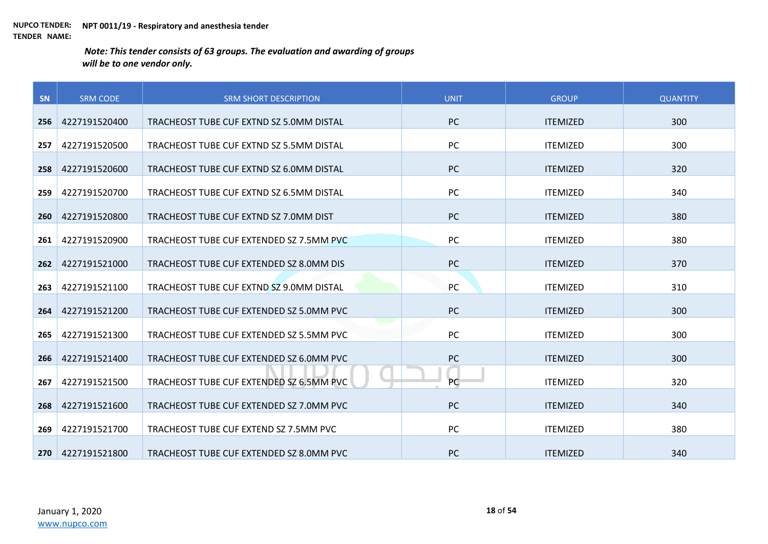**NUPCO TENDER:** **NPT 0011/19 - Respiratory and anesthesia tender**
**TENDER NAME:**

***Note: This tender consists of 63 groups. The evaluation and awarding of groups will be to one vendor only.***

| SN | SRM CODE | SRM SHORT DESCRIPTION | UNIT | GROUP | QUANTITY |
|---|---|---|---|---|---|
| 256 | 4227191520400 | TRACHEOST TUBE CUF EXTND SZ 5.0MM DISTAL | PC | ITEMIZED | 300 |
| 257 | 4227191520500 | TRACHEOST TUBE CUF EXTND SZ 5.5MM DISTAL | PC | ITEMIZED | 300 |
| 258 | 4227191520600 | TRACHEOST TUBE CUF EXTND SZ 6.0MM DISTAL | PC | ITEMIZED | 320 |
| 259 | 4227191520700 | TRACHEOST TUBE CUF EXTND SZ 6.5MM DISTAL | PC | ITEMIZED | 340 |
| 260 | 4227191520800 | TRACHEOST TUBE CUF EXTND SZ 7.0MM DIST | PC | ITEMIZED | 380 |
| 261 | 4227191520900 | TRACHEOST TUBE CUF EXTENDED SZ 7.5MM PVC | PC | ITEMIZED | 380 |
| 262 | 4227191521000 | TRACHEOST TUBE CUF EXTENDED SZ 8.0MM DIS | PC | ITEMIZED | 370 |
| 263 | 4227191521100 | TRACHEOST TUBE CUF EXTND SZ 9.0MM DISTAL | PC | ITEMIZED | 310 |
| 264 | 4227191521200 | TRACHEOST TUBE CUF EXTENDED SZ 5.0MM PVC | PC | ITEMIZED | 300 |
| 265 | 4227191521300 | TRACHEOST TUBE CUF EXTENDED SZ 5.5MM PVC | PC | ITEMIZED | 300 |
| 266 | 4227191521400 | TRACHEOST TUBE CUF EXTENDED SZ 6.0MM PVC | PC | ITEMIZED | 300 |
| 267 | 4227191521500 | TRACHEOST TUBE CUF EXTENDED SZ 6.5MM PVC | PC | ITEMIZED | 320 |
| 268 | 4227191521600 | TRACHEOST TUBE CUF EXTENDED SZ 7.0MM PVC | PC | ITEMIZED | 340 |
| 269 | 4227191521700 | TRACHEOST TUBE CUF EXTEND SZ 7.5MM PVC | PC | ITEMIZED | 380 |
| 270 | 4227191521800 | TRACHEOST TUBE CUF EXTENDED SZ 8.0MM PVC | PC | ITEMIZED | 340 |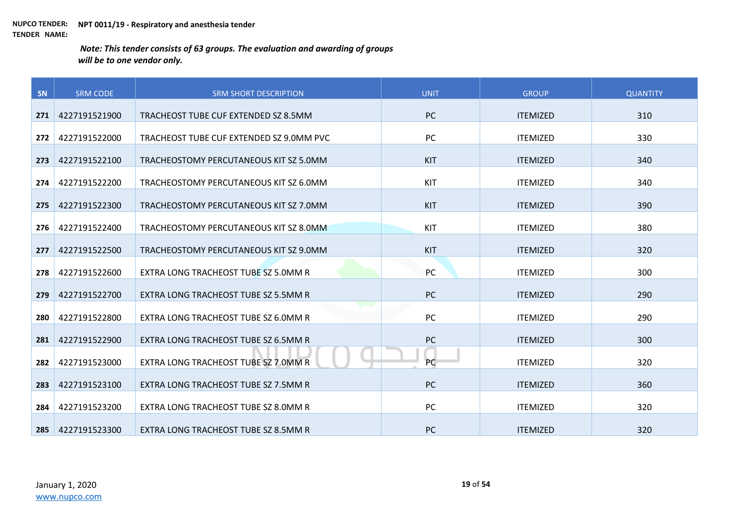**NUPCO TENDER:** **NPT 0011/19 - Respiratory and anesthesia tender**
**TENDER NAME:**

***Note: This tender consists of 63 groups. The evaluation and awarding of groups will be to one vendor only.***

| SN | SRM CODE | SRM SHORT DESCRIPTION | UNIT | GROUP | QUANTITY |
|---|---|---|---|---|---|
| 271 | 4227191521900 | TRACHEOST TUBE CUF EXTENDED SZ 8.5MM | PC | ITEMIZED | 310 |
| 272 | 4227191522000 | TRACHEOST TUBE CUF EXTENDED SZ 9.0MM PVC | PC | ITEMIZED | 330 |
| 273 | 4227191522100 | TRACHEOSTOMY PERCUTANEOUS KIT SZ 5.0MM | KIT | ITEMIZED | 340 |
| 274 | 4227191522200 | TRACHEOSTOMY PERCUTANEOUS KIT SZ 6.0MM | KIT | ITEMIZED | 340 |
| 275 | 4227191522300 | TRACHEOSTOMY PERCUTANEOUS KIT SZ 7.0MM | KIT | ITEMIZED | 390 |
| 276 | 4227191522400 | TRACHEOSTOMY PERCUTANEOUS KIT SZ 8.0MM | KIT | ITEMIZED | 380 |
| 277 | 4227191522500 | TRACHEOSTOMY PERCUTANEOUS KIT SZ 9.0MM | KIT | ITEMIZED | 320 |
| 278 | 4227191522600 | EXTRA LONG TRACHEOST TUBE SZ 5.0MM R | PC | ITEMIZED | 300 |
| 279 | 4227191522700 | EXTRA LONG TRACHEOST TUBE SZ 5.5MM R | PC | ITEMIZED | 290 |
| 280 | 4227191522800 | EXTRA LONG TRACHEOST TUBE SZ 6.0MM R | PC | ITEMIZED | 290 |
| 281 | 4227191522900 | EXTRA LONG TRACHEOST TUBE SZ 6.5MM R | PC | ITEMIZED | 300 |
| 282 | 4227191523000 | EXTRA LONG TRACHEOST TUBE SZ 7.0MM R | PC | ITEMIZED | 320 |
| 283 | 4227191523100 | EXTRA LONG TRACHEOST TUBE SZ 7.5MM R | PC | ITEMIZED | 360 |
| 284 | 4227191523200 | EXTRA LONG TRACHEOST TUBE SZ 8.0MM R | PC | ITEMIZED | 320 |
| 285 | 4227191523300 | EXTRA LONG TRACHEOST TUBE SZ 8.5MM R | PC | ITEMIZED | 320 |

January 1, 2020
www.nupco.com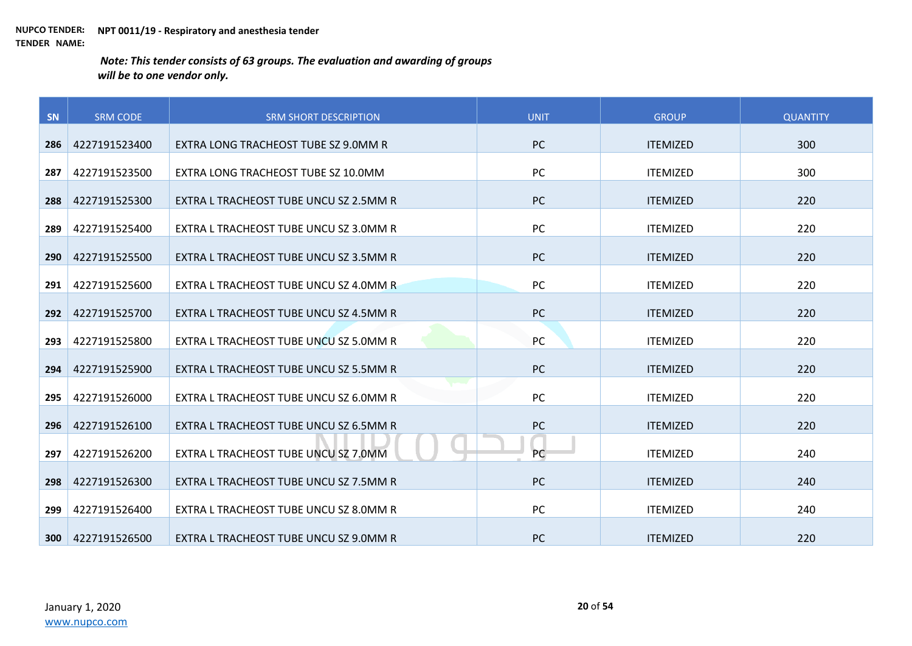**NUPCO TENDER:** **NPT 0011/19 - Respiratory and anesthesia tender**
**TENDER NAME:**

***Note: This tender consists of 63 groups. The evaluation and awarding of groups will be to one vendor only.***

| SN | SRM CODE | SRM SHORT DESCRIPTION | UNIT | GROUP | QUANTITY |
|---|---|---|---|---|---|
| **286** | 4227191523400 | EXTRA LONG TRACHEOST TUBE SZ 9.0MM R | PC | ITEMIZED | 300 |
| **287** | 4227191523500 | EXTRA LONG TRACHEOST TUBE SZ 10.0MM | PC | ITEMIZED | 300 |
| **288** | 4227191525300 | EXTRA L TRACHEOST TUBE UNCU SZ 2.5MM R | PC | ITEMIZED | 220 |
| **289** | 4227191525400 | EXTRA L TRACHEOST TUBE UNCU SZ 3.0MM R | PC | ITEMIZED | 220 |
| **290** | 4227191525500 | EXTRA L TRACHEOST TUBE UNCU SZ 3.5MM R | PC | ITEMIZED | 220 |
| **291** | 4227191525600 | EXTRA L TRACHEOST TUBE UNCU SZ 4.0MM R | PC | ITEMIZED | 220 |
| **292** | 4227191525700 | EXTRA L TRACHEOST TUBE UNCU SZ 4.5MM R | PC | ITEMIZED | 220 |
| **293** | 4227191525800 | EXTRA L TRACHEOST TUBE UNCU SZ 5.0MM R | PC | ITEMIZED | 220 |
| **294** | 4227191525900 | EXTRA L TRACHEOST TUBE UNCU SZ 5.5MM R | PC | ITEMIZED | 220 |
| **295** | 4227191526000 | EXTRA L TRACHEOST TUBE UNCU SZ 6.0MM R | PC | ITEMIZED | 220 |
| **296** | 4227191526100 | EXTRA L TRACHEOST TUBE UNCU SZ 6.5MM R | PC | ITEMIZED | 220 |
| **297** | 4227191526200 | EXTRA L TRACHEOST TUBE UNCU SZ 7.0MM | PC | ITEMIZED | 240 |
| **298** | 4227191526300 | EXTRA L TRACHEOST TUBE UNCU SZ 7.5MM R | PC | ITEMIZED | 240 |
| **299** | 4227191526400 | EXTRA L TRACHEOST TUBE UNCU SZ 8.0MM R | PC | ITEMIZED | 240 |
| **300** | 4227191526500 | EXTRA L TRACHEOST TUBE UNCU SZ 9.0MM R | PC | ITEMIZED | 220 |

January 1, 2020
www.nupco.com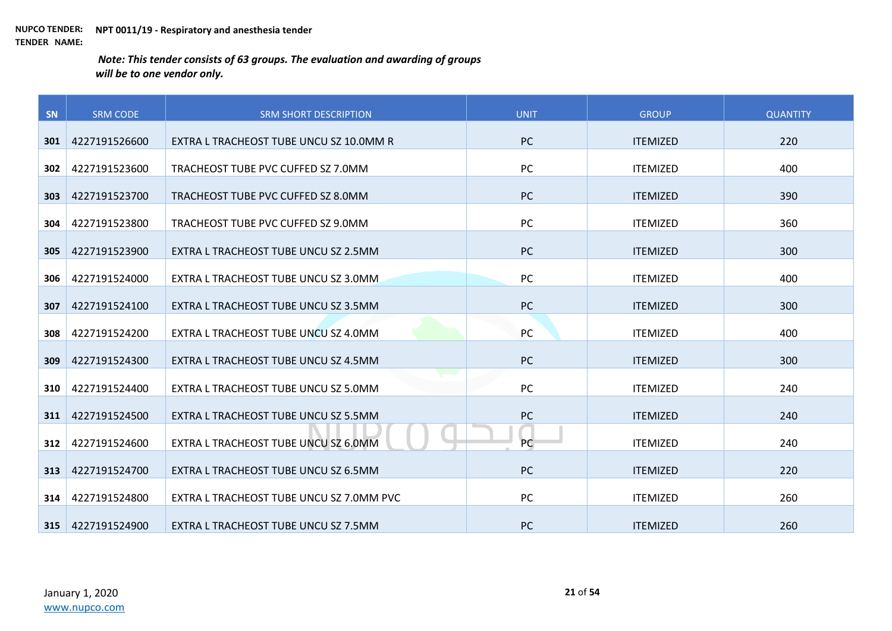**NUPCO TENDER: NPT 0011/19 - Respiratory and anesthesia tender**
**TENDER NAME:**

***Note: This tender consists of 63 groups. The evaluation and awarding of groups will be to one vendor only.***

| SN | SRM CODE | SRM SHORT DESCRIPTION | UNIT | GROUP | QUANTITY |
|---|---|---|---|---|---|
| **301** | 4227191526600 | EXTRA L TRACHEOST TUBE UNCU SZ 10.0MM R | PC | ITEMIZED | 220 |
| **302** | 4227191523600 | TRACHEOST TUBE PVC CUFFED SZ 7.0MM | PC | ITEMIZED | 400 |
| **303** | 4227191523700 | TRACHEOST TUBE PVC CUFFED SZ 8.0MM | PC | ITEMIZED | 390 |
| **304** | 4227191523800 | TRACHEOST TUBE PVC CUFFED SZ 9.0MM | PC | ITEMIZED | 360 |
| **305** | 4227191523900 | EXTRA L TRACHEOST TUBE UNCU SZ 2.5MM | PC | ITEMIZED | 300 |
| **306** | 4227191524000 | EXTRA L TRACHEOST TUBE UNCU SZ 3.0MM | PC | ITEMIZED | 400 |
| **307** | 4227191524100 | EXTRA L TRACHEOST TUBE UNCU SZ 3.5MM | PC | ITEMIZED | 300 |
| **308** | 4227191524200 | EXTRA L TRACHEOST TUBE UNCU SZ 4.0MM | PC | ITEMIZED | 400 |
| **309** | 4227191524300 | EXTRA L TRACHEOST TUBE UNCU SZ 4.5MM | PC | ITEMIZED | 300 |
| **310** | 4227191524400 | EXTRA L TRACHEOST TUBE UNCU SZ 5.0MM | PC | ITEMIZED | 240 |
| **311** | 4227191524500 | EXTRA L TRACHEOST TUBE UNCU SZ 5.5MM | PC | ITEMIZED | 240 |
| **312** | 4227191524600 | EXTRA L TRACHEOST TUBE UNCU SZ 6.0MM | PC | ITEMIZED | 240 |
| **313** | 4227191524700 | EXTRA L TRACHEOST TUBE UNCU SZ 6.5MM | PC | ITEMIZED | 220 |
| **314** | 4227191524800 | EXTRA L TRACHEOST TUBE UNCU SZ 7.0MM PVC | PC | ITEMIZED | 260 |
| **315** | 4227191524900 | EXTRA L TRACHEOST TUBE UNCU SZ 7.5MM | PC | ITEMIZED | 260 |

January 1, 2020
www.nupco.com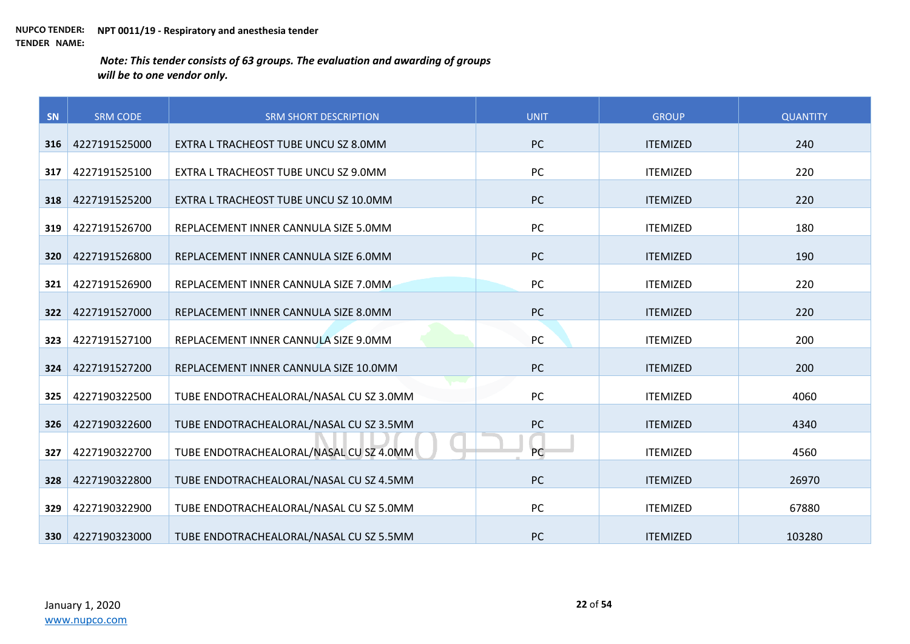**NUPCO TENDER:** **NPT 0011/19 - Respiratory and anesthesia tender**
**TENDER NAME:**

***Note: This tender consists of 63 groups. The evaluation and awarding of groups will be to one vendor only.***

| SN | SRM CODE | SRM SHORT DESCRIPTION | UNIT | GROUP | QUANTITY |
|---|---|---|---|---|---|
| **316** | 4227191525000 | EXTRA L TRACHEOST TUBE UNCU SZ 8.0MM | PC | ITEMIZED | 240 |
| **317** | 4227191525100 | EXTRA L TRACHEOST TUBE UNCU SZ 9.0MM | PC | ITEMIZED | 220 |
| **318** | 4227191525200 | EXTRA L TRACHEOST TUBE UNCU SZ 10.0MM | PC | ITEMIZED | 220 |
| **319** | 4227191526700 | REPLACEMENT INNER CANNULA SIZE 5.0MM | PC | ITEMIZED | 180 |
| **320** | 4227191526800 | REPLACEMENT INNER CANNULA SIZE 6.0MM | PC | ITEMIZED | 190 |
| **321** | 4227191526900 | REPLACEMENT INNER CANNULA SIZE 7.0MM | PC | ITEMIZED | 220 |
| **322** | 4227191527000 | REPLACEMENT INNER CANNULA SIZE 8.0MM | PC | ITEMIZED | 220 |
| **323** | 4227191527100 | REPLACEMENT INNER CANNULA SIZE 9.0MM | PC | ITEMIZED | 200 |
| **324** | 4227191527200 | REPLACEMENT INNER CANNULA SIZE 10.0MM | PC | ITEMIZED | 200 |
| **325** | 4227190322500 | TUBE ENDOTRACHEALORAL/NASAL CU SZ 3.0MM | PC | ITEMIZED | 4060 |
| **326** | 4227190322600 | TUBE ENDOTRACHEALORAL/NASAL CU SZ 3.5MM | PC | ITEMIZED | 4340 |
| **327** | 4227190322700 | TUBE ENDOTRACHEALORAL/NASAL CU SZ 4.0MM | PC | ITEMIZED | 4560 |
| **328** | 4227190322800 | TUBE ENDOTRACHEALORAL/NASAL CU SZ 4.5MM | PC | ITEMIZED | 26970 |
| **329** | 4227190322900 | TUBE ENDOTRACHEALORAL/NASAL CU SZ 5.0MM | PC | ITEMIZED | 67880 |
| **330** | 4227190323000 | TUBE ENDOTRACHEALORAL/NASAL CU SZ 5.5MM | PC | ITEMIZED | 103280 |

January 1, 2020
www.nupco.com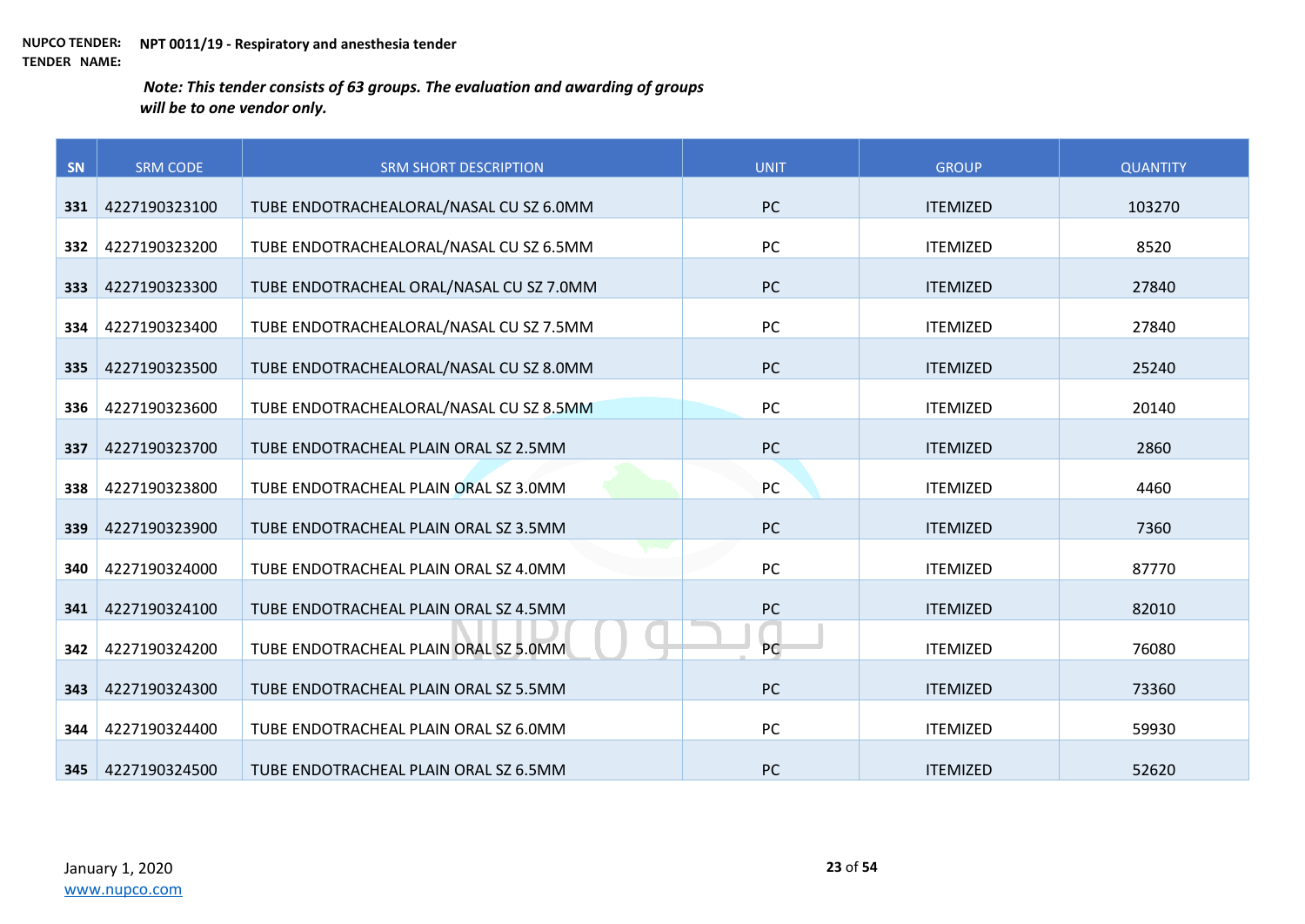**NUPCO TENDER: NPT 0011/19 - Respiratory and anesthesia tender**
**TENDER NAME:**

***Note: This tender consists of 63 groups. The evaluation and awarding of groups will be to one vendor only.***

| SN | SRM CODE | SRM SHORT DESCRIPTION | UNIT | GROUP | QUANTITY |
|---|---|---|---|---|---|
| 331 | 4227190323100 | TUBE ENDOTRACHEALORAL/NASAL CU SZ 6.0MM | PC | ITEMIZED | 103270 |
| 332 | 4227190323200 | TUBE ENDOTRACHEALORAL/NASAL CU SZ 6.5MM | PC | ITEMIZED | 8520 |
| 333 | 4227190323300 | TUBE ENDOTRACHEAL ORAL/NASAL CU SZ 7.0MM | PC | ITEMIZED | 27840 |
| 334 | 4227190323400 | TUBE ENDOTRACHEALORAL/NASAL CU SZ 7.5MM | PC | ITEMIZED | 27840 |
| 335 | 4227190323500 | TUBE ENDOTRACHEALORAL/NASAL CU SZ 8.0MM | PC | ITEMIZED | 25240 |
| 336 | 4227190323600 | TUBE ENDOTRACHEALORAL/NASAL CU SZ 8.5MM | PC | ITEMIZED | 20140 |
| 337 | 4227190323700 | TUBE ENDOTRACHEAL PLAIN ORAL SZ 2.5MM | PC | ITEMIZED | 2860 |
| 338 | 4227190323800 | TUBE ENDOTRACHEAL PLAIN ORAL SZ 3.0MM | PC | ITEMIZED | 4460 |
| 339 | 4227190323900 | TUBE ENDOTRACHEAL PLAIN ORAL SZ 3.5MM | PC | ITEMIZED | 7360 |
| 340 | 4227190324000 | TUBE ENDOTRACHEAL PLAIN ORAL SZ 4.0MM | PC | ITEMIZED | 87770 |
| 341 | 4227190324100 | TUBE ENDOTRACHEAL PLAIN ORAL SZ 4.5MM | PC | ITEMIZED | 82010 |
| 342 | 4227190324200 | TUBE ENDOTRACHEAL PLAIN ORAL SZ 5.0MM | PC | ITEMIZED | 76080 |
| 343 | 4227190324300 | TUBE ENDOTRACHEAL PLAIN ORAL SZ 5.5MM | PC | ITEMIZED | 73360 |
| 344 | 4227190324400 | TUBE ENDOTRACHEAL PLAIN ORAL SZ 6.0MM | PC | ITEMIZED | 59930 |
| 345 | 4227190324500 | TUBE ENDOTRACHEAL PLAIN ORAL SZ 6.5MM | PC | ITEMIZED | 52620 |

January 1, 2020
www.nupco.com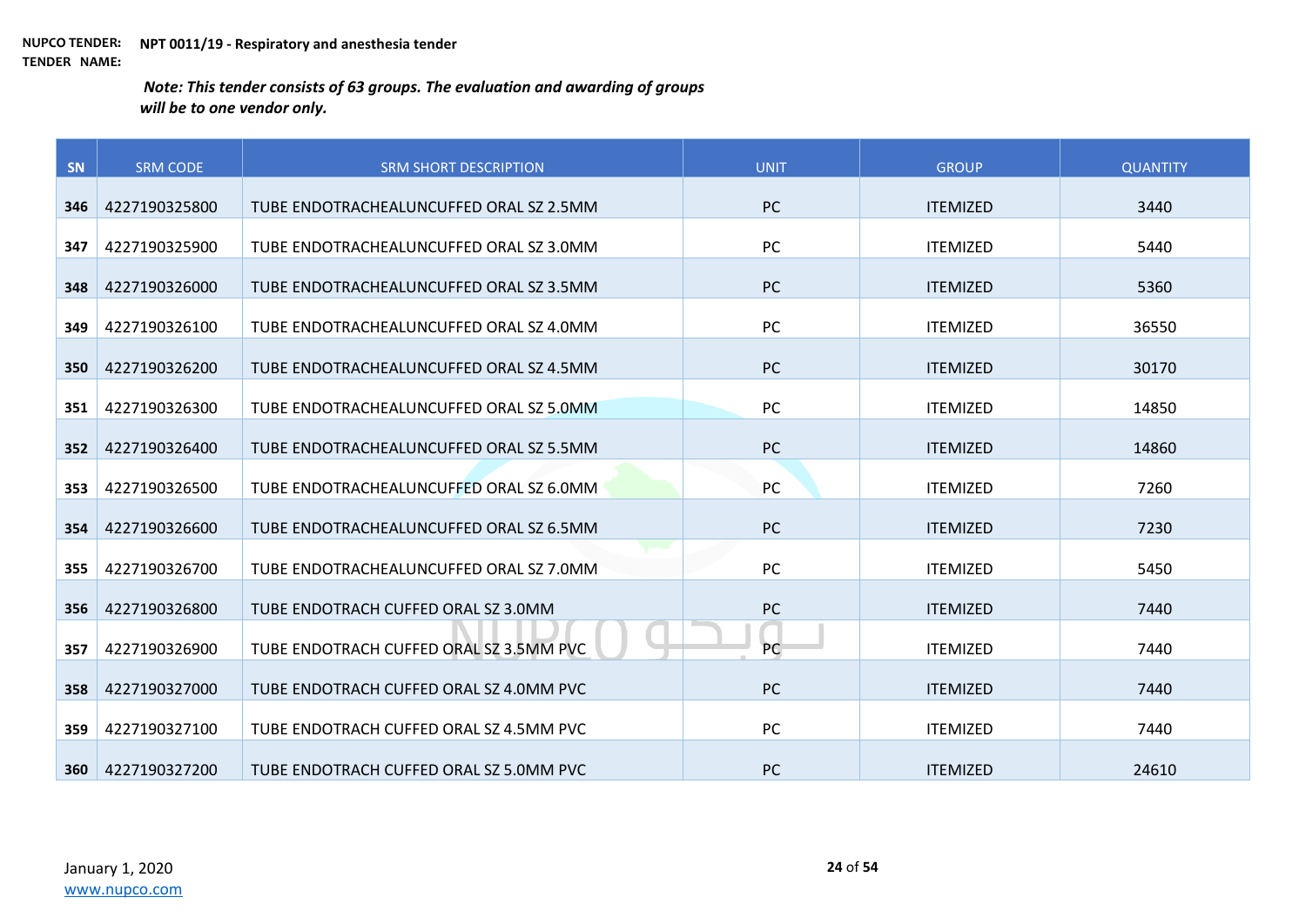**NUPCO TENDER: TENDER NAME:** **NPT 0011/19 - Respiratory and anesthesia tender**

***Note: This tender consists of 63 groups. The evaluation and awarding of groups will be to one vendor only.***

| SN | SRM CODE | SRM SHORT DESCRIPTION | UNIT | GROUP | QUANTITY |
|---|---|---|---|---|---|
| 346 | 4227190325800 | TUBE ENDOTRACHEALUNCUFFED ORAL SZ 2.5MM | PC | ITEMIZED | 3440 |
| 347 | 4227190325900 | TUBE ENDOTRACHEALUNCUFFED ORAL SZ 3.0MM | PC | ITEMIZED | 5440 |
| 348 | 4227190326000 | TUBE ENDOTRACHEALUNCUFFED ORAL SZ 3.5MM | PC | ITEMIZED | 5360 |
| 349 | 4227190326100 | TUBE ENDOTRACHEALUNCUFFED ORAL SZ 4.0MM | PC | ITEMIZED | 36550 |
| 350 | 4227190326200 | TUBE ENDOTRACHEALUNCUFFED ORAL SZ 4.5MM | PC | ITEMIZED | 30170 |
| 351 | 4227190326300 | TUBE ENDOTRACHEALUNCUFFED ORAL SZ 5.0MM | PC | ITEMIZED | 14850 |
| 352 | 4227190326400 | TUBE ENDOTRACHEALUNCUFFED ORAL SZ 5.5MM | PC | ITEMIZED | 14860 |
| 353 | 4227190326500 | TUBE ENDOTRACHEALUNCUFFED ORAL SZ 6.0MM | PC | ITEMIZED | 7260 |
| 354 | 4227190326600 | TUBE ENDOTRACHEALUNCUFFED ORAL SZ 6.5MM | PC | ITEMIZED | 7230 |
| 355 | 4227190326700 | TUBE ENDOTRACHEALUNCUFFED ORAL SZ 7.0MM | PC | ITEMIZED | 5450 |
| 356 | 4227190326800 | TUBE ENDOTRACH CUFFED ORAL SZ 3.0MM | PC | ITEMIZED | 7440 |
| 357 | 4227190326900 | TUBE ENDOTRACH CUFFED ORAL SZ 3.5MM PVC | PC | ITEMIZED | 7440 |
| 358 | 4227190327000 | TUBE ENDOTRACH CUFFED ORAL SZ 4.0MM PVC | PC | ITEMIZED | 7440 |
| 359 | 4227190327100 | TUBE ENDOTRACH CUFFED ORAL SZ 4.5MM PVC | PC | ITEMIZED | 7440 |
| 360 | 4227190327200 | TUBE ENDOTRACH CUFFED ORAL SZ 5.0MM PVC | PC | ITEMIZED | 24610 |

January 1, 2020
www.nupco.com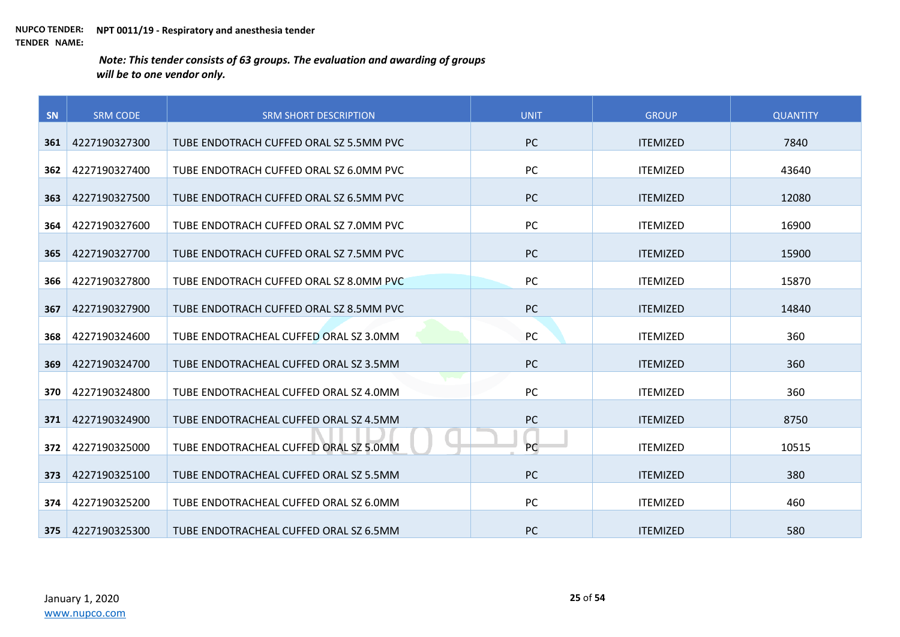**NUPCO TENDER:** **NPT 0011/19 - Respiratory and anesthesia tender**
**TENDER NAME:**

***Note: This tender consists of 63 groups. The evaluation and awarding of groups will be to one vendor only.***

| SN | SRM CODE | SRM SHORT DESCRIPTION | UNIT | GROUP | QUANTITY |
|---|---|---|---|---|---|
| **361** | 4227190327300 | TUBE ENDOTRACH CUFFED ORAL SZ 5.5MM PVC | PC | ITEMIZED | 7840 |
| **362** | 4227190327400 | TUBE ENDOTRACH CUFFED ORAL SZ 6.0MM PVC | PC | ITEMIZED | 43640 |
| **363** | 4227190327500 | TUBE ENDOTRACH CUFFED ORAL SZ 6.5MM PVC | PC | ITEMIZED | 12080 |
| **364** | 4227190327600 | TUBE ENDOTRACH CUFFED ORAL SZ 7.0MM PVC | PC | ITEMIZED | 16900 |
| **365** | 4227190327700 | TUBE ENDOTRACH CUFFED ORAL SZ 7.5MM PVC | PC | ITEMIZED | 15900 |
| **366** | 4227190327800 | TUBE ENDOTRACH CUFFED ORAL SZ 8.0MM PVC | PC | ITEMIZED | 15870 |
| **367** | 4227190327900 | TUBE ENDOTRACH CUFFED ORAL SZ 8.5MM PVC | PC | ITEMIZED | 14840 |
| **368** | 4227190324600 | TUBE ENDOTRACHEAL CUFFED ORAL SZ 3.0MM | PC | ITEMIZED | 360 |
| **369** | 4227190324700 | TUBE ENDOTRACHEAL CUFFED ORAL SZ 3.5MM | PC | ITEMIZED | 360 |
| **370** | 4227190324800 | TUBE ENDOTRACHEAL CUFFED ORAL SZ 4.0MM | PC | ITEMIZED | 360 |
| **371** | 4227190324900 | TUBE ENDOTRACHEAL CUFFED ORAL SZ 4.5MM | PC | ITEMIZED | 8750 |
| **372** | 4227190325000 | TUBE ENDOTRACHEAL CUFFED ORAL SZ 5.0MM | PC | ITEMIZED | 10515 |
| **373** | 4227190325100 | TUBE ENDOTRACHEAL CUFFED ORAL SZ 5.5MM | PC | ITEMIZED | 380 |
| **374** | 4227190325200 | TUBE ENDOTRACHEAL CUFFED ORAL SZ 6.0MM | PC | ITEMIZED | 460 |
| **375** | 4227190325300 | TUBE ENDOTRACHEAL CUFFED ORAL SZ 6.5MM | PC | ITEMIZED | 580 |

January 1, 2020
www.nupco.com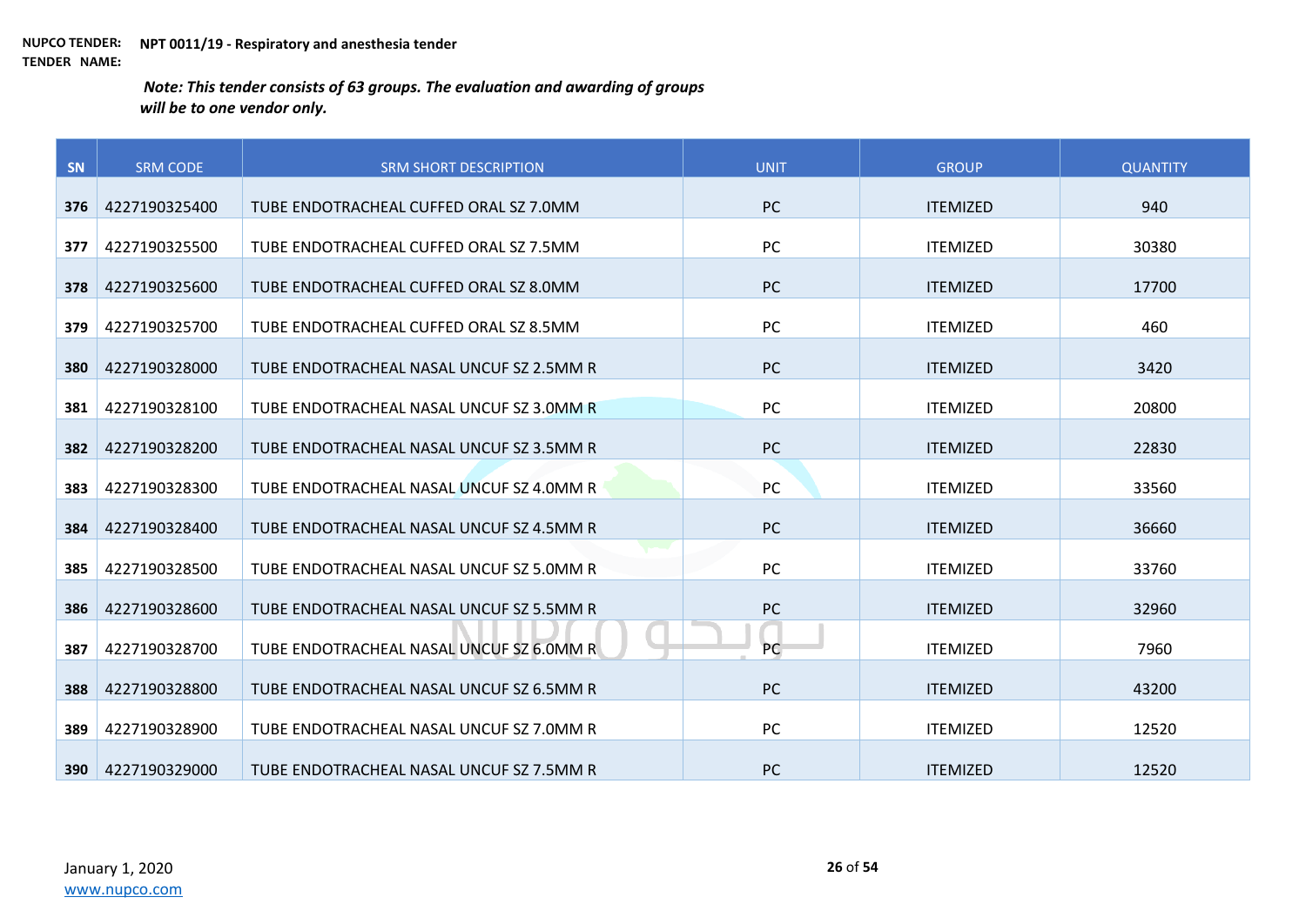**NUPCO TENDER:** **NPT 0011/19 - Respiratory and anesthesia tender**
**TENDER NAME:**

***Note: This tender consists of 63 groups. The evaluation and awarding of groups will be to one vendor only.***

| SN | SRM CODE | SRM SHORT DESCRIPTION | UNIT | GROUP | QUANTITY |
|---|---|---|---|---|---|
| 376 | 4227190325400 | TUBE ENDOTRACHEAL CUFFED ORAL SZ 7.0MM | PC | ITEMIZED | 940 |
| 377 | 4227190325500 | TUBE ENDOTRACHEAL CUFFED ORAL SZ 7.5MM | PC | ITEMIZED | 30380 |
| 378 | 4227190325600 | TUBE ENDOTRACHEAL CUFFED ORAL SZ 8.0MM | PC | ITEMIZED | 17700 |
| 379 | 4227190325700 | TUBE ENDOTRACHEAL CUFFED ORAL SZ 8.5MM | PC | ITEMIZED | 460 |
| 380 | 4227190328000 | TUBE ENDOTRACHEAL NASAL UNCUF SZ 2.5MM R | PC | ITEMIZED | 3420 |
| 381 | 4227190328100 | TUBE ENDOTRACHEAL NASAL UNCUF SZ 3.0MM R | PC | ITEMIZED | 20800 |
| 382 | 4227190328200 | TUBE ENDOTRACHEAL NASAL UNCUF SZ 3.5MM R | PC | ITEMIZED | 22830 |
| 383 | 4227190328300 | TUBE ENDOTRACHEAL NASAL UNCUF SZ 4.0MM R | PC | ITEMIZED | 33560 |
| 384 | 4227190328400 | TUBE ENDOTRACHEAL NASAL UNCUF SZ 4.5MM R | PC | ITEMIZED | 36660 |
| 385 | 4227190328500 | TUBE ENDOTRACHEAL NASAL UNCUF SZ 5.0MM R | PC | ITEMIZED | 33760 |
| 386 | 4227190328600 | TUBE ENDOTRACHEAL NASAL UNCUF SZ 5.5MM R | PC | ITEMIZED | 32960 |
| 387 | 4227190328700 | TUBE ENDOTRACHEAL NASAL UNCUF SZ 6.0MM R | PC | ITEMIZED | 7960 |
| 388 | 4227190328800 | TUBE ENDOTRACHEAL NASAL UNCUF SZ 6.5MM R | PC | ITEMIZED | 43200 |
| 389 | 4227190328900 | TUBE ENDOTRACHEAL NASAL UNCUF SZ 7.0MM R | PC | ITEMIZED | 12520 |
| 390 | 4227190329000 | TUBE ENDOTRACHEAL NASAL UNCUF SZ 7.5MM R | PC | ITEMIZED | 12520 |

January 1, 2020
www.nupco.com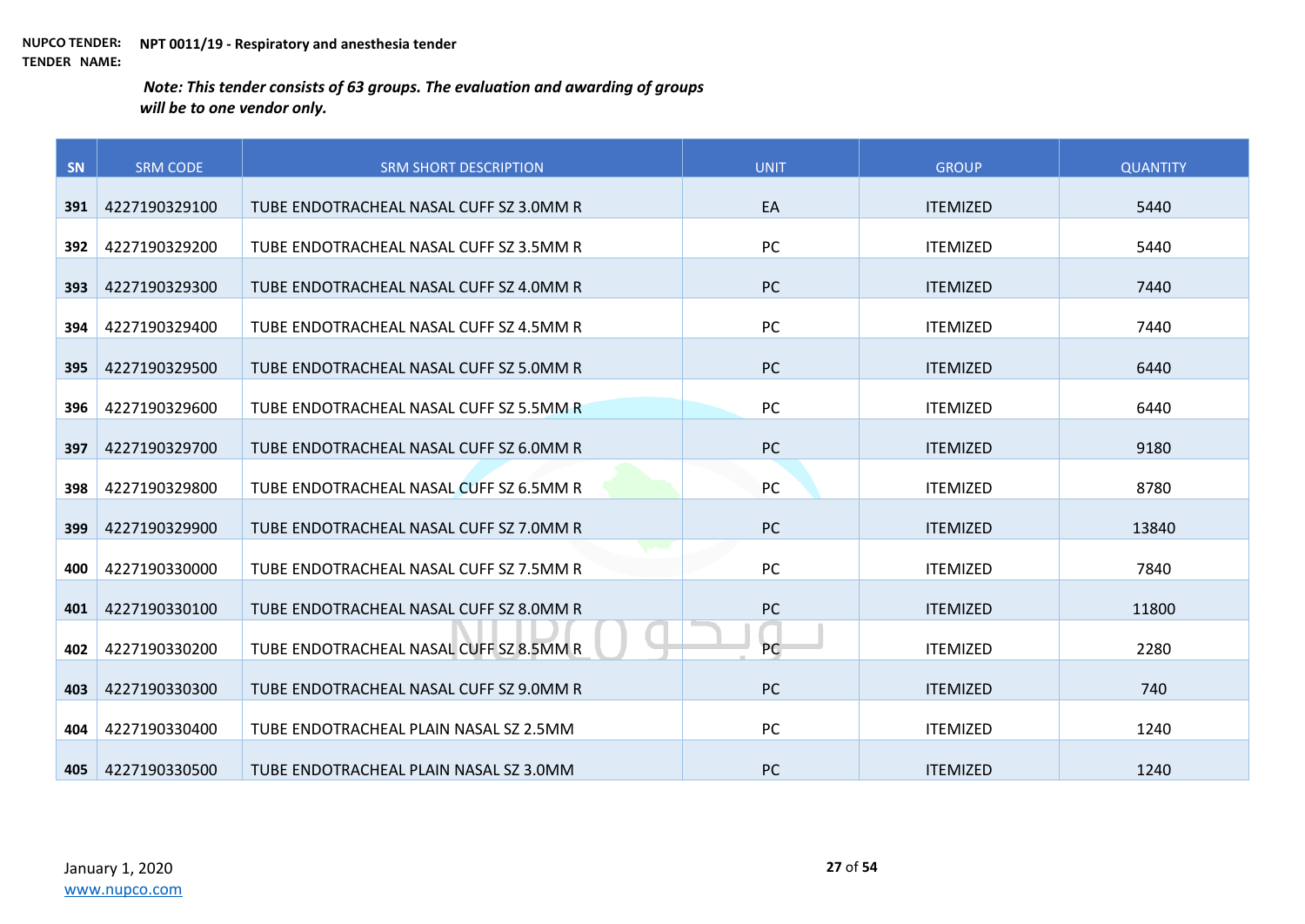**NUPCO TENDER:** **NPT 0011/19 - Respiratory and anesthesia tender**
**TENDER NAME:**

***Note: This tender consists of 63 groups. The evaluation and awarding of groups will be to one vendor only.***

| SN | SRM CODE | SRM SHORT DESCRIPTION | UNIT | GROUP | QUANTITY |
|---|---|---|---|---|---|
| 391 | 4227190329100 | TUBE ENDOTRACHEAL NASAL CUFF SZ 3.0MM R | EA | ITEMIZED | 5440 |
| 392 | 4227190329200 | TUBE ENDOTRACHEAL NASAL CUFF SZ 3.5MM R | PC | ITEMIZED | 5440 |
| 393 | 4227190329300 | TUBE ENDOTRACHEAL NASAL CUFF SZ 4.0MM R | PC | ITEMIZED | 7440 |
| 394 | 4227190329400 | TUBE ENDOTRACHEAL NASAL CUFF SZ 4.5MM R | PC | ITEMIZED | 7440 |
| 395 | 4227190329500 | TUBE ENDOTRACHEAL NASAL CUFF SZ 5.0MM R | PC | ITEMIZED | 6440 |
| 396 | 4227190329600 | TUBE ENDOTRACHEAL NASAL CUFF SZ 5.5MM R | PC | ITEMIZED | 6440 |
| 397 | 4227190329700 | TUBE ENDOTRACHEAL NASAL CUFF SZ 6.0MM R | PC | ITEMIZED | 9180 |
| 398 | 4227190329800 | TUBE ENDOTRACHEAL NASAL CUFF SZ 6.5MM R | PC | ITEMIZED | 8780 |
| 399 | 4227190329900 | TUBE ENDOTRACHEAL NASAL CUFF SZ 7.0MM R | PC | ITEMIZED | 13840 |
| 400 | 4227190330000 | TUBE ENDOTRACHEAL NASAL CUFF SZ 7.5MM R | PC | ITEMIZED | 7840 |
| 401 | 4227190330100 | TUBE ENDOTRACHEAL NASAL CUFF SZ 8.0MM R | PC | ITEMIZED | 11800 |
| 402 | 4227190330200 | TUBE ENDOTRACHEAL NASAL CUFF SZ 8.5MM R | PC | ITEMIZED | 2280 |
| 403 | 4227190330300 | TUBE ENDOTRACHEAL NASAL CUFF SZ 9.0MM R | PC | ITEMIZED | 740 |
| 404 | 4227190330400 | TUBE ENDOTRACHEAL PLAIN NASAL SZ 2.5MM | PC | ITEMIZED | 1240 |
| 405 | 4227190330500 | TUBE ENDOTRACHEAL PLAIN NASAL SZ 3.0MM | PC | ITEMIZED | 1240 |

January 1, 2020
www.nupco.com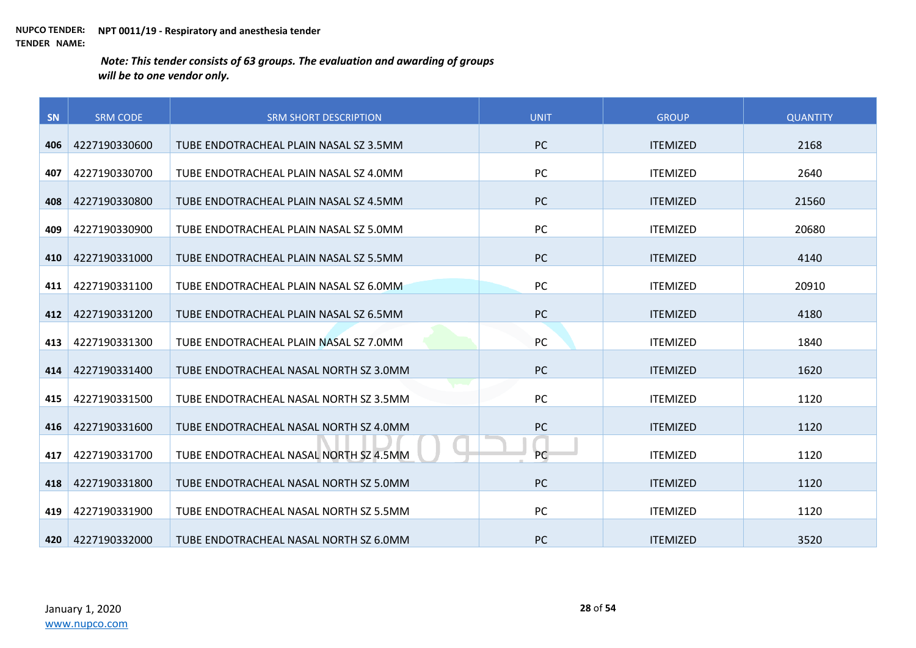**NUPCO TENDER:** **NPT 0011/19 - Respiratory and anesthesia tender**
**TENDER NAME:**

***Note: This tender consists of 63 groups. The evaluation and awarding of groups will be to one vendor only.***

| SN | SRM CODE | SRM SHORT DESCRIPTION | UNIT | GROUP | QUANTITY |
|---|---|---|---|---|---|
| 406 | 4227190330600 | TUBE ENDOTRACHEAL PLAIN NASAL SZ 3.5MM | PC | ITEMIZED | 2168 |
| 407 | 4227190330700 | TUBE ENDOTRACHEAL PLAIN NASAL SZ 4.0MM | PC | ITEMIZED | 2640 |
| 408 | 4227190330800 | TUBE ENDOTRACHEAL PLAIN NASAL SZ 4.5MM | PC | ITEMIZED | 21560 |
| 409 | 4227190330900 | TUBE ENDOTRACHEAL PLAIN NASAL SZ 5.0MM | PC | ITEMIZED | 20680 |
| 410 | 4227190331000 | TUBE ENDOTRACHEAL PLAIN NASAL SZ 5.5MM | PC | ITEMIZED | 4140 |
| 411 | 4227190331100 | TUBE ENDOTRACHEAL PLAIN NASAL SZ 6.0MM | PC | ITEMIZED | 20910 |
| 412 | 4227190331200 | TUBE ENDOTRACHEAL PLAIN NASAL SZ 6.5MM | PC | ITEMIZED | 4180 |
| 413 | 4227190331300 | TUBE ENDOTRACHEAL PLAIN NASAL SZ 7.0MM | PC | ITEMIZED | 1840 |
| 414 | 4227190331400 | TUBE ENDOTRACHEAL NASAL NORTH SZ 3.0MM | PC | ITEMIZED | 1620 |
| 415 | 4227190331500 | TUBE ENDOTRACHEAL NASAL NORTH SZ 3.5MM | PC | ITEMIZED | 1120 |
| 416 | 4227190331600 | TUBE ENDOTRACHEAL NASAL NORTH SZ 4.0MM | PC | ITEMIZED | 1120 |
| 417 | 4227190331700 | TUBE ENDOTRACHEAL NASAL NORTH SZ 4.5MM | PC | ITEMIZED | 1120 |
| 418 | 4227190331800 | TUBE ENDOTRACHEAL NASAL NORTH SZ 5.0MM | PC | ITEMIZED | 1120 |
| 419 | 4227190331900 | TUBE ENDOTRACHEAL NASAL NORTH SZ 5.5MM | PC | ITEMIZED | 1120 |
| 420 | 4227190332000 | TUBE ENDOTRACHEAL NASAL NORTH SZ 6.0MM | PC | ITEMIZED | 3520 |

January 1, 2020
www.nupco.com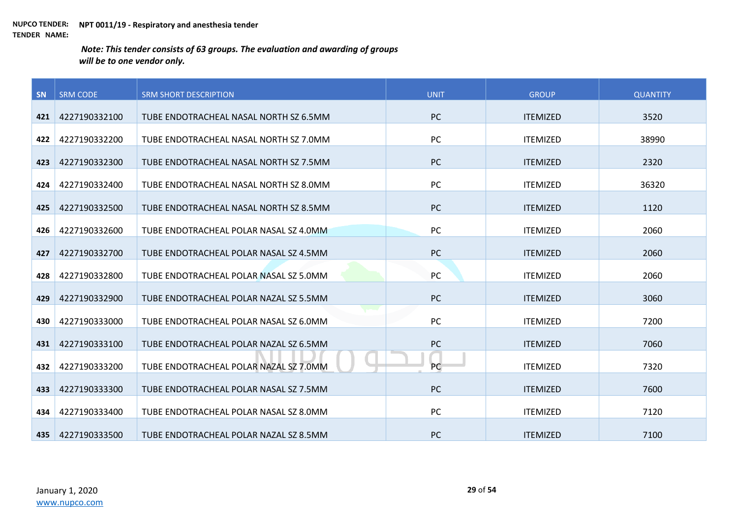**NUPCO TENDER:** **NPT 0011/19 - Respiratory and anesthesia tender**
**TENDER NAME:**

***Note: This tender consists of 63 groups. The evaluation and awarding of groups will be to one vendor only.***

| SN | SRM CODE | SRM SHORT DESCRIPTION | UNIT | GROUP | QUANTITY |
|---|---|---|---|---|---|
| 421 | 4227190332100 | TUBE ENDOTRACHEAL NASAL NORTH SZ 6.5MM | PC | ITEMIZED | 3520 |
| 422 | 4227190332200 | TUBE ENDOTRACHEAL NASAL NORTH SZ 7.0MM | PC | ITEMIZED | 38990 |
| 423 | 4227190332300 | TUBE ENDOTRACHEAL NASAL NORTH SZ 7.5MM | PC | ITEMIZED | 2320 |
| 424 | 4227190332400 | TUBE ENDOTRACHEAL NASAL NORTH SZ 8.0MM | PC | ITEMIZED | 36320 |
| 425 | 4227190332500 | TUBE ENDOTRACHEAL NASAL NORTH SZ 8.5MM | PC | ITEMIZED | 1120 |
| 426 | 4227190332600 | TUBE ENDOTRACHEAL POLAR NASAL SZ 4.0MM | PC | ITEMIZED | 2060 |
| 427 | 4227190332700 | TUBE ENDOTRACHEAL POLAR NASAL SZ 4.5MM | PC | ITEMIZED | 2060 |
| 428 | 4227190332800 | TUBE ENDOTRACHEAL POLAR NASAL SZ 5.0MM | PC | ITEMIZED | 2060 |
| 429 | 4227190332900 | TUBE ENDOTRACHEAL POLAR NAZAL SZ 5.5MM | PC | ITEMIZED | 3060 |
| 430 | 4227190333000 | TUBE ENDOTRACHEAL POLAR NASAL SZ 6.0MM | PC | ITEMIZED | 7200 |
| 431 | 4227190333100 | TUBE ENDOTRACHEAL POLAR NAZAL SZ 6.5MM | PC | ITEMIZED | 7060 |
| 432 | 4227190333200 | TUBE ENDOTRACHEAL POLAR NAZAL SZ 7.0MM | PC | ITEMIZED | 7320 |
| 433 | 4227190333300 | TUBE ENDOTRACHEAL POLAR NASAL SZ 7.5MM | PC | ITEMIZED | 7600 |
| 434 | 4227190333400 | TUBE ENDOTRACHEAL POLAR NASAL SZ 8.0MM | PC | ITEMIZED | 7120 |
| 435 | 4227190333500 | TUBE ENDOTRACHEAL POLAR NAZAL SZ 8.5MM | PC | ITEMIZED | 7100 |

January 1, 2020
www.nupco.com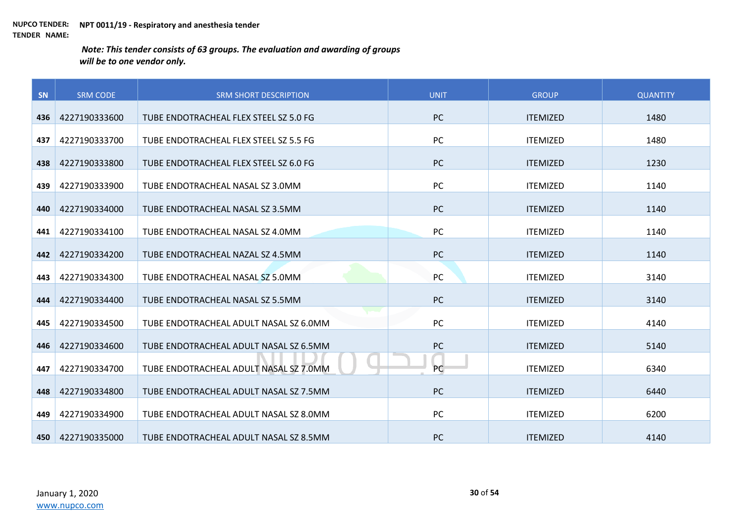**NUPCO TENDER: NPT 0011/19 - Respiratory and anesthesia tender**
**TENDER NAME:**

***Note: This tender consists of 63 groups. The evaluation and awarding of groups will be to one vendor only.***

| SN | SRM CODE | SRM SHORT DESCRIPTION | UNIT | GROUP | QUANTITY |
|---|---|---|---|---|---|
| 436 | 4227190333600 | TUBE ENDOTRACHEAL FLEX STEEL SZ 5.0 FG | PC | ITEMIZED | 1480 |
| 437 | 4227190333700 | TUBE ENDOTRACHEAL FLEX STEEL SZ 5.5 FG | PC | ITEMIZED | 1480 |
| 438 | 4227190333800 | TUBE ENDOTRACHEAL FLEX STEEL SZ 6.0 FG | PC | ITEMIZED | 1230 |
| 439 | 4227190333900 | TUBE ENDOTRACHEAL NASAL SZ 3.0MM | PC | ITEMIZED | 1140 |
| 440 | 4227190334000 | TUBE ENDOTRACHEAL NASAL SZ 3.5MM | PC | ITEMIZED | 1140 |
| 441 | 4227190334100 | TUBE ENDOTRACHEAL NASAL SZ 4.0MM | PC | ITEMIZED | 1140 |
| 442 | 4227190334200 | TUBE ENDOTRACHEAL NAZAL SZ 4.5MM | PC | ITEMIZED | 1140 |
| 443 | 4227190334300 | TUBE ENDOTRACHEAL NASAL SZ 5.0MM | PC | ITEMIZED | 3140 |
| 444 | 4227190334400 | TUBE ENDOTRACHEAL NASAL SZ 5.5MM | PC | ITEMIZED | 3140 |
| 445 | 4227190334500 | TUBE ENDOTRACHEAL ADULT NASAL SZ 6.0MM | PC | ITEMIZED | 4140 |
| 446 | 4227190334600 | TUBE ENDOTRACHEAL ADULT NASAL SZ 6.5MM | PC | ITEMIZED | 5140 |
| 447 | 4227190334700 | TUBE ENDOTRACHEAL ADULT NASAL SZ 7.0MM | PC | ITEMIZED | 6340 |
| 448 | 4227190334800 | TUBE ENDOTRACHEAL ADULT NASAL SZ 7.5MM | PC | ITEMIZED | 6440 |
| 449 | 4227190334900 | TUBE ENDOTRACHEAL ADULT NASAL SZ 8.0MM | PC | ITEMIZED | 6200 |
| 450 | 4227190335000 | TUBE ENDOTRACHEAL ADULT NASAL SZ 8.5MM | PC | ITEMIZED | 4140 |

January 1, 2020
www.nupco.com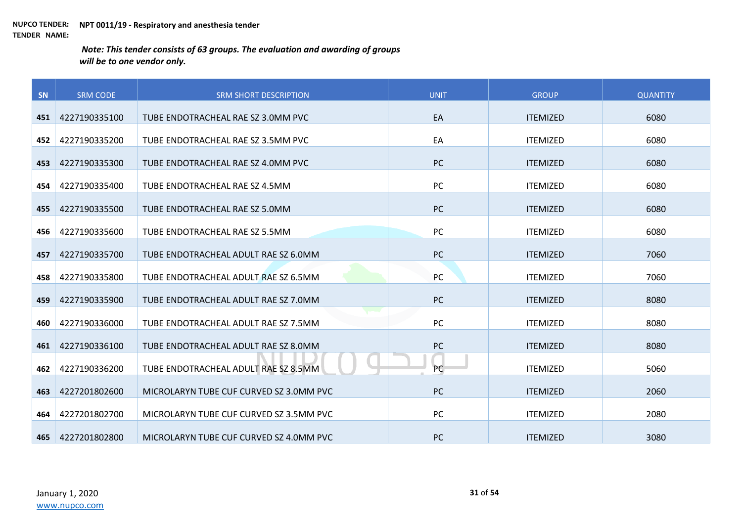**NUPCO TENDER:** **NPT 0011/19 - Respiratory and anesthesia tender**
**TENDER NAME:**

***Note: This tender consists of 63 groups. The evaluation and awarding of groups will be to one vendor only.***

| SN | SRM CODE | SRM SHORT DESCRIPTION | UNIT | GROUP | QUANTITY |
|---|---|---|---|---|---|
| 451 | 4227190335100 | TUBE ENDOTRACHEAL RAE SZ 3.0MM PVC | EA | ITEMIZED | 6080 |
| 452 | 4227190335200 | TUBE ENDOTRACHEAL RAE SZ 3.5MM PVC | EA | ITEMIZED | 6080 |
| 453 | 4227190335300 | TUBE ENDOTRACHEAL RAE SZ 4.0MM PVC | PC | ITEMIZED | 6080 |
| 454 | 4227190335400 | TUBE ENDOTRACHEAL RAE SZ 4.5MM | PC | ITEMIZED | 6080 |
| 455 | 4227190335500 | TUBE ENDOTRACHEAL RAE SZ 5.0MM | PC | ITEMIZED | 6080 |
| 456 | 4227190335600 | TUBE ENDOTRACHEAL RAE SZ 5.5MM | PC | ITEMIZED | 6080 |
| 457 | 4227190335700 | TUBE ENDOTRACHEAL ADULT RAE SZ 6.0MM | PC | ITEMIZED | 7060 |
| 458 | 4227190335800 | TUBE ENDOTRACHEAL ADULT RAE SZ 6.5MM | PC | ITEMIZED | 7060 |
| 459 | 4227190335900 | TUBE ENDOTRACHEAL ADULT RAE SZ 7.0MM | PC | ITEMIZED | 8080 |
| 460 | 4227190336000 | TUBE ENDOTRACHEAL ADULT RAE SZ 7.5MM | PC | ITEMIZED | 8080 |
| 461 | 4227190336100 | TUBE ENDOTRACHEAL ADULT RAE SZ 8.0MM | PC | ITEMIZED | 8080 |
| 462 | 4227190336200 | TUBE ENDOTRACHEAL ADULT RAE SZ 8.5MM | PC | ITEMIZED | 5060 |
| 463 | 4227201802600 | MICROLARYN TUBE CUF CURVED SZ 3.0MM PVC | PC | ITEMIZED | 2060 |
| 464 | 4227201802700 | MICROLARYN TUBE CUF CURVED SZ 3.5MM PVC | PC | ITEMIZED | 2080 |
| 465 | 4227201802800 | MICROLARYN TUBE CUF CURVED SZ 4.0MM PVC | PC | ITEMIZED | 3080 |

January 1, 2020
www.nupco.com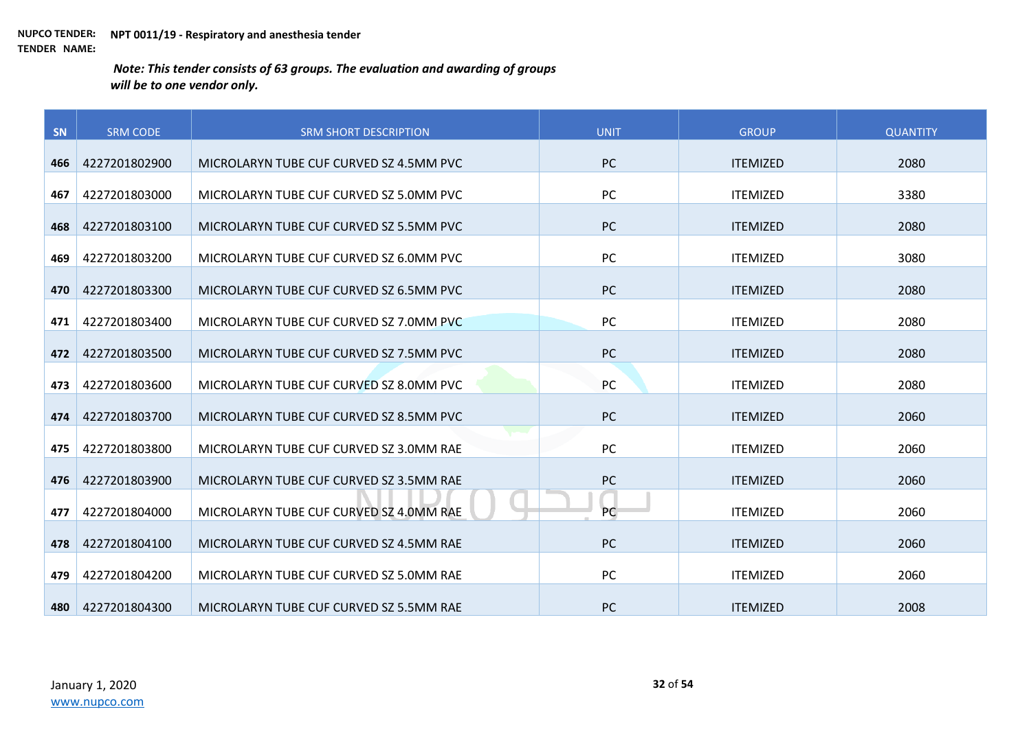**NUPCO TENDER: NPT 0011/19 - Respiratory and anesthesia tender**
**TENDER NAME:**

***Note: This tender consists of 63 groups. The evaluation and awarding of groups will be to one vendor only.***

| SN | SRM CODE | SRM SHORT DESCRIPTION | UNIT | GROUP | QUANTITY |
|---|---|---|---|---|---|
| 466 | 4227201802900 | MICROLARYN TUBE CUF CURVED SZ 4.5MM PVC | PC | ITEMIZED | 2080 |
| 467 | 4227201803000 | MICROLARYN TUBE CUF CURVED SZ 5.0MM PVC | PC | ITEMIZED | 3380 |
| 468 | 4227201803100 | MICROLARYN TUBE CUF CURVED SZ 5.5MM PVC | PC | ITEMIZED | 2080 |
| 469 | 4227201803200 | MICROLARYN TUBE CUF CURVED SZ 6.0MM PVC | PC | ITEMIZED | 3080 |
| 470 | 4227201803300 | MICROLARYN TUBE CUF CURVED SZ 6.5MM PVC | PC | ITEMIZED | 2080 |
| 471 | 4227201803400 | MICROLARYN TUBE CUF CURVED SZ 7.0MM PVC | PC | ITEMIZED | 2080 |
| 472 | 4227201803500 | MICROLARYN TUBE CUF CURVED SZ 7.5MM PVC | PC | ITEMIZED | 2080 |
| 473 | 4227201803600 | MICROLARYN TUBE CUF CURVED SZ 8.0MM PVC | PC | ITEMIZED | 2080 |
| 474 | 4227201803700 | MICROLARYN TUBE CUF CURVED SZ 8.5MM PVC | PC | ITEMIZED | 2060 |
| 475 | 4227201803800 | MICROLARYN TUBE CUF CURVED SZ 3.0MM RAE | PC | ITEMIZED | 2060 |
| 476 | 4227201803900 | MICROLARYN TUBE CUF CURVED SZ 3.5MM RAE | PC | ITEMIZED | 2060 |
| 477 | 4227201804000 | MICROLARYN TUBE CUF CURVED SZ 4.0MM RAE | PC | ITEMIZED | 2060 |
| 478 | 4227201804100 | MICROLARYN TUBE CUF CURVED SZ 4.5MM RAE | PC | ITEMIZED | 2060 |
| 479 | 4227201804200 | MICROLARYN TUBE CUF CURVED SZ 5.0MM RAE | PC | ITEMIZED | 2060 |
| 480 | 4227201804300 | MICROLARYN TUBE CUF CURVED SZ 5.5MM RAE | PC | ITEMIZED | 2008 |

January 1, 2020
www.nupco.com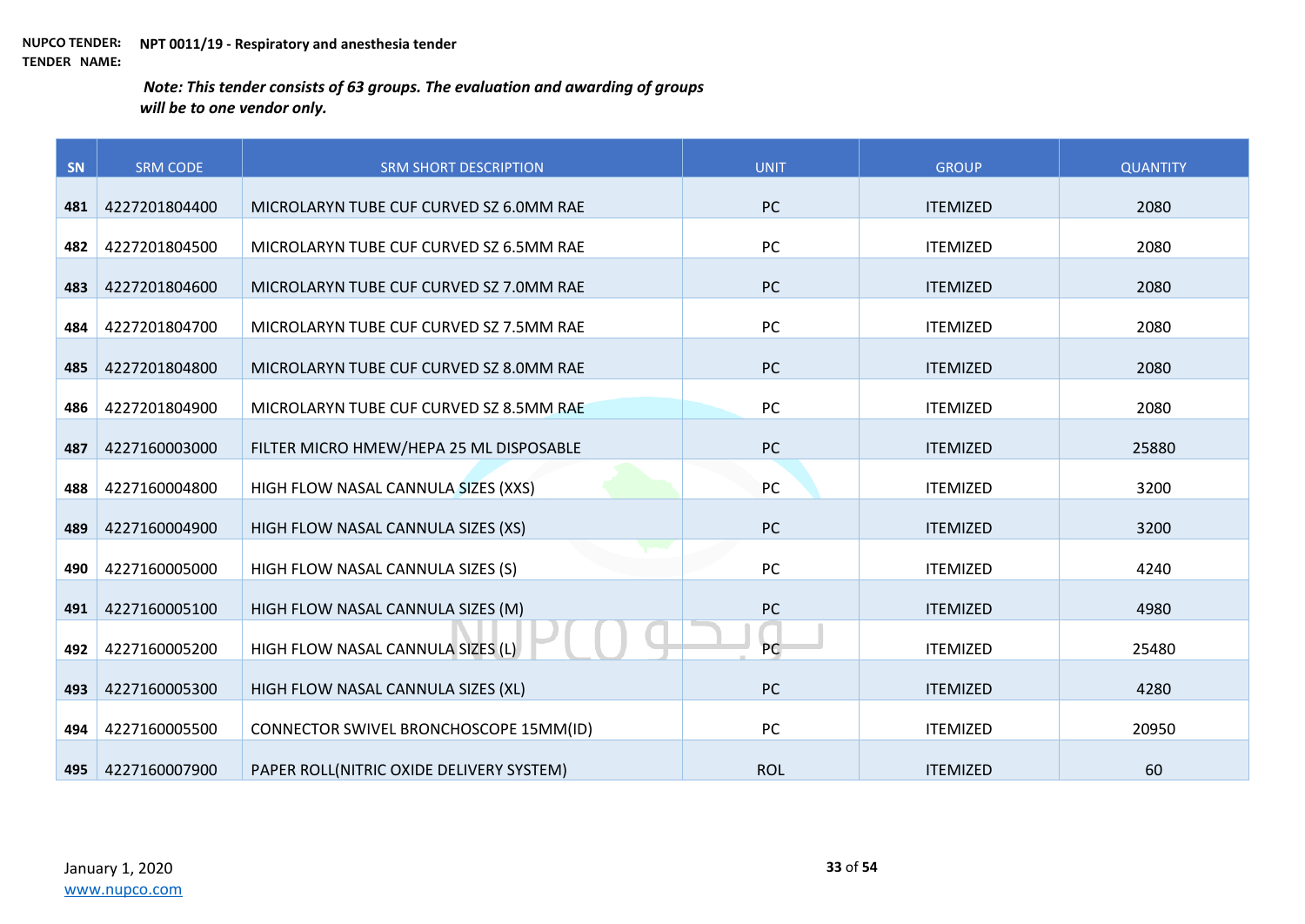**NUPCO TENDER:** **NPT 0011/19 - Respiratory and anesthesia tender**
**TENDER NAME:**

***Note: This tender consists of 63 groups. The evaluation and awarding of groups will be to one vendor only.***

| SN | SRM CODE | SRM SHORT DESCRIPTION | UNIT | GROUP | QUANTITY |
|---|---|---|---|---|---|
| 481 | 4227201804400 | MICROLARYN TUBE CUF CURVED SZ 6.0MM RAE | PC | ITEMIZED | 2080 |
| 482 | 4227201804500 | MICROLARYN TUBE CUF CURVED SZ 6.5MM RAE | PC | ITEMIZED | 2080 |
| 483 | 4227201804600 | MICROLARYN TUBE CUF CURVED SZ 7.0MM RAE | PC | ITEMIZED | 2080 |
| 484 | 4227201804700 | MICROLARYN TUBE CUF CURVED SZ 7.5MM RAE | PC | ITEMIZED | 2080 |
| 485 | 4227201804800 | MICROLARYN TUBE CUF CURVED SZ 8.0MM RAE | PC | ITEMIZED | 2080 |
| 486 | 4227201804900 | MICROLARYN TUBE CUF CURVED SZ 8.5MM RAE | PC | ITEMIZED | 2080 |
| 487 | 4227160003000 | FILTER MICRO HMEW/HEPA 25 ML DISPOSABLE | PC | ITEMIZED | 25880 |
| 488 | 4227160004800 | HIGH FLOW NASAL CANNULA SIZES (XXS) | PC | ITEMIZED | 3200 |
| 489 | 4227160004900 | HIGH FLOW NASAL CANNULA SIZES (XS) | PC | ITEMIZED | 3200 |
| 490 | 4227160005000 | HIGH FLOW NASAL CANNULA SIZES (S) | PC | ITEMIZED | 4240 |
| 491 | 4227160005100 | HIGH FLOW NASAL CANNULA SIZES (M) | PC | ITEMIZED | 4980 |
| 492 | 4227160005200 | HIGH FLOW NASAL CANNULA SIZES (L) | PC | ITEMIZED | 25480 |
| 493 | 4227160005300 | HIGH FLOW NASAL CANNULA SIZES (XL) | PC | ITEMIZED | 4280 |
| 494 | 4227160005500 | CONNECTOR SWIVEL BRONCHOSCOPE 15MM(ID) | PC | ITEMIZED | 20950 |
| 495 | 4227160007900 | PAPER ROLL(NITRIC OXIDE DELIVERY SYSTEM) | ROL | ITEMIZED | 60 |

January 1, 2020
www.nupco.com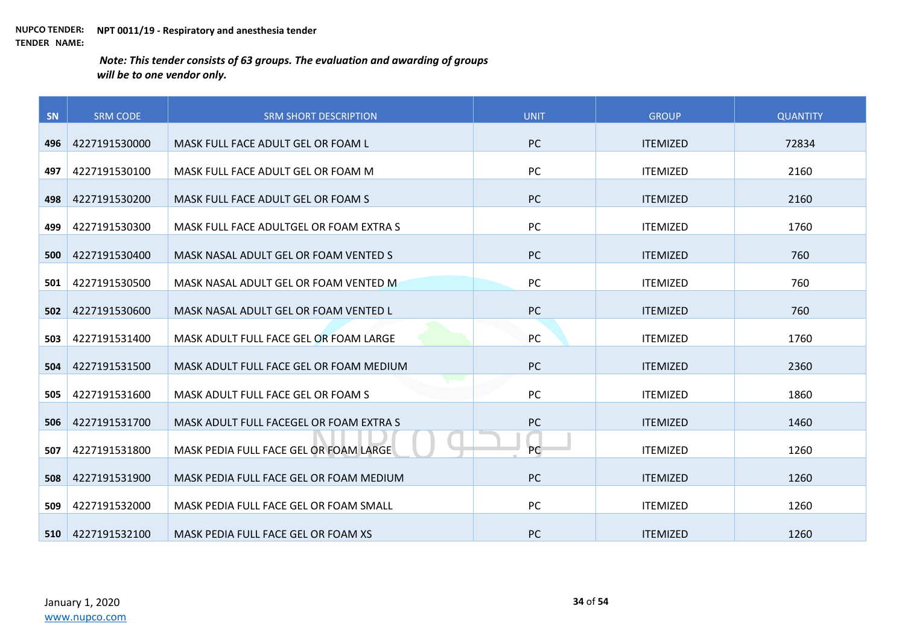**NUPCO TENDER:** NPT 0011/19 - Respiratory and anesthesia tender

**TENDER NAME:**

***Note: This tender consists of 63 groups. The evaluation and awarding of groups will be to one vendor only.***

| SN | SRM CODE | SRM SHORT DESCRIPTION | UNIT | GROUP | QUANTITY |
|---|---|---|---|---|---|
| 496 | 4227191530000 | MASK FULL FACE ADULT GEL OR FOAM L | PC | ITEMIZED | 72834 |
| 497 | 4227191530100 | MASK FULL FACE ADULT GEL OR FOAM M | PC | ITEMIZED | 2160 |
| 498 | 4227191530200 | MASK FULL FACE ADULT GEL OR FOAM S | PC | ITEMIZED | 2160 |
| 499 | 4227191530300 | MASK FULL FACE ADULTGEL OR FOAM EXTRA S | PC | ITEMIZED | 1760 |
| 500 | 4227191530400 | MASK NASAL ADULT GEL OR FOAM VENTED S | PC | ITEMIZED | 760 |
| 501 | 4227191530500 | MASK NASAL ADULT GEL OR FOAM VENTED M | PC | ITEMIZED | 760 |
| 502 | 4227191530600 | MASK NASAL ADULT GEL OR FOAM VENTED L | PC | ITEMIZED | 760 |
| 503 | 4227191531400 | MASK ADULT FULL FACE GEL OR FOAM LARGE | PC | ITEMIZED | 1760 |
| 504 | 4227191531500 | MASK ADULT FULL FACE GEL OR FOAM MEDIUM | PC | ITEMIZED | 2360 |
| 505 | 4227191531600 | MASK ADULT FULL FACE GEL OR FOAM S | PC | ITEMIZED | 1860 |
| 506 | 4227191531700 | MASK ADULT FULL FACEGEL OR FOAM EXTRA S | PC | ITEMIZED | 1460 |
| 507 | 4227191531800 | MASK PEDIA FULL FACE GEL OR FOAM LARGE | PC | ITEMIZED | 1260 |
| 508 | 4227191531900 | MASK PEDIA FULL FACE GEL OR FOAM MEDIUM | PC | ITEMIZED | 1260 |
| 509 | 4227191532000 | MASK PEDIA FULL FACE GEL OR FOAM SMALL | PC | ITEMIZED | 1260 |
| 510 | 4227191532100 | MASK PEDIA FULL FACE GEL OR FOAM XS | PC | ITEMIZED | 1260 |

January 1, 2020

www.nupco.com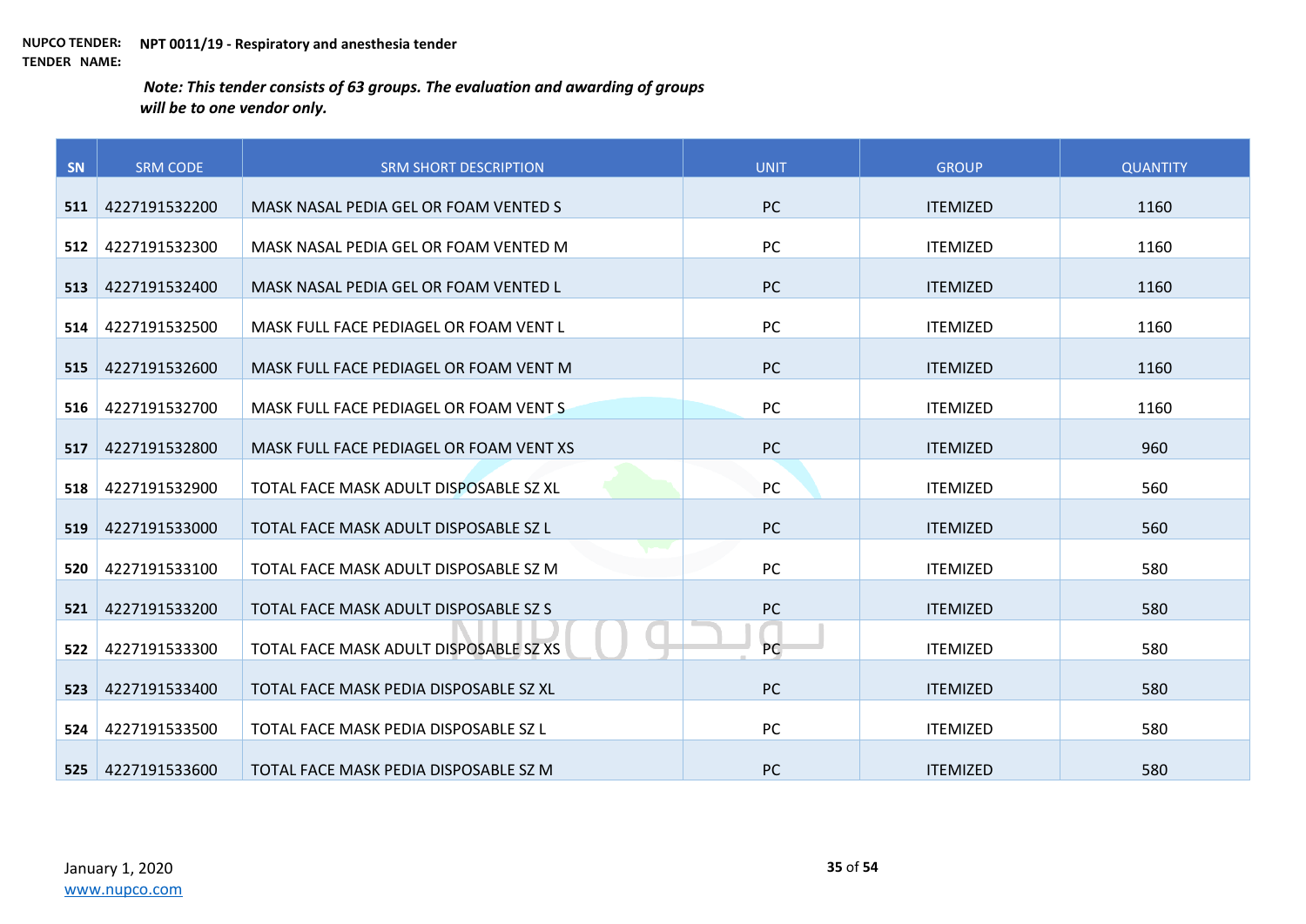**NUPCO TENDER:** **NPT 0011/19 - Respiratory and anesthesia tender**
**TENDER NAME:**

***Note: This tender consists of 63 groups. The evaluation and awarding of groups will be to one vendor only.***

| SN | SRM CODE | SRM SHORT DESCRIPTION | UNIT | GROUP | QUANTITY |
|---|---|---|---|---|---|
| 511 | 4227191532200 | MASK NASAL PEDIA GEL OR FOAM VENTED S | PC | ITEMIZED | 1160 |
| 512 | 4227191532300 | MASK NASAL PEDIA GEL OR FOAM VENTED M | PC | ITEMIZED | 1160 |
| 513 | 4227191532400 | MASK NASAL PEDIA GEL OR FOAM VENTED L | PC | ITEMIZED | 1160 |
| 514 | 4227191532500 | MASK FULL FACE PEDIAGEL OR FOAM VENT L | PC | ITEMIZED | 1160 |
| 515 | 4227191532600 | MASK FULL FACE PEDIAGEL OR FOAM VENT M | PC | ITEMIZED | 1160 |
| 516 | 4227191532700 | MASK FULL FACE PEDIAGEL OR FOAM VENT S | PC | ITEMIZED | 1160 |
| 517 | 4227191532800 | MASK FULL FACE PEDIAGEL OR FOAM VENT XS | PC | ITEMIZED | 960 |
| 518 | 4227191532900 | TOTAL FACE MASK ADULT DISPOSABLE SZ XL | PC | ITEMIZED | 560 |
| 519 | 4227191533000 | TOTAL FACE MASK ADULT DISPOSABLE SZ L | PC | ITEMIZED | 560 |
| 520 | 4227191533100 | TOTAL FACE MASK ADULT DISPOSABLE SZ M | PC | ITEMIZED | 580 |
| 521 | 4227191533200 | TOTAL FACE MASK ADULT DISPOSABLE SZ S | PC | ITEMIZED | 580 |
| 522 | 4227191533300 | TOTAL FACE MASK ADULT DISPOSABLE SZ XS | PC | ITEMIZED | 580 |
| 523 | 4227191533400 | TOTAL FACE MASK PEDIA DISPOSABLE SZ XL | PC | ITEMIZED | 580 |
| 524 | 4227191533500 | TOTAL FACE MASK PEDIA DISPOSABLE SZ L | PC | ITEMIZED | 580 |
| 525 | 4227191533600 | TOTAL FACE MASK PEDIA DISPOSABLE SZ M | PC | ITEMIZED | 580 |

January 1, 2020
www.nupco.com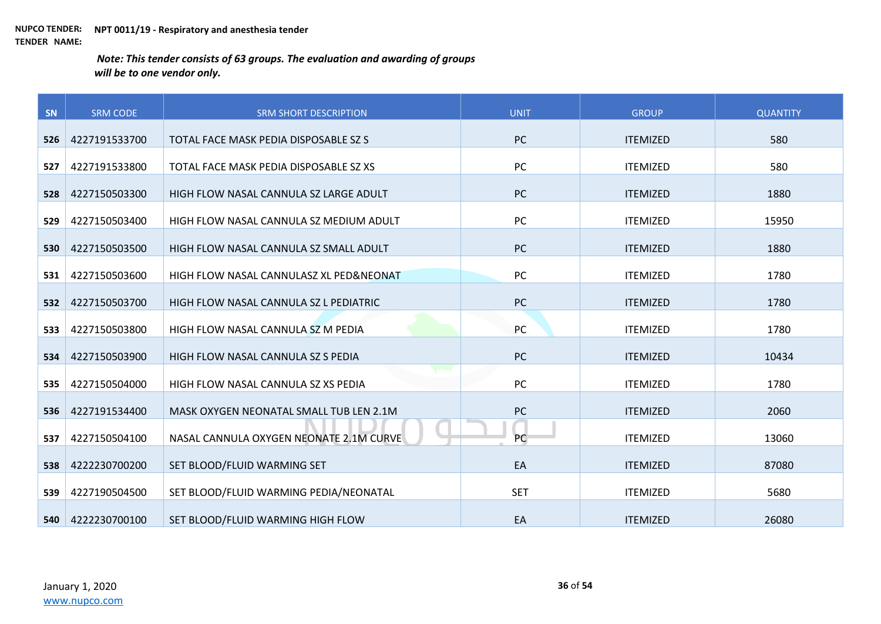**NUPCO TENDER:** **NPT 0011/19 - Respiratory and anesthesia tender**
**TENDER NAME:**

***Note: This tender consists of 63 groups. The evaluation and awarding of groups will be to one vendor only.***

| SN | SRM CODE | SRM SHORT DESCRIPTION | UNIT | GROUP | QUANTITY |
|---|---|---|---|---|---|
| 526 | 4227191533700 | TOTAL FACE MASK PEDIA DISPOSABLE SZ S | PC | ITEMIZED | 580 |
| 527 | 4227191533800 | TOTAL FACE MASK PEDIA DISPOSABLE SZ XS | PC | ITEMIZED | 580 |
| 528 | 4227150503300 | HIGH FLOW NASAL CANNULA SZ LARGE ADULT | PC | ITEMIZED | 1880 |
| 529 | 4227150503400 | HIGH FLOW NASAL CANNULA SZ MEDIUM ADULT | PC | ITEMIZED | 15950 |
| 530 | 4227150503500 | HIGH FLOW NASAL CANNULA SZ SMALL ADULT | PC | ITEMIZED | 1880 |
| 531 | 4227150503600 | HIGH FLOW NASAL CANNULASZ XL PED&NEONAT | PC | ITEMIZED | 1780 |
| 532 | 4227150503700 | HIGH FLOW NASAL CANNULA SZ L PEDIATRIC | PC | ITEMIZED | 1780 |
| 533 | 4227150503800 | HIGH FLOW NASAL CANNULA SZ M PEDIA | PC | ITEMIZED | 1780 |
| 534 | 4227150503900 | HIGH FLOW NASAL CANNULA SZ S PEDIA | PC | ITEMIZED | 10434 |
| 535 | 4227150504000 | HIGH FLOW NASAL CANNULA SZ XS PEDIA | PC | ITEMIZED | 1780 |
| 536 | 4227191534400 | MASK OXYGEN NEONATAL SMALL TUB LEN 2.1M | PC | ITEMIZED | 2060 |
| 537 | 4227150504100 | NASAL CANNULA OXYGEN NEONATE 2.1M CURVE | PC | ITEMIZED | 13060 |
| 538 | 4222230700200 | SET BLOOD/FLUID WARMING SET | EA | ITEMIZED | 87080 |
| 539 | 4227190504500 | SET BLOOD/FLUID WARMING PEDIA/NEONATAL | SET | ITEMIZED | 5680 |
| 540 | 4222230700100 | SET BLOOD/FLUID WARMING HIGH FLOW | EA | ITEMIZED | 26080 |

January 1, 2020
www.nupco.com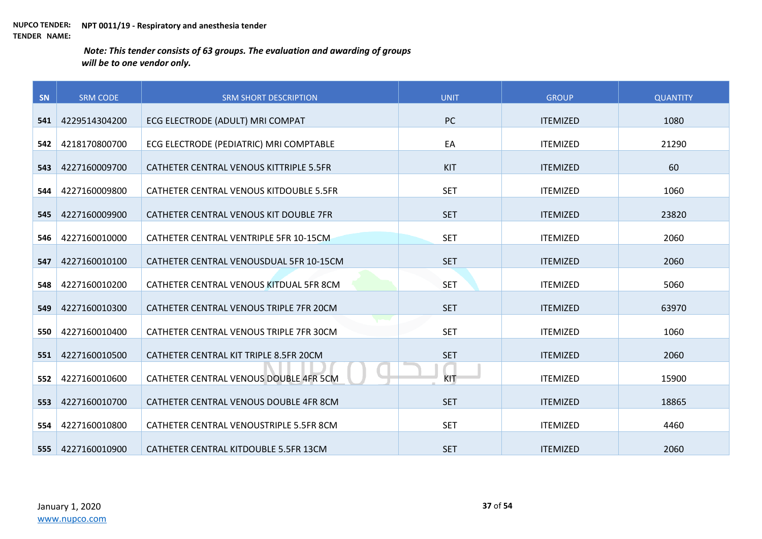**NUPCO TENDER:** **NPT 0011/19 - Respiratory and anesthesia tender**
**TENDER NAME:**

***Note: This tender consists of 63 groups. The evaluation and awarding of groups will be to one vendor only.***

| SN | SRM CODE | SRM SHORT DESCRIPTION | UNIT | GROUP | QUANTITY |
|---|---|---|---|---|---|
| 541 | 4229514304200 | ECG ELECTRODE (ADULT) MRI COMPAT | PC | ITEMIZED | 1080 |
| 542 | 4218170800700 | ECG ELECTRODE (PEDIATRIC) MRI COMPTABLE | EA | ITEMIZED | 21290 |
| 543 | 4227160009700 | CATHETER CENTRAL VENOUS KITTRIPLE 5.5FR | KIT | ITEMIZED | 60 |
| 544 | 4227160009800 | CATHETER CENTRAL VENOUS KITDOUBLE 5.5FR | SET | ITEMIZED | 1060 |
| 545 | 4227160009900 | CATHETER CENTRAL VENOUS KIT DOUBLE 7FR | SET | ITEMIZED | 23820 |
| 546 | 4227160010000 | CATHETER CENTRAL VENTRIPLE 5FR 10-15CM | SET | ITEMIZED | 2060 |
| 547 | 4227160010100 | CATHETER CENTRAL VENOUSDUAL 5FR 10-15CM | SET | ITEMIZED | 2060 |
| 548 | 4227160010200 | CATHETER CENTRAL VENOUS KITDUAL 5FR 8CM | SET | ITEMIZED | 5060 |
| 549 | 4227160010300 | CATHETER CENTRAL VENOUS TRIPLE 7FR 20CM | SET | ITEMIZED | 63970 |
| 550 | 4227160010400 | CATHETER CENTRAL VENOUS TRIPLE 7FR 30CM | SET | ITEMIZED | 1060 |
| 551 | 4227160010500 | CATHETER CENTRAL KIT TRIPLE 8.5FR 20CM | SET | ITEMIZED | 2060 |
| 552 | 4227160010600 | CATHETER CENTRAL VENOUS DOUBLE 4FR 5CM | KIT | ITEMIZED | 15900 |
| 553 | 4227160010700 | CATHETER CENTRAL VENOUS DOUBLE 4FR 8CM | SET | ITEMIZED | 18865 |
| 554 | 4227160010800 | CATHETER CENTRAL VENOUSTRIPLE 5.5FR 8CM | SET | ITEMIZED | 4460 |
| 555 | 4227160010900 | CATHETER CENTRAL KITDOUBLE 5.5FR 13CM | SET | ITEMIZED | 2060 |

January 1, 2020
www.nupco.com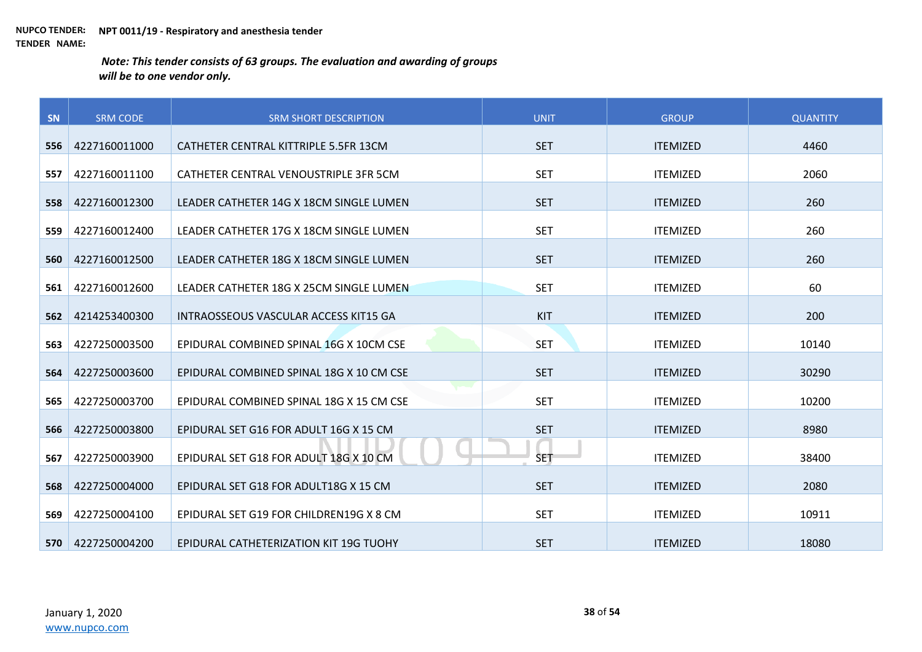**NUPCO TENDER:** **NPT 0011/19 - Respiratory and anesthesia tender**
**TENDER NAME:**

***Note: This tender consists of 63 groups. The evaluation and awarding of groups will be to one vendor only.***

| SN | SRM CODE | SRM SHORT DESCRIPTION | UNIT | GROUP | QUANTITY |
|---|---|---|---|---|---|
| 556 | 4227160011000 | CATHETER CENTRAL KITTRIPLE 5.5FR 13CM | SET | ITEMIZED | 4460 |
| 557 | 4227160011100 | CATHETER CENTRAL VENOUSTRIPLE 3FR 5CM | SET | ITEMIZED | 2060 |
| 558 | 4227160012300 | LEADER CATHETER 14G X 18CM SINGLE LUMEN | SET | ITEMIZED | 260 |
| 559 | 4227160012400 | LEADER CATHETER 17G X 18CM SINGLE LUMEN | SET | ITEMIZED | 260 |
| 560 | 4227160012500 | LEADER CATHETER 18G X 18CM SINGLE LUMEN | SET | ITEMIZED | 260 |
| 561 | 4227160012600 | LEADER CATHETER 18G X 25CM SINGLE LUMEN | SET | ITEMIZED | 60 |
| 562 | 4214253400300 | INTRAOSSEOUS VASCULAR ACCESS KIT15 GA | KIT | ITEMIZED | 200 |
| 563 | 4227250003500 | EPIDURAL COMBINED SPINAL 16G X 10CM CSE | SET | ITEMIZED | 10140 |
| 564 | 4227250003600 | EPIDURAL COMBINED SPINAL 18G X 10 CM CSE | SET | ITEMIZED | 30290 |
| 565 | 4227250003700 | EPIDURAL COMBINED SPINAL 18G X 15 CM CSE | SET | ITEMIZED | 10200 |
| 566 | 4227250003800 | EPIDURAL SET G16 FOR ADULT 16G X 15 CM | SET | ITEMIZED | 8980 |
| 567 | 4227250003900 | EPIDURAL SET G18 FOR ADULT 18G X 10 CM | SET | ITEMIZED | 38400 |
| 568 | 4227250004000 | EPIDURAL SET G18 FOR ADULT18G X 15 CM | SET | ITEMIZED | 2080 |
| 569 | 4227250004100 | EPIDURAL SET G19 FOR CHILDREN19G X 8 CM | SET | ITEMIZED | 10911 |
| 570 | 4227250004200 | EPIDURAL CATHETERIZATION KIT 19G TUOHY | SET | ITEMIZED | 18080 |

January 1, 2020
www.nupco.com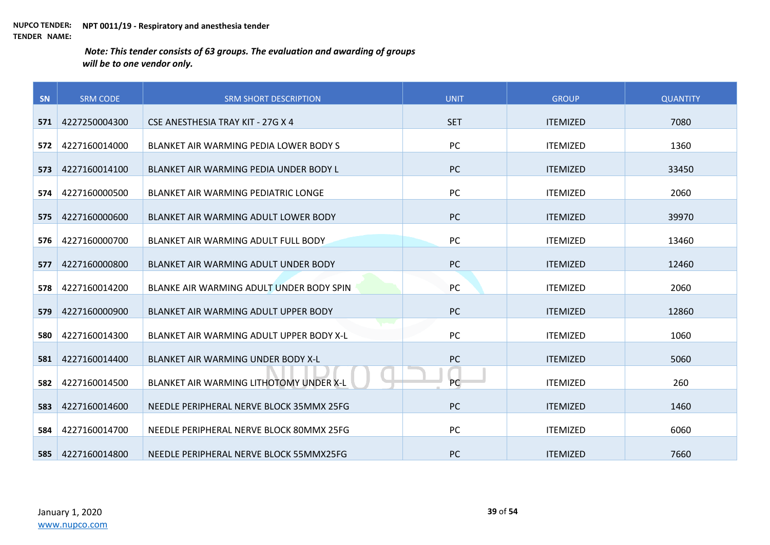**NUPCO TENDER:** **NPT 0011/19 - Respiratory and anesthesia tender**
**TENDER NAME:**

***Note: This tender consists of 63 groups. The evaluation and awarding of groups will be to one vendor only.***

| SN | SRM CODE | SRM SHORT DESCRIPTION | UNIT | GROUP | QUANTITY |
|---|---|---|---|---|---|
| 571 | 4227250004300 | CSE ANESTHESIA TRAY KIT - 27G X 4 | SET | ITEMIZED | 7080 |
| 572 | 4227160014000 | BLANKET AIR WARMING PEDIA LOWER BODY S | PC | ITEMIZED | 1360 |
| 573 | 4227160014100 | BLANKET AIR WARMING PEDIA UNDER BODY L | PC | ITEMIZED | 33450 |
| 574 | 4227160000500 | BLANKET AIR WARMING PEDIATRIC LONGE | PC | ITEMIZED | 2060 |
| 575 | 4227160000600 | BLANKET AIR WARMING ADULT LOWER BODY | PC | ITEMIZED | 39970 |
| 576 | 4227160000700 | BLANKET AIR WARMING ADULT FULL BODY | PC | ITEMIZED | 13460 |
| 577 | 4227160000800 | BLANKET AIR WARMING ADULT UNDER BODY | PC | ITEMIZED | 12460 |
| 578 | 4227160014200 | BLANKE AIR WARMING ADULT UNDER BODY SPIN | PC | ITEMIZED | 2060 |
| 579 | 4227160000900 | BLANKET AIR WARMING ADULT UPPER BODY | PC | ITEMIZED | 12860 |
| 580 | 4227160014300 | BLANKET AIR WARMING ADULT UPPER BODY X-L | PC | ITEMIZED | 1060 |
| 581 | 4227160014400 | BLANKET AIR WARMING UNDER BODY X-L | PC | ITEMIZED | 5060 |
| 582 | 4227160014500 | BLANKET AIR WARMING LITHOTOMY UNDER X-L | PC | ITEMIZED | 260 |
| 583 | 4227160014600 | NEEDLE PERIPHERAL NERVE BLOCK 35MMX 25FG | PC | ITEMIZED | 1460 |
| 584 | 4227160014700 | NEEDLE PERIPHERAL NERVE BLOCK 80MMX 25FG | PC | ITEMIZED | 6060 |
| 585 | 4227160014800 | NEEDLE PERIPHERAL NERVE BLOCK 55MMX25FG | PC | ITEMIZED | 7660 |

January 1, 2020
www.nupco.com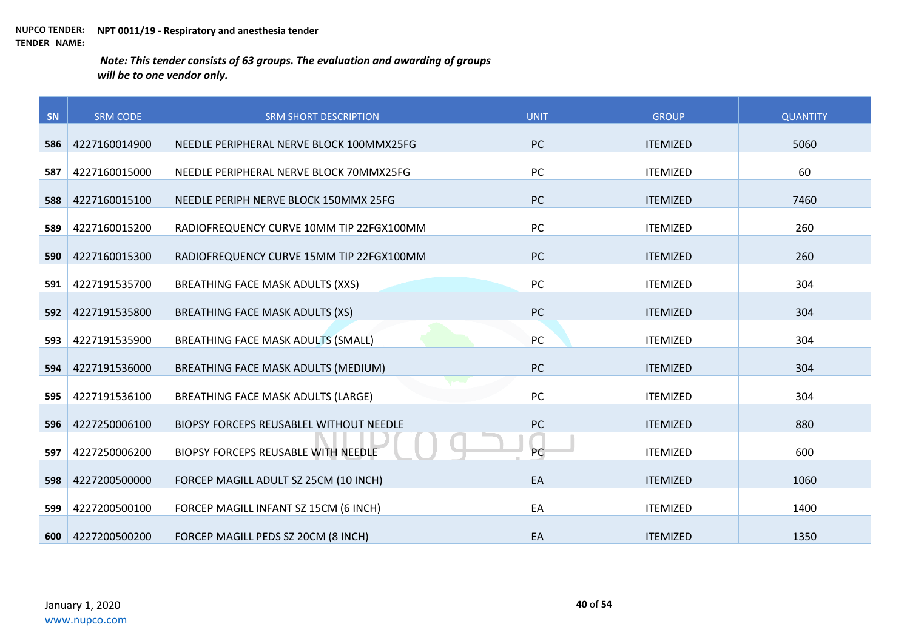**NUPCO TENDER:** **NPT 0011/19 - Respiratory and anesthesia tender**
**TENDER NAME:**

***Note: This tender consists of 63 groups. The evaluation and awarding of groups will be to one vendor only.***

| SN | SRM CODE | SRM SHORT DESCRIPTION | UNIT | GROUP | QUANTITY |
|---|---|---|---|---|---|
| 586 | 4227160014900 | NEEDLE PERIPHERAL NERVE BLOCK 100MMX25FG | PC | ITEMIZED | 5060 |
| 587 | 4227160015000 | NEEDLE PERIPHERAL NERVE BLOCK 70MMX25FG | PC | ITEMIZED | 60 |
| 588 | 4227160015100 | NEEDLE PERIPH NERVE BLOCK 150MMX 25FG | PC | ITEMIZED | 7460 |
| 589 | 4227160015200 | RADIOFREQUENCY CURVE 10MM TIP 22FGX100MM | PC | ITEMIZED | 260 |
| 590 | 4227160015300 | RADIOFREQUENCY CURVE 15MM TIP 22FGX100MM | PC | ITEMIZED | 260 |
| 591 | 4227191535700 | BREATHING FACE MASK ADULTS (XXS) | PC | ITEMIZED | 304 |
| 592 | 4227191535800 | BREATHING FACE MASK ADULTS (XS) | PC | ITEMIZED | 304 |
| 593 | 4227191535900 | BREATHING FACE MASK ADULTS (SMALL) | PC | ITEMIZED | 304 |
| 594 | 4227191536000 | BREATHING FACE MASK ADULTS (MEDIUM) | PC | ITEMIZED | 304 |
| 595 | 4227191536100 | BREATHING FACE MASK ADULTS (LARGE) | PC | ITEMIZED | 304 |
| 596 | 4227250006100 | BIOPSY FORCEPS REUSABLEL WITHOUT NEEDLE | PC | ITEMIZED | 880 |
| 597 | 4227250006200 | BIOPSY FORCEPS REUSABLE WITH NEEDLE | PC | ITEMIZED | 600 |
| 598 | 4227200500000 | FORCEP MAGILL ADULT SZ 25CM (10 INCH) | EA | ITEMIZED | 1060 |
| 599 | 4227200500100 | FORCEP MAGILL INFANT SZ 15CM (6 INCH) | EA | ITEMIZED | 1400 |
| 600 | 4227200500200 | FORCEP MAGILL PEDS SZ 20CM (8 INCH) | EA | ITEMIZED | 1350 |

January 1, 2020
www.nupco.com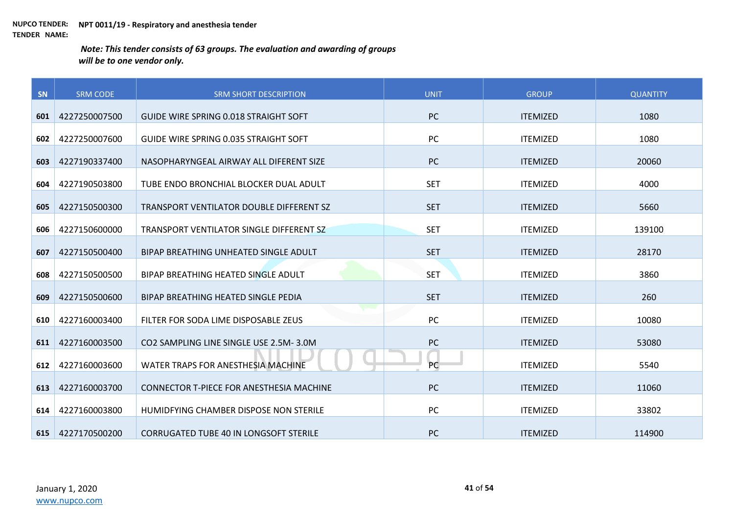**NUPCO TENDER: NPT 0011/19 - Respiratory and anesthesia tender**
**TENDER NAME:**

***Note: This tender consists of 63 groups. The evaluation and awarding of groups will be to one vendor only.***

| SN | SRM CODE | SRM SHORT DESCRIPTION | UNIT | GROUP | QUANTITY |
|---|---|---|---|---|---|
| 601 | 4227250007500 | GUIDE WIRE SPRING 0.018 STRAIGHT SOFT | PC | ITEMIZED | 1080 |
| 602 | 4227250007600 | GUIDE WIRE SPRING 0.035 STRAIGHT SOFT | PC | ITEMIZED | 1080 |
| 603 | 4227190337400 | NASOPHARYNGEAL AIRWAY ALL DIFERENT SIZE | PC | ITEMIZED | 20060 |
| 604 | 4227190503800 | TUBE ENDO BRONCHIAL BLOCKER DUAL ADULT | SET | ITEMIZED | 4000 |
| 605 | 4227150500300 | TRANSPORT VENTILATOR DOUBLE DIFFERENT SZ | SET | ITEMIZED | 5660 |
| 606 | 4227150600000 | TRANSPORT VENTILATOR SINGLE DIFFERENT SZ | SET | ITEMIZED | 139100 |
| 607 | 4227150500400 | BIPAP BREATHING UNHEATED SINGLE ADULT | SET | ITEMIZED | 28170 |
| 608 | 4227150500500 | BIPAP BREATHING HEATED SINGLE ADULT | SET | ITEMIZED | 3860 |
| 609 | 4227150500600 | BIPAP BREATHING HEATED SINGLE PEDIA | SET | ITEMIZED | 260 |
| 610 | 4227160003400 | FILTER FOR SODA LIME DISPOSABLE ZEUS | PC | ITEMIZED | 10080 |
| 611 | 4227160003500 | CO2 SAMPLING LINE SINGLE USE 2.5M- 3.0M | PC | ITEMIZED | 53080 |
| 612 | 4227160003600 | WATER TRAPS FOR ANESTHESIA MACHINE | PC | ITEMIZED | 5540 |
| 613 | 4227160003700 | CONNECTOR T-PIECE FOR ANESTHESIA MACHINE | PC | ITEMIZED | 11060 |
| 614 | 4227160003800 | HUMIDFYING CHAMBER DISPOSE NON STERILE | PC | ITEMIZED | 33802 |
| 615 | 4227170500200 | CORRUGATED TUBE 40 IN LONGSOFT STERILE | PC | ITEMIZED | 114900 |

January 1, 2020
www.nupco.com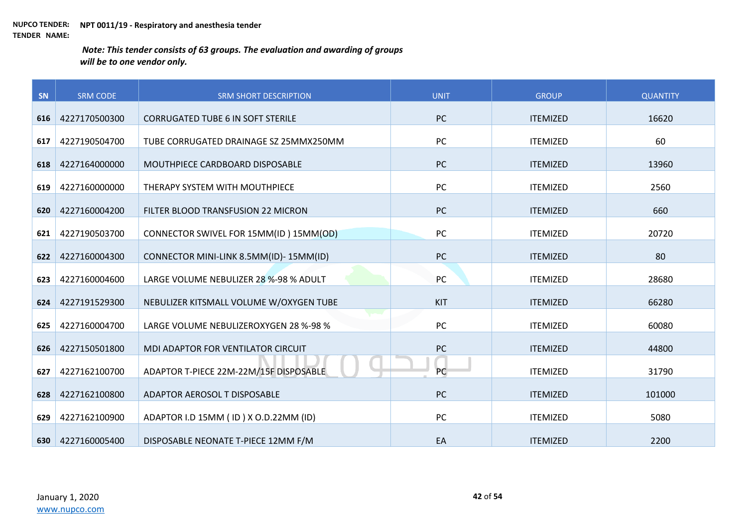**NUPCO TENDER:** **NPT 0011/19 - Respiratory and anesthesia tender**
**TENDER NAME:**

***Note: This tender consists of 63 groups. The evaluation and awarding of groups will be to one vendor only.***

| SN | SRM CODE | SRM SHORT DESCRIPTION | UNIT | GROUP | QUANTITY |
|---|---|---|---|---|---|
| 616 | 4227170500300 | CORRUGATED TUBE 6 IN SOFT STERILE | PC | ITEMIZED | 16620 |
| 617 | 4227190504700 | TUBE CORRUGATED DRAINAGE SZ 25MMX250MM | PC | ITEMIZED | 60 |
| 618 | 4227164000000 | MOUTHPIECE CARDBOARD DISPOSABLE | PC | ITEMIZED | 13960 |
| 619 | 4227160000000 | THERAPY SYSTEM WITH MOUTHPIECE | PC | ITEMIZED | 2560 |
| 620 | 4227160004200 | FILTER BLOOD TRANSFUSION 22 MICRON | PC | ITEMIZED | 660 |
| 621 | 4227190503700 | CONNECTOR SWIVEL FOR 15MM(ID ) 15MM(OD) | PC | ITEMIZED | 20720 |
| 622 | 4227160004300 | CONNECTOR MINI-LINK 8.5MM(ID)- 15MM(ID) | PC | ITEMIZED | 80 |
| 623 | 4227160004600 | LARGE VOLUME NEBULIZER 28 %-98 % ADULT | PC | ITEMIZED | 28680 |
| 624 | 4227191529300 | NEBULIZER KITSMALL VOLUME W/OXYGEN TUBE | KIT | ITEMIZED | 66280 |
| 625 | 4227160004700 | LARGE VOLUME NEBULIZEROXYGEN 28 %-98 % | PC | ITEMIZED | 60080 |
| 626 | 4227150501800 | MDI ADAPTOR FOR VENTILATOR CIRCUIT | PC | ITEMIZED | 44800 |
| 627 | 4227162100700 | ADAPTOR T-PIECE 22M-22M/15F DISPOSABLE | PC | ITEMIZED | 31790 |
| 628 | 4227162100800 | ADAPTOR AEROSOL T DISPOSABLE | PC | ITEMIZED | 101000 |
| 629 | 4227162100900 | ADAPTOR I.D 15MM ( ID ) X O.D.22MM (ID) | PC | ITEMIZED | 5080 |
| 630 | 4227160005400 | DISPOSABLE NEONATE T-PIECE 12MM F/M | EA | ITEMIZED | 2200 |

January 1, 2020
www.nupco.com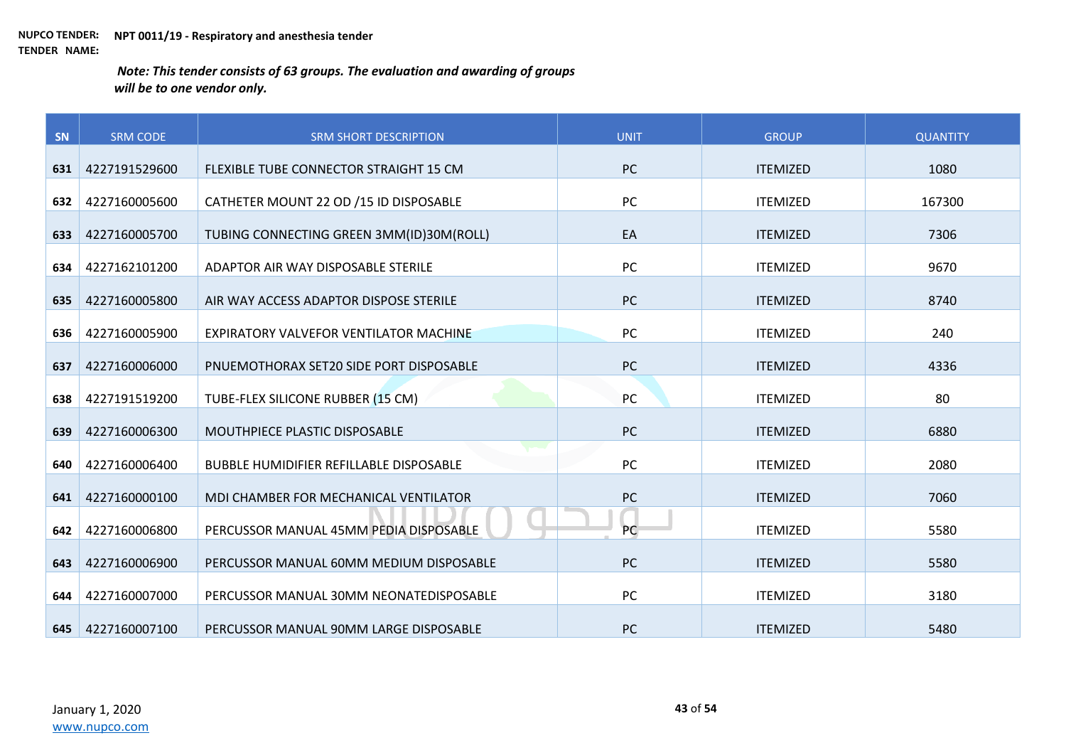**NUPCO TENDER: NPT 0011/19 - Respiratory and anesthesia tender**
**TENDER NAME:**

***Note: This tender consists of 63 groups. The evaluation and awarding of groups will be to one vendor only.***

| SN | SRM CODE | SRM SHORT DESCRIPTION | UNIT | GROUP | QUANTITY |
|---|---|---|---|---|---|
| 631 | 4227191529600 | FLEXIBLE TUBE CONNECTOR STRAIGHT 15 CM | PC | ITEMIZED | 1080 |
| 632 | 4227160005600 | CATHETER MOUNT 22 OD /15 ID DISPOSABLE | PC | ITEMIZED | 167300 |
| 633 | 4227160005700 | TUBING CONNECTING GREEN 3MM(ID)30M(ROLL) | EA | ITEMIZED | 7306 |
| 634 | 4227162101200 | ADAPTOR AIR WAY DISPOSABLE STERILE | PC | ITEMIZED | 9670 |
| 635 | 4227160005800 | AIR WAY ACCESS ADAPTOR DISPOSE STERILE | PC | ITEMIZED | 8740 |
| 636 | 4227160005900 | EXPIRATORY VALVEFOR VENTILATOR MACHINE | PC | ITEMIZED | 240 |
| 637 | 4227160006000 | PNUEMOTHORAX SET20 SIDE PORT DISPOSABLE | PC | ITEMIZED | 4336 |
| 638 | 4227191519200 | TUBE-FLEX SILICONE RUBBER (15 CM) | PC | ITEMIZED | 80 |
| 639 | 4227160006300 | MOUTHPIECE PLASTIC DISPOSABLE | PC | ITEMIZED | 6880 |
| 640 | 4227160006400 | BUBBLE HUMIDIFIER REFILLABLE DISPOSABLE | PC | ITEMIZED | 2080 |
| 641 | 4227160000100 | MDI CHAMBER FOR MECHANICAL VENTILATOR | PC | ITEMIZED | 7060 |
| 642 | 4227160006800 | PERCUSSOR MANUAL 45MM PEDIA DISPOSABLE | PC | ITEMIZED | 5580 |
| 643 | 4227160006900 | PERCUSSOR MANUAL 60MM MEDIUM DISPOSABLE | PC | ITEMIZED | 5580 |
| 644 | 4227160007000 | PERCUSSOR MANUAL 30MM NEONATEDISPOSABLE | PC | ITEMIZED | 3180 |
| 645 | 4227160007100 | PERCUSSOR MANUAL 90MM LARGE DISPOSABLE | PC | ITEMIZED | 5480 |

January 1, 2020
www.nupco.com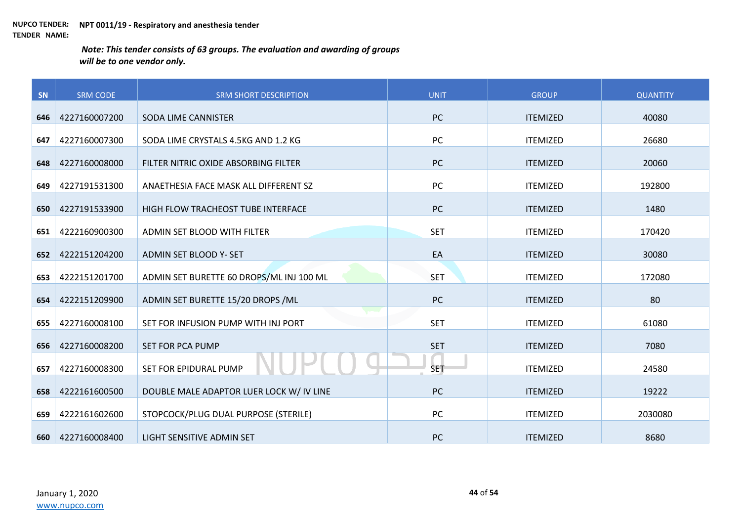**NUPCO TENDER:** **NPT 0011/19 - Respiratory and anesthesia tender**
**TENDER NAME:**

***Note: This tender consists of 63 groups. The evaluation and awarding of groups will be to one vendor only.***

| SN | SRM CODE | SRM SHORT DESCRIPTION | UNIT | GROUP | QUANTITY |
|---|---|---|---|---|---|
| 646 | 4227160007200 | SODA LIME CANNISTER | PC | ITEMIZED | 40080 |
| 647 | 4227160007300 | SODA LIME CRYSTALS 4.5KG AND 1.2 KG | PC | ITEMIZED | 26680 |
| 648 | 4227160008000 | FILTER NITRIC OXIDE ABSORBING FILTER | PC | ITEMIZED | 20060 |
| 649 | 4227191531300 | ANAETHESIA FACE MASK ALL DIFFERENT SZ | PC | ITEMIZED | 192800 |
| 650 | 4227191533900 | HIGH FLOW TRACHEOST TUBE INTERFACE | PC | ITEMIZED | 1480 |
| 651 | 4222160900300 | ADMIN SET BLOOD WITH FILTER | SET | ITEMIZED | 170420 |
| 652 | 4222151204200 | ADMIN SET BLOOD Y- SET | EA | ITEMIZED | 30080 |
| 653 | 4222151201700 | ADMIN SET BURETTE 60 DROPS/ML INJ 100 ML | SET | ITEMIZED | 172080 |
| 654 | 4222151209900 | ADMIN SET BURETTE 15/20 DROPS /ML | PC | ITEMIZED | 80 |
| 655 | 4227160008100 | SET FOR INFUSION PUMP WITH INJ PORT | SET | ITEMIZED | 61080 |
| 656 | 4227160008200 | SET FOR PCA PUMP | SET | ITEMIZED | 7080 |
| 657 | 4227160008300 | SET FOR EPIDURAL PUMP | SET | ITEMIZED | 24580 |
| 658 | 4222161600500 | DOUBLE MALE ADAPTOR LUER LOCK W/ IV LINE | PC | ITEMIZED | 19222 |
| 659 | 4222161602600 | STOPCOCK/PLUG DUAL PURPOSE (STERILE) | PC | ITEMIZED | 2030080 |
| 660 | 4227160008400 | LIGHT SENSITIVE ADMIN SET | PC | ITEMIZED | 8680 |

January 1, 2020
www.nupco.com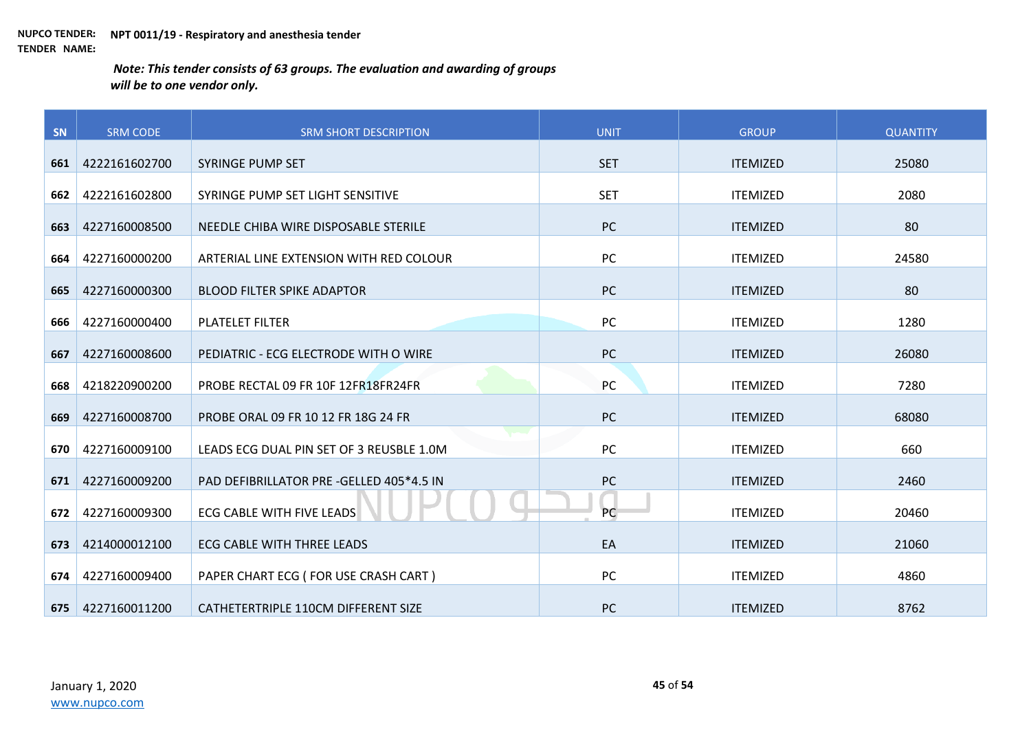**NUPCO TENDER:** **NPT 0011/19 - Respiratory and anesthesia tender**
**TENDER NAME:**

***Note: This tender consists of 63 groups. The evaluation and awarding of groups will be to one vendor only.***

| SN | SRM CODE | SRM SHORT DESCRIPTION | UNIT | GROUP | QUANTITY |
|---|---|---|---|---|---|
| 661 | 4222161602700 | SYRINGE PUMP SET | SET | ITEMIZED | 25080 |
| 662 | 4222161602800 | SYRINGE PUMP SET LIGHT SENSITIVE | SET | ITEMIZED | 2080 |
| 663 | 4227160008500 | NEEDLE CHIBA WIRE DISPOSABLE STERILE | PC | ITEMIZED | 80 |
| 664 | 4227160000200 | ARTERIAL LINE EXTENSION WITH RED COLOUR | PC | ITEMIZED | 24580 |
| 665 | 4227160000300 | BLOOD FILTER SPIKE ADAPTOR | PC | ITEMIZED | 80 |
| 666 | 4227160000400 | PLATELET FILTER | PC | ITEMIZED | 1280 |
| 667 | 4227160008600 | PEDIATRIC - ECG ELECTRODE WITH O WIRE | PC | ITEMIZED | 26080 |
| 668 | 4218220900200 | PROBE RECTAL 09 FR 10F 12FR18FR24FR | PC | ITEMIZED | 7280 |
| 669 | 4227160008700 | PROBE ORAL 09 FR 10 12 FR 18G 24 FR | PC | ITEMIZED | 68080 |
| 670 | 4227160009100 | LEADS ECG DUAL PIN SET OF 3 REUSBLE 1.0M | PC | ITEMIZED | 660 |
| 671 | 4227160009200 | PAD DEFIBRILLATOR PRE -GELLED 405*4.5 IN | PC | ITEMIZED | 2460 |
| 672 | 4227160009300 | ECG CABLE WITH FIVE LEADS | PC | ITEMIZED | 20460 |
| 673 | 4214000012100 | ECG CABLE WITH THREE LEADS | EA | ITEMIZED | 21060 |
| 674 | 4227160009400 | PAPER CHART ECG ( FOR USE CRASH CART ) | PC | ITEMIZED | 4860 |
| 675 | 4227160011200 | CATHETERTRIPLE 110CM DIFFERENT SIZE | PC | ITEMIZED | 8762 |

January 1, 2020
www.nupco.com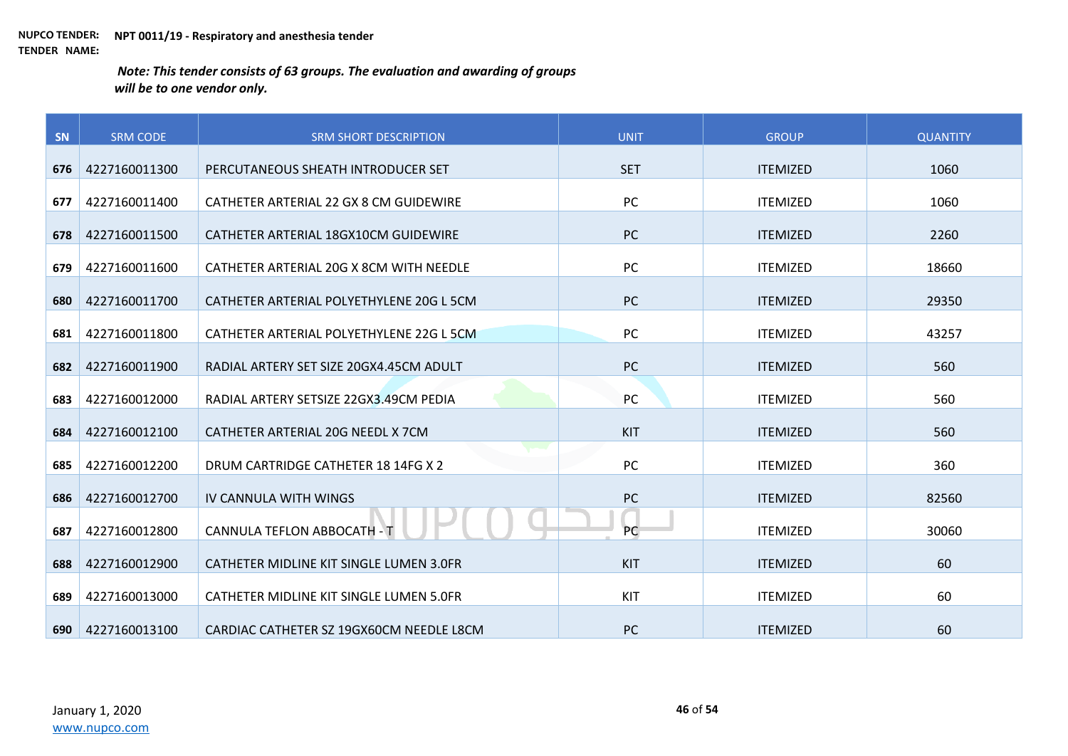**NUPCO TENDER:** **NPT 0011/19 - Respiratory and anesthesia tender**
**TENDER NAME:**

*Note: This tender consists of 63 groups. The evaluation and awarding of groups will be to one vendor only.*

| SN | SRM CODE | SRM SHORT DESCRIPTION | UNIT | GROUP | QUANTITY |
|---|---|---|---|---|---|
| 676 | 4227160011300 | PERCUTANEOUS SHEATH INTRODUCER SET | SET | ITEMIZED | 1060 |
| 677 | 4227160011400 | CATHETER ARTERIAL 22 GX 8 CM GUIDEWIRE | PC | ITEMIZED | 1060 |
| 678 | 4227160011500 | CATHETER ARTERIAL 18GX10CM GUIDEWIRE | PC | ITEMIZED | 2260 |
| 679 | 4227160011600 | CATHETER ARTERIAL 20G X 8CM WITH NEEDLE | PC | ITEMIZED | 18660 |
| 680 | 4227160011700 | CATHETER ARTERIAL POLYETHYLENE 20G L 5CM | PC | ITEMIZED | 29350 |
| 681 | 4227160011800 | CATHETER ARTERIAL POLYETHYLENE 22G L 5CM | PC | ITEMIZED | 43257 |
| 682 | 4227160011900 | RADIAL ARTERY SET SIZE 20GX4.45CM ADULT | PC | ITEMIZED | 560 |
| 683 | 4227160012000 | RADIAL ARTERY SETSIZE 22GX3.49CM PEDIA | PC | ITEMIZED | 560 |
| 684 | 4227160012100 | CATHETER ARTERIAL 20G NEEDL X 7CM | KIT | ITEMIZED | 560 |
| 685 | 4227160012200 | DRUM CARTRIDGE CATHETER 18 14FG X 2 | PC | ITEMIZED | 360 |
| 686 | 4227160012700 | IV CANNULA WITH WINGS | PC | ITEMIZED | 82560 |
| 687 | 4227160012800 | CANNULA TEFLON ABBOCATH - T | PC | ITEMIZED | 30060 |
| 688 | 4227160012900 | CATHETER MIDLINE KIT SINGLE LUMEN 3.0FR | KIT | ITEMIZED | 60 |
| 689 | 4227160013000 | CATHETER MIDLINE KIT SINGLE LUMEN 5.0FR | KIT | ITEMIZED | 60 |
| 690 | 4227160013100 | CARDIAC CATHETER SZ 19GX60CM NEEDLE L8CM | PC | ITEMIZED | 60 |

January 1, 2020
www.nupco.com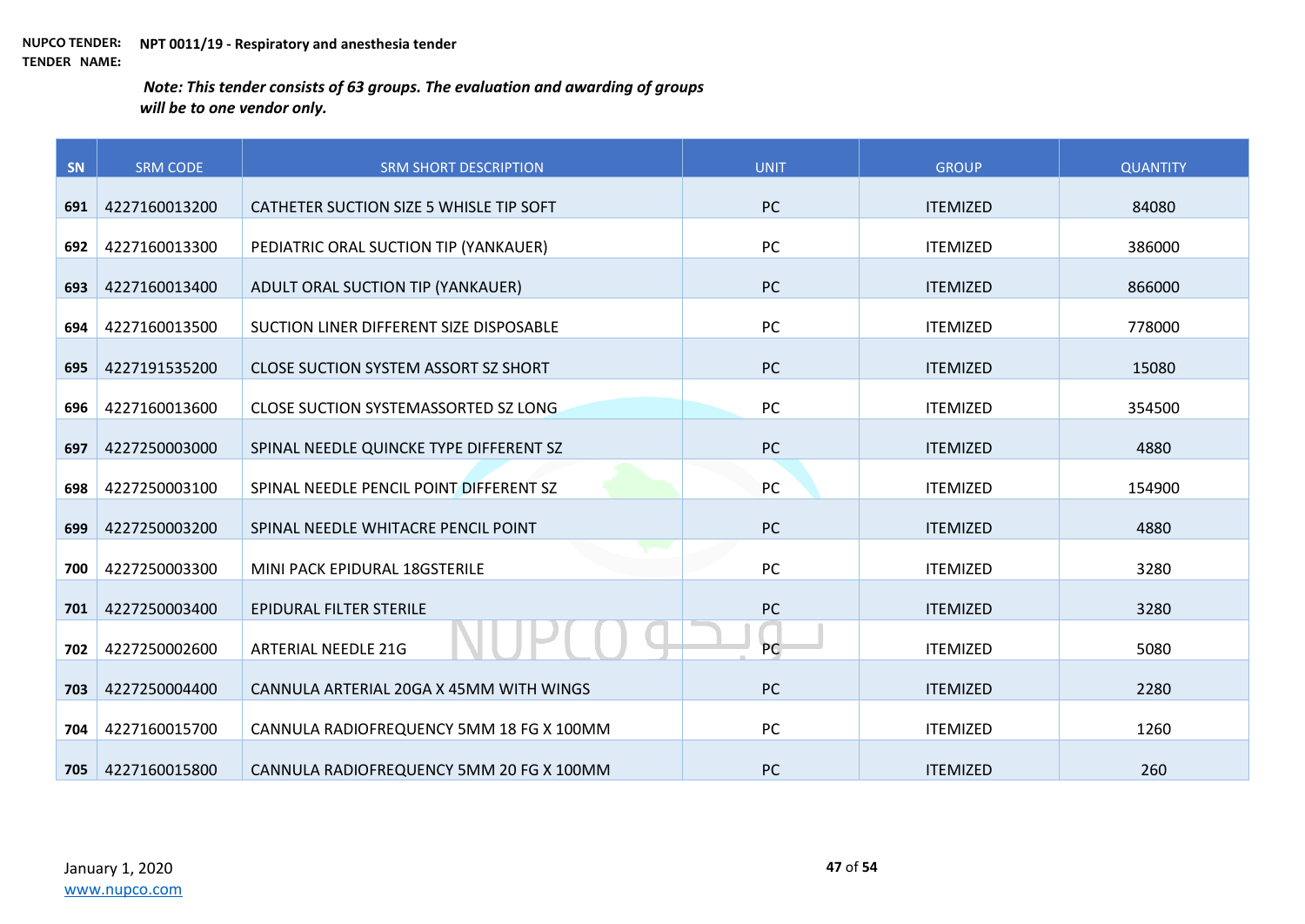**NUPCO TENDER: NPT 0011/19 - Respiratory and anesthesia tender**
**TENDER NAME:**

***Note: This tender consists of 63 groups. The evaluation and awarding of groups will be to one vendor only.***

| SN | SRM CODE | SRM SHORT DESCRIPTION | UNIT | GROUP | QUANTITY |
|---|---|---|---|---|---|
| 691 | 4227160013200 | CATHETER SUCTION SIZE 5 WHISLE TIP SOFT | PC | ITEMIZED | 84080 |
| 692 | 4227160013300 | PEDIATRIC ORAL SUCTION TIP (YANKAUER) | PC | ITEMIZED | 386000 |
| 693 | 4227160013400 | ADULT ORAL SUCTION TIP (YANKAUER) | PC | ITEMIZED | 866000 |
| 694 | 4227160013500 | SUCTION LINER DIFFERENT SIZE DISPOSABLE | PC | ITEMIZED | 778000 |
| 695 | 4227191535200 | CLOSE SUCTION SYSTEM ASSORT SZ SHORT | PC | ITEMIZED | 15080 |
| 696 | 4227160013600 | CLOSE SUCTION SYSTEMASSORTED SZ LONG | PC | ITEMIZED | 354500 |
| 697 | 4227250003000 | SPINAL NEEDLE QUINCKE TYPE DIFFERENT SZ | PC | ITEMIZED | 4880 |
| 698 | 4227250003100 | SPINAL NEEDLE PENCIL POINT DIFFERENT SZ | PC | ITEMIZED | 154900 |
| 699 | 4227250003200 | SPINAL NEEDLE WHITACRE PENCIL POINT | PC | ITEMIZED | 4880 |
| 700 | 4227250003300 | MINI PACK EPIDURAL 18GSTERILE | PC | ITEMIZED | 3280 |
| 701 | 4227250003400 | EPIDURAL FILTER STERILE | PC | ITEMIZED | 3280 |
| 702 | 4227250002600 | ARTERIAL NEEDLE 21G | PC | ITEMIZED | 5080 |
| 703 | 4227250004400 | CANNULA ARTERIAL 20GA X 45MM WITH WINGS | PC | ITEMIZED | 2280 |
| 704 | 4227160015700 | CANNULA RADIOFREQUENCY 5MM 18 FG X 100MM | PC | ITEMIZED | 1260 |
| 705 | 4227160015800 | CANNULA RADIOFREQUENCY 5MM 20 FG X 100MM | PC | ITEMIZED | 260 |

January 1, 2020
www.nupco.com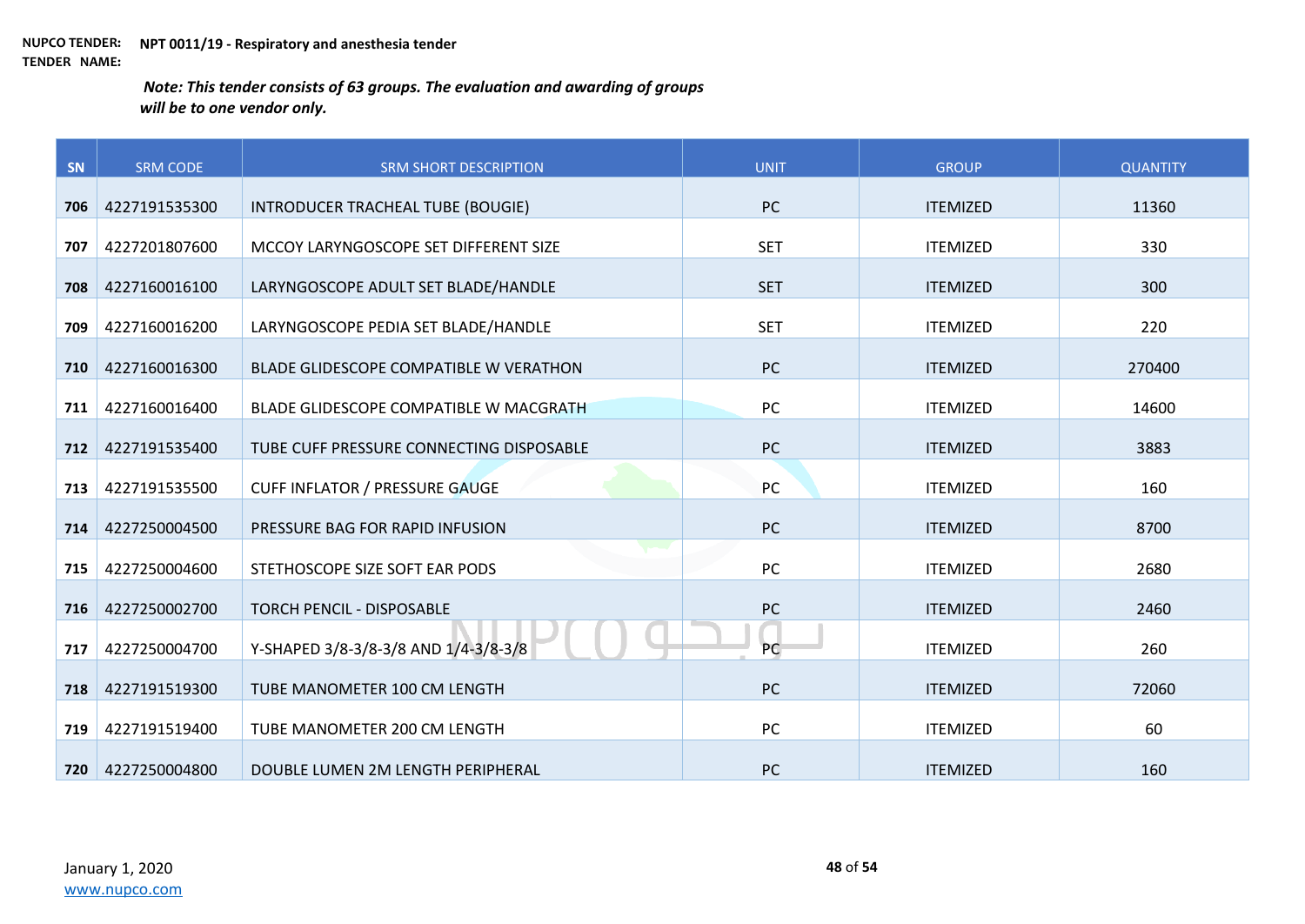**NUPCO TENDER:** **NPT 0011/19 - Respiratory and anesthesia tender**
**TENDER NAME:**

***Note: This tender consists of 63 groups. The evaluation and awarding of groups will be to one vendor only.***

| SN | SRM CODE | SRM SHORT DESCRIPTION | UNIT | GROUP | QUANTITY |
|---|---|---|---|---|---|
| **706** | 4227191535300 | INTRODUCER TRACHEAL TUBE (BOUGIE) | PC | ITEMIZED | 11360 |
| **707** | 4227201807600 | MCCOY LARYNGOSCOPE SET DIFFERENT SIZE | SET | ITEMIZED | 330 |
| **708** | 4227160016100 | LARYNGOSCOPE ADULT SET BLADE/HANDLE | SET | ITEMIZED | 300 |
| **709** | 4227160016200 | LARYNGOSCOPE PEDIA SET BLADE/HANDLE | SET | ITEMIZED | 220 |
| **710** | 4227160016300 | BLADE GLIDESCOPE COMPATIBLE W VERATHON | PC | ITEMIZED | 270400 |
| **711** | 4227160016400 | BLADE GLIDESCOPE COMPATIBLE W MACGRATH | PC | ITEMIZED | 14600 |
| **712** | 4227191535400 | TUBE CUFF PRESSURE CONNECTING DISPOSABLE | PC | ITEMIZED | 3883 |
| **713** | 4227191535500 | CUFF INFLATOR / PRESSURE GAUGE | PC | ITEMIZED | 160 |
| **714** | 4227250004500 | PRESSURE BAG FOR RAPID INFUSION | PC | ITEMIZED | 8700 |
| **715** | 4227250004600 | STETHOSCOPE SIZE SOFT EAR PODS | PC | ITEMIZED | 2680 |
| **716** | 4227250002700 | TORCH PENCIL - DISPOSABLE | PC | ITEMIZED | 2460 |
| **717** | 4227250004700 | Y-SHAPED 3/8-3/8-3/8 AND 1/4-3/8-3/8 | PC | ITEMIZED | 260 |
| **718** | 4227191519300 | TUBE MANOMETER 100 CM LENGTH | PC | ITEMIZED | 72060 |
| **719** | 4227191519400 | TUBE MANOMETER 200 CM LENGTH | PC | ITEMIZED | 60 |
| **720** | 4227250004800 | DOUBLE LUMEN 2M LENGTH PERIPHERAL | PC | ITEMIZED | 160 |

January 1, 2020
www.nupco.com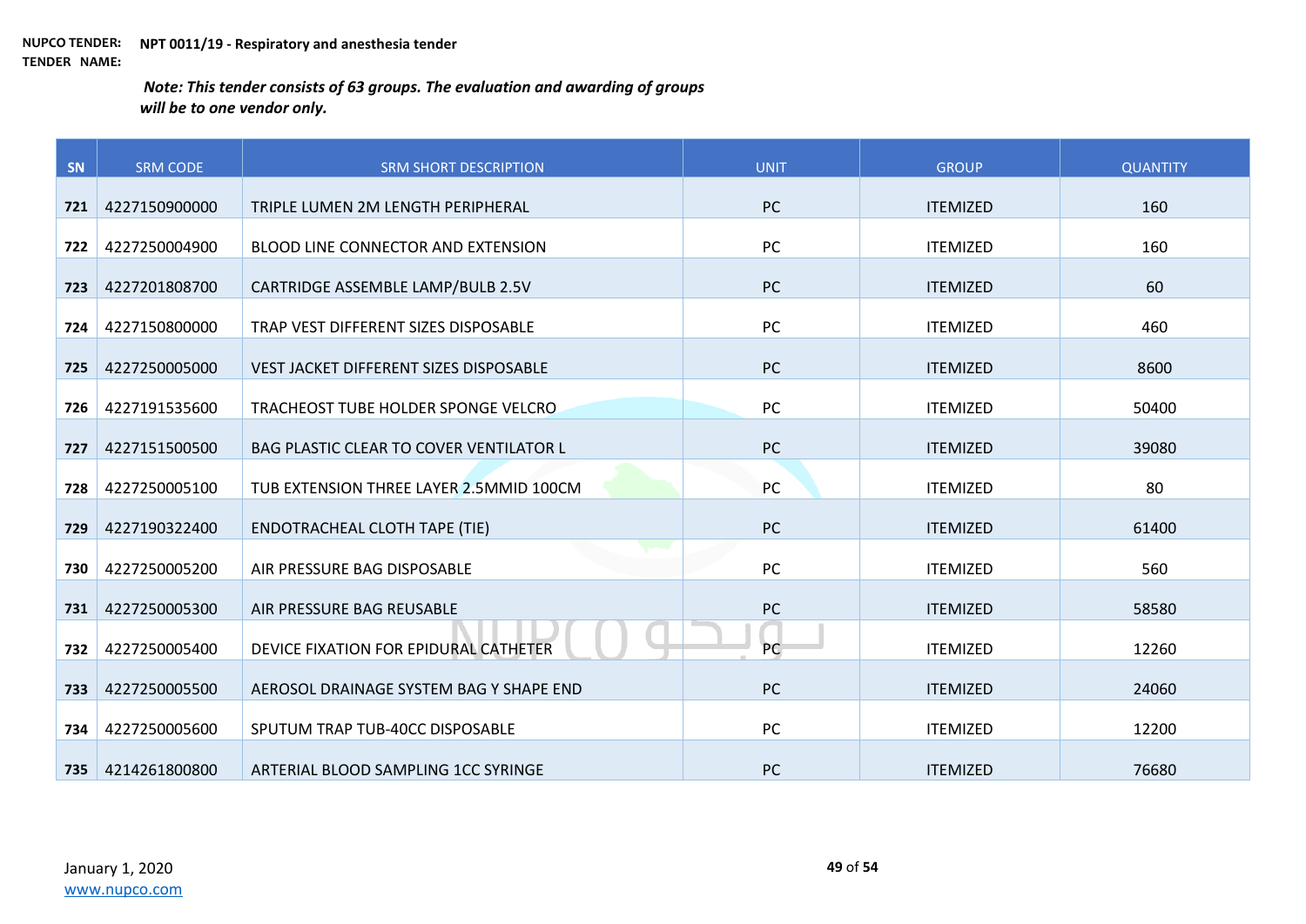**NUPCO TENDER: NPT 0011/19 - Respiratory and anesthesia tender**
**TENDER NAME:**

***Note: This tender consists of 63 groups. The evaluation and awarding of groups will be to one vendor only.***

| SN | SRM CODE | SRM SHORT DESCRIPTION | UNIT | GROUP | QUANTITY |
|---|---|---|---|---|---|
| 721 | 4227150900000 | TRIPLE LUMEN 2M LENGTH PERIPHERAL | PC | ITEMIZED | 160 |
| 722 | 4227250004900 | BLOOD LINE CONNECTOR AND EXTENSION | PC | ITEMIZED | 160 |
| 723 | 4227201808700 | CARTRIDGE ASSEMBLE LAMP/BULB 2.5V | PC | ITEMIZED | 60 |
| 724 | 4227150800000 | TRAP VEST DIFFERENT SIZES DISPOSABLE | PC | ITEMIZED | 460 |
| 725 | 4227250005000 | VEST JACKET DIFFERENT SIZES DISPOSABLE | PC | ITEMIZED | 8600 |
| 726 | 4227191535600 | TRACHEOST TUBE HOLDER SPONGE VELCRO | PC | ITEMIZED | 50400 |
| 727 | 4227151500500 | BAG PLASTIC CLEAR TO COVER VENTILATOR L | PC | ITEMIZED | 39080 |
| 728 | 4227250005100 | TUB EXTENSION THREE LAYER 2.5MMID 100CM | PC | ITEMIZED | 80 |
| 729 | 4227190322400 | ENDOTRACHEAL CLOTH TAPE (TIE) | PC | ITEMIZED | 61400 |
| 730 | 4227250005200 | AIR PRESSURE BAG DISPOSABLE | PC | ITEMIZED | 560 |
| 731 | 4227250005300 | AIR PRESSURE BAG REUSABLE | PC | ITEMIZED | 58580 |
| 732 | 4227250005400 | DEVICE FIXATION FOR EPIDURAL CATHETER | PC | ITEMIZED | 12260 |
| 733 | 4227250005500 | AEROSOL DRAINAGE SYSTEM BAG Y SHAPE END | PC | ITEMIZED | 24060 |
| 734 | 4227250005600 | SPUTUM TRAP TUB-40CC DISPOSABLE | PC | ITEMIZED | 12200 |
| 735 | 4214261800800 | ARTERIAL BLOOD SAMPLING 1CC SYRINGE | PC | ITEMIZED | 76680 |

January 1, 2020
www.nupco.com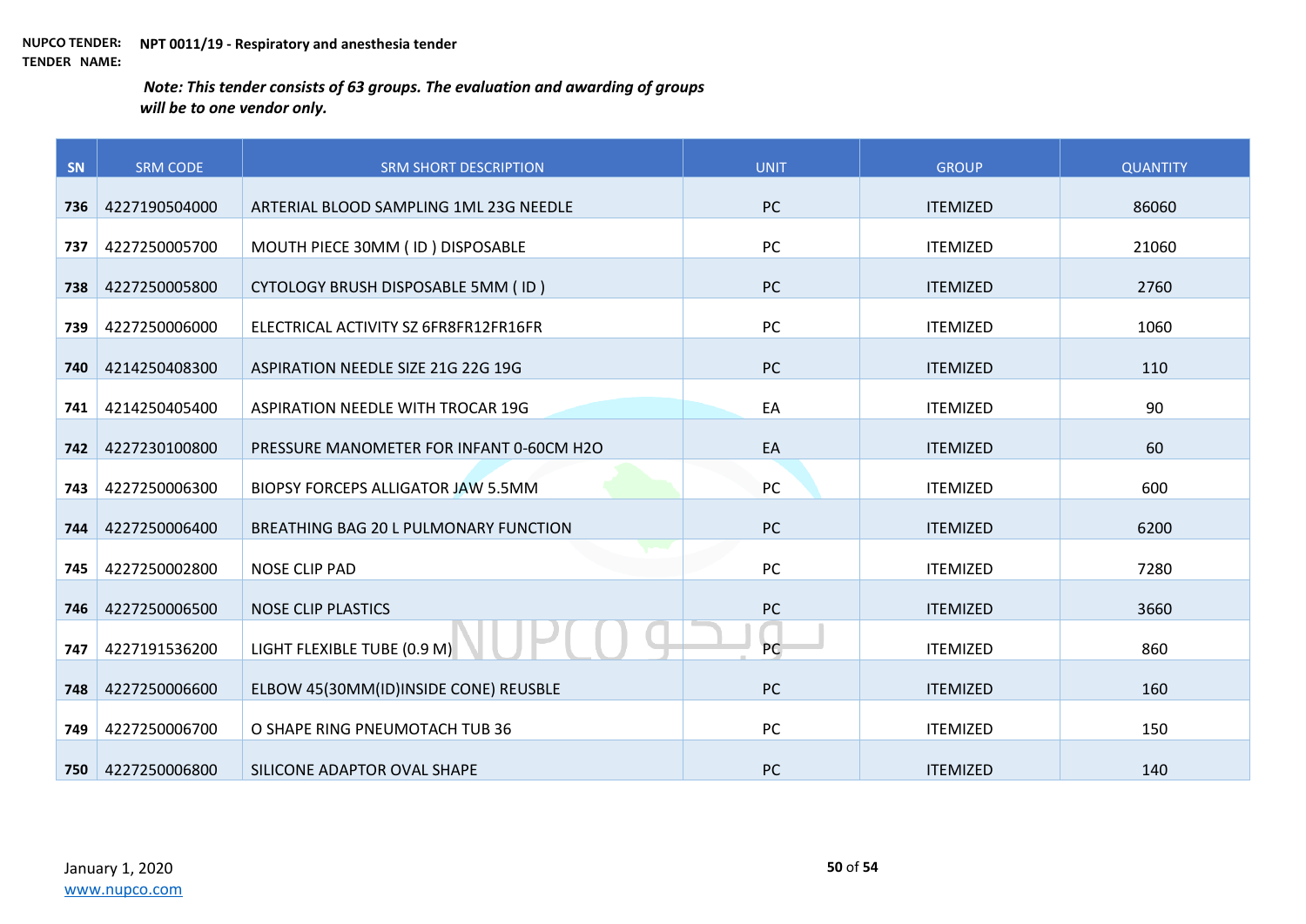**NUPCO TENDER:** **NPT 0011/19 - Respiratory and anesthesia tender**
**TENDER NAME:**

***Note: This tender consists of 63 groups. The evaluation and awarding of groups will be to one vendor only.***

| SN | SRM CODE | SRM SHORT DESCRIPTION | UNIT | GROUP | QUANTITY |
|---|---|---|---|---|---|
| 736 | 4227190504000 | ARTERIAL BLOOD SAMPLING 1ML 23G NEEDLE | PC | ITEMIZED | 86060 |
| 737 | 4227250005700 | MOUTH PIECE 30MM ( ID ) DISPOSABLE | PC | ITEMIZED | 21060 |
| 738 | 4227250005800 | CYTOLOGY BRUSH DISPOSABLE 5MM ( ID ) | PC | ITEMIZED | 2760 |
| 739 | 4227250006000 | ELECTRICAL ACTIVITY SZ 6FR8FR12FR16FR | PC | ITEMIZED | 1060 |
| 740 | 4214250408300 | ASPIRATION NEEDLE SIZE 21G 22G 19G | PC | ITEMIZED | 110 |
| 741 | 4214250405400 | ASPIRATION NEEDLE WITH TROCAR 19G | EA | ITEMIZED | 90 |
| 742 | 4227230100800 | PRESSURE MANOMETER FOR INFANT 0-60CM H2O | EA | ITEMIZED | 60 |
| 743 | 4227250006300 | BIOPSY FORCEPS ALLIGATOR JAW 5.5MM | PC | ITEMIZED | 600 |
| 744 | 4227250006400 | BREATHING BAG 20 L PULMONARY FUNCTION | PC | ITEMIZED | 6200 |
| 745 | 4227250002800 | NOSE CLIP PAD | PC | ITEMIZED | 7280 |
| 746 | 4227250006500 | NOSE CLIP PLASTICS | PC | ITEMIZED | 3660 |
| 747 | 4227191536200 | LIGHT FLEXIBLE TUBE (0.9 M) | PC | ITEMIZED | 860 |
| 748 | 4227250006600 | ELBOW 45(30MM(ID)INSIDE CONE) REUSBLE | PC | ITEMIZED | 160 |
| 749 | 4227250006700 | O SHAPE RING PNEUMOTACH TUB 36 | PC | ITEMIZED | 150 |
| 750 | 4227250006800 | SILICONE ADAPTOR OVAL SHAPE | PC | ITEMIZED | 140 |

January 1, 2020
www.nupco.com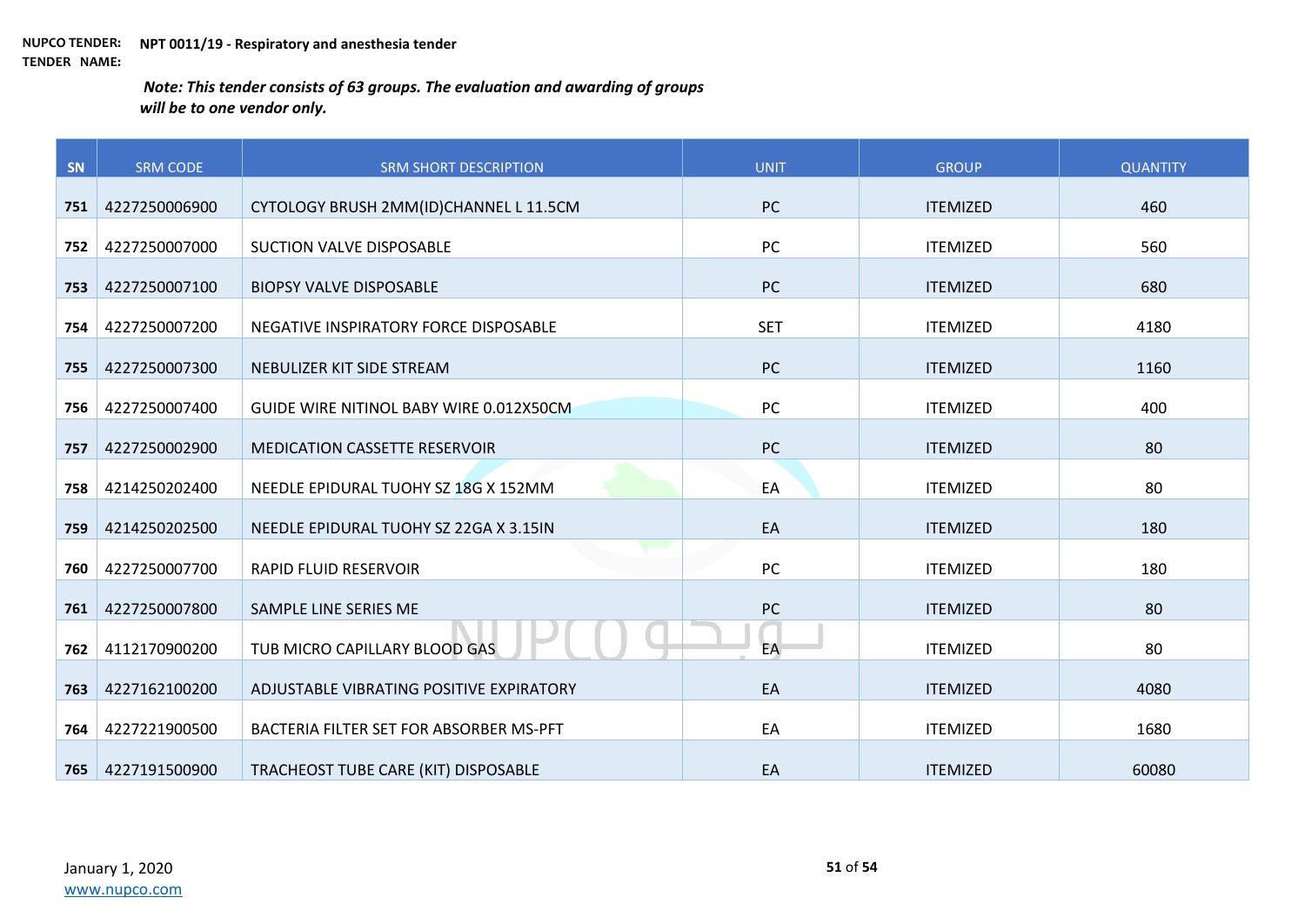**NUPCO TENDER:** **NPT 0011/19 - Respiratory and anesthesia tender**
**TENDER NAME:**

***Note: This tender consists of 63 groups. The evaluation and awarding of groups will be to one vendor only.***

| SN | SRM CODE | SRM SHORT DESCRIPTION | UNIT | GROUP | QUANTITY |
|---|---|---|---|---|---|
| 751 | 4227250006900 | CYTOLOGY BRUSH 2MM(ID)CHANNEL L 11.5CM | PC | ITEMIZED | 460 |
| 752 | 4227250007000 | SUCTION VALVE DISPOSABLE | PC | ITEMIZED | 560 |
| 753 | 4227250007100 | BIOPSY VALVE DISPOSABLE | PC | ITEMIZED | 680 |
| 754 | 4227250007200 | NEGATIVE INSPIRATORY FORCE DISPOSABLE | SET | ITEMIZED | 4180 |
| 755 | 4227250007300 | NEBULIZER KIT SIDE STREAM | PC | ITEMIZED | 1160 |
| 756 | 4227250007400 | GUIDE WIRE NITINOL BABY WIRE 0.012X50CM | PC | ITEMIZED | 400 |
| 757 | 4227250002900 | MEDICATION CASSETTE RESERVOIR | PC | ITEMIZED | 80 |
| 758 | 4214250202400 | NEEDLE EPIDURAL TUOHY SZ 18G X 152MM | EA | ITEMIZED | 80 |
| 759 | 4214250202500 | NEEDLE EPIDURAL TUOHY SZ 22GA X 3.15IN | EA | ITEMIZED | 180 |
| 760 | 4227250007700 | RAPID FLUID RESERVOIR | PC | ITEMIZED | 180 |
| 761 | 4227250007800 | SAMPLE LINE SERIES ME | PC | ITEMIZED | 80 |
| 762 | 4112170900200 | TUB MICRO CAPILLARY BLOOD GAS | EA | ITEMIZED | 80 |
| 763 | 4227162100200 | ADJUSTABLE VIBRATING POSITIVE EXPIRATORY | EA | ITEMIZED | 4080 |
| 764 | 4227221900500 | BACTERIA FILTER SET FOR ABSORBER MS-PFT | EA | ITEMIZED | 1680 |
| 765 | 4227191500900 | TRACHEOST TUBE CARE (KIT) DISPOSABLE | EA | ITEMIZED | 60080 |

January 1, 2020
www.nupco.com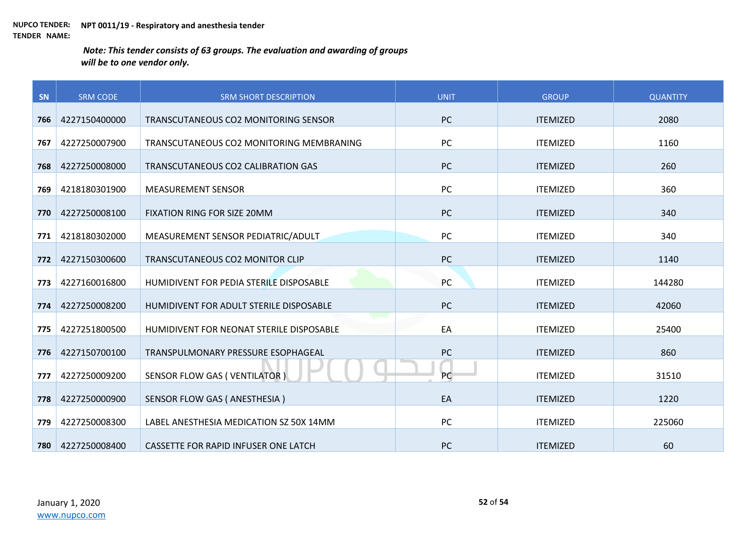**NUPCO TENDER: NPT 0011/19 - Respiratory and anesthesia tender**
**TENDER NAME:**

***Note: This tender consists of 63 groups. The evaluation and awarding of groups will be to one vendor only.***

| SN | SRM CODE | SRM SHORT DESCRIPTION | UNIT | GROUP | QUANTITY |
|---|---|---|---|---|---|
| 766 | 4227150400000 | TRANSCUTANEOUS CO2 MONITORING SENSOR | PC | ITEMIZED | 2080 |
| 767 | 4227250007900 | TRANSCUTANEOUS CO2 MONITORING MEMBRANING | PC | ITEMIZED | 1160 |
| 768 | 4227250008000 | TRANSCUTANEOUS CO2 CALIBRATION GAS | PC | ITEMIZED | 260 |
| 769 | 4218180301900 | MEASUREMENT SENSOR | PC | ITEMIZED | 360 |
| 770 | 4227250008100 | FIXATION RING FOR SIZE 20MM | PC | ITEMIZED | 340 |
| 771 | 4218180302000 | MEASUREMENT SENSOR PEDIATRIC/ADULT | PC | ITEMIZED | 340 |
| 772 | 4227150300600 | TRANSCUTANEOUS CO2 MONITOR CLIP | PC | ITEMIZED | 1140 |
| 773 | 4227160016800 | HUMIDIVENT FOR PEDIA STERILE DISPOSABLE | PC | ITEMIZED | 144280 |
| 774 | 4227250008200 | HUMIDIVENT FOR ADULT STERILE DISPOSABLE | PC | ITEMIZED | 42060 |
| 775 | 4227251800500 | HUMIDIVENT FOR NEONAT STERILE DISPOSABLE | EA | ITEMIZED | 25400 |
| 776 | 4227150700100 | TRANSPULMONARY PRESSURE ESOPHAGEAL | PC | ITEMIZED | 860 |
| 777 | 4227250009200 | SENSOR FLOW GAS ( VENTILATOR ) | PC | ITEMIZED | 31510 |
| 778 | 4227250000900 | SENSOR FLOW GAS ( ANESTHESIA ) | EA | ITEMIZED | 1220 |
| 779 | 4227250008300 | LABEL ANESTHESIA MEDICATION SZ 50X 14MM | PC | ITEMIZED | 225060 |
| 780 | 4227250008400 | CASSETTE FOR RAPID INFUSER ONE LATCH | PC | ITEMIZED | 60 |

January 1, 2020
www.nupco.com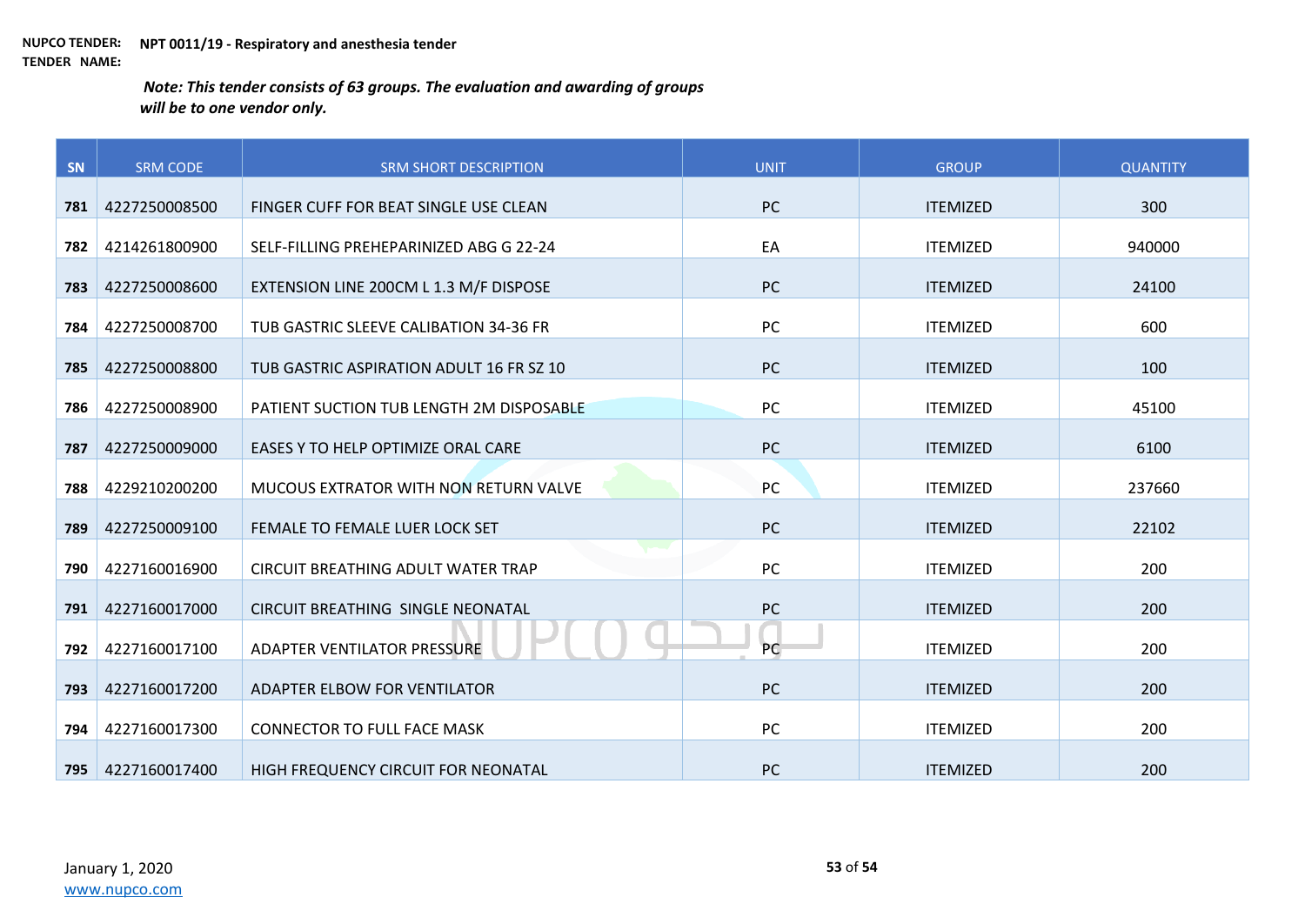**NUPCO TENDER:** **NPT 0011/19 - Respiratory and anesthesia tender**
**TENDER NAME:**

***Note: This tender consists of 63 groups. The evaluation and awarding of groups will be to one vendor only.***

| SN | SRM CODE | SRM SHORT DESCRIPTION | UNIT | GROUP | QUANTITY |
|---|---|---|---|---|---|
| 781 | 4227250008500 | FINGER CUFF FOR BEAT SINGLE USE CLEAN | PC | ITEMIZED | 300 |
| 782 | 4214261800900 | SELF-FILLING PREHEPARINIZED ABG G 22-24 | EA | ITEMIZED | 940000 |
| 783 | 4227250008600 | EXTENSION LINE 200CM L 1.3 M/F DISPOSE | PC | ITEMIZED | 24100 |
| 784 | 4227250008700 | TUB GASTRIC SLEEVE CALIBATION 34-36 FR | PC | ITEMIZED | 600 |
| 785 | 4227250008800 | TUB GASTRIC ASPIRATION ADULT 16 FR SZ 10 | PC | ITEMIZED | 100 |
| 786 | 4227250008900 | PATIENT SUCTION TUB LENGTH 2M DISPOSABLE | PC | ITEMIZED | 45100 |
| 787 | 4227250009000 | EASES Y TO HELP OPTIMIZE ORAL CARE | PC | ITEMIZED | 6100 |
| 788 | 4229210200200 | MUCOUS EXTRATOR WITH NON RETURN VALVE | PC | ITEMIZED | 237660 |
| 789 | 4227250009100 | FEMALE TO FEMALE LUER LOCK SET | PC | ITEMIZED | 22102 |
| 790 | 4227160016900 | CIRCUIT BREATHING ADULT WATER TRAP | PC | ITEMIZED | 200 |
| 791 | 4227160017000 | CIRCUIT BREATHING SINGLE NEONATAL | PC | ITEMIZED | 200 |
| 792 | 4227160017100 | ADAPTER VENTILATOR PRESSURE | PC | ITEMIZED | 200 |
| 793 | 4227160017200 | ADAPTER ELBOW FOR VENTILATOR | PC | ITEMIZED | 200 |
| 794 | 4227160017300 | CONNECTOR TO FULL FACE MASK | PC | ITEMIZED | 200 |
| 795 | 4227160017400 | HIGH FREQUENCY CIRCUIT FOR NEONATAL | PC | ITEMIZED | 200 |

January 1, 2020
www.nupco.com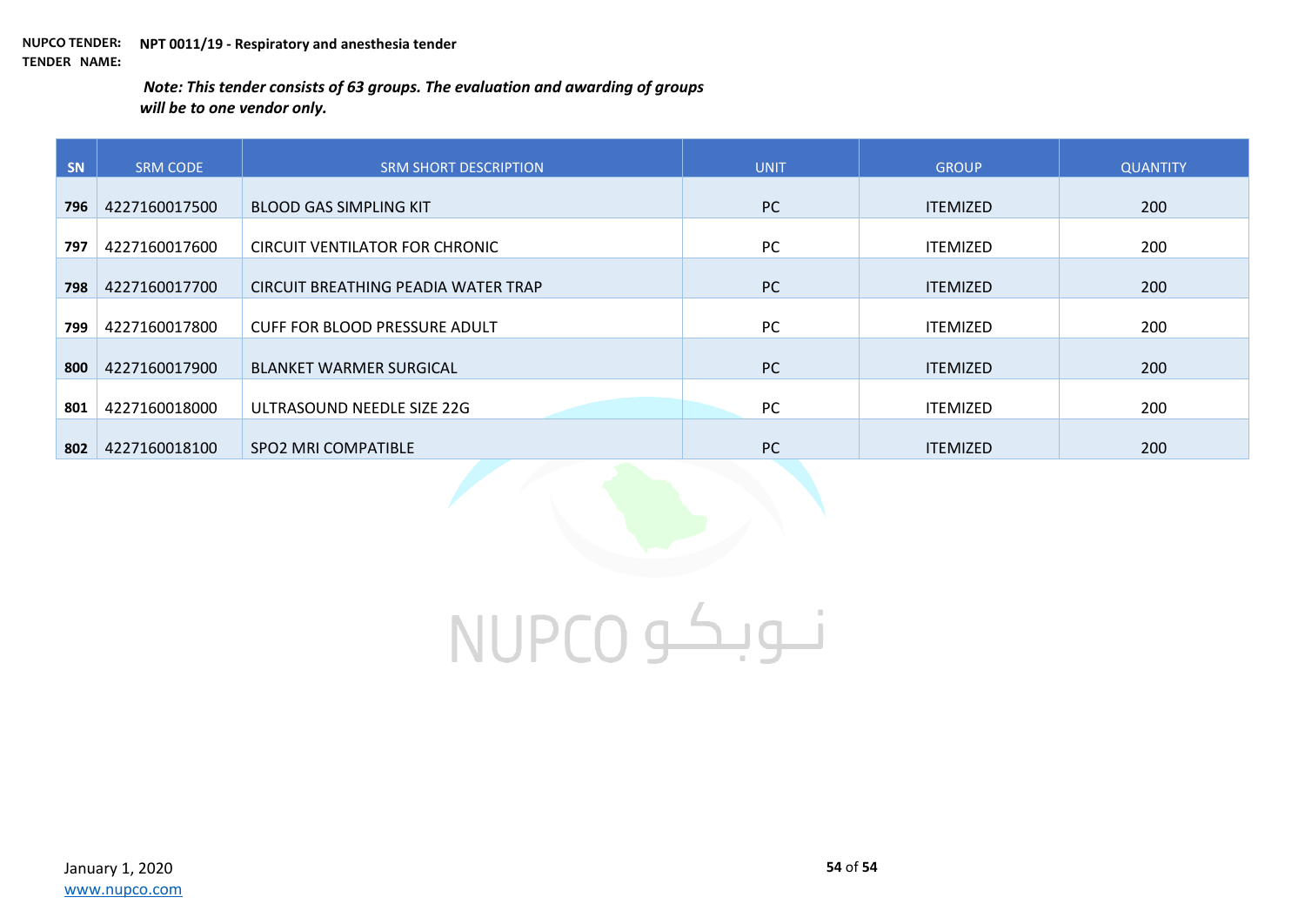**NUPCO TENDER:** **NPT 0011/19 - Respiratory and anesthesia tender**
**TENDER NAME:**

***Note: This tender consists of 63 groups. The evaluation and awarding of groups will be to one vendor only.***

| SN | SRM CODE | SRM SHORT DESCRIPTION | UNIT | GROUP | QUANTITY |
|---|---|---|---|---|---|
| 796 | 4227160017500 | BLOOD GAS SIMPLING KIT | PC | ITEMIZED | 200 |
| 797 | 4227160017600 | CIRCUIT VENTILATOR FOR CHRONIC | PC | ITEMIZED | 200 |
| 798 | 4227160017700 | CIRCUIT BREATHING PEADIA WATER TRAP | PC | ITEMIZED | 200 |
| 799 | 4227160017800 | CUFF FOR BLOOD PRESSURE ADULT | PC | ITEMIZED | 200 |
| 800 | 4227160017900 | BLANKET WARMER SURGICAL | PC | ITEMIZED | 200 |
| 801 | 4227160018000 | ULTRASOUND NEEDLE SIZE 22G | PC | ITEMIZED | 200 |
| 802 | 4227160018100 | SPO2 MRI COMPATIBLE | PC | ITEMIZED | 200 |

January 1, 2020
www.nupco.com